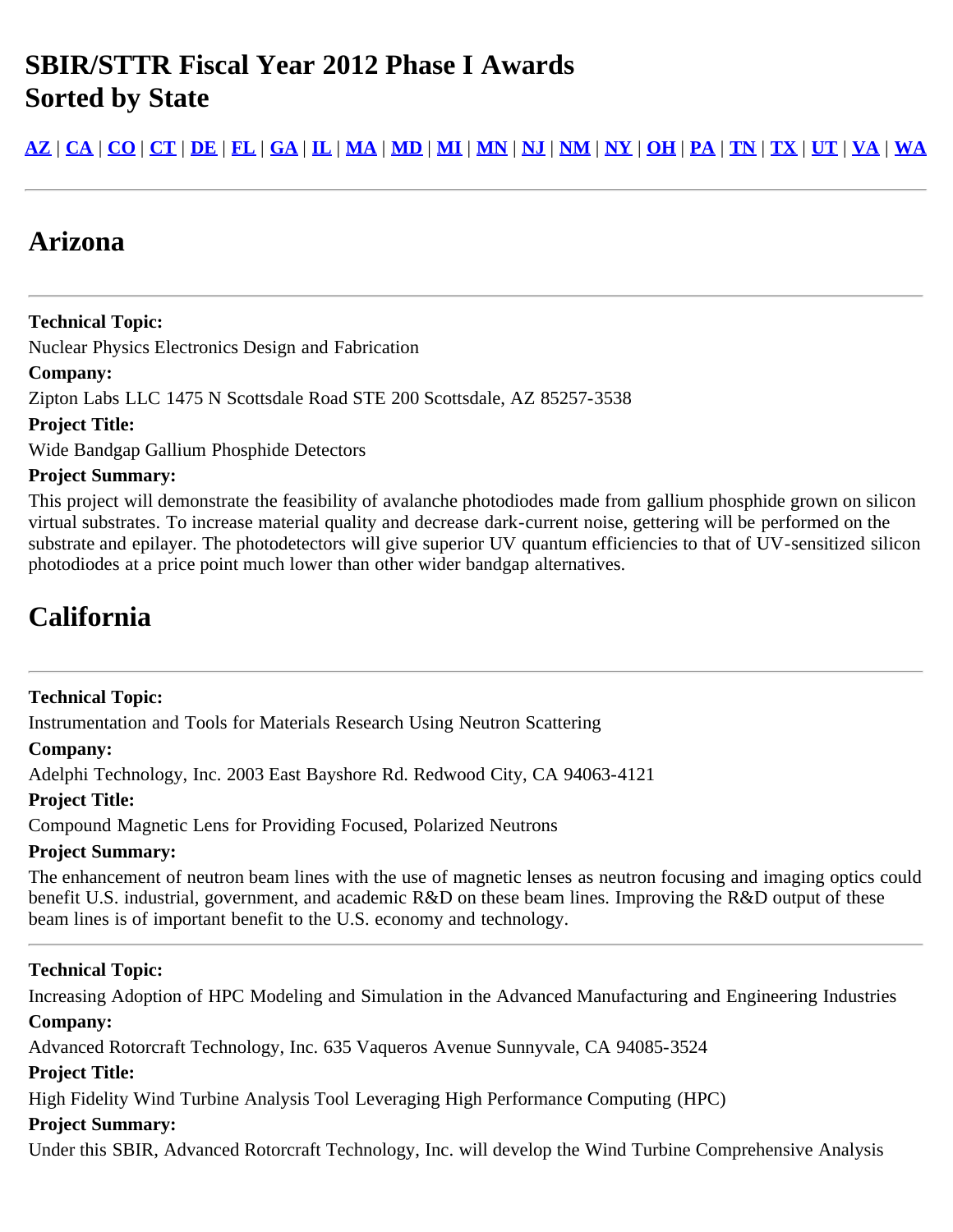# SBIR/STTR Fiscal Year 2012 Phase I Awards
# Sorted by State

[AZ](#) | [CA](#) | [CO](#) | [CT](#) | [DE](#) | [FL](#) | [GA](#) | [IL](#) | [MA](#) | [MD](#) | [MI](#) | [MN](#) | [NJ](#) | [NM](#) | [NY](#) | [OH](#) | [PA](#) | [TN](#) | [TX](#) | [UT](#) | [VA](#) | [WA](#)

---

## Arizona

---

**Technical Topic:**

Nuclear Physics Electronics Design and Fabrication

**Company:**

Zipton Labs LLC 1475 N Scottsdale Road STE 200 Scottsdale, AZ 85257-3538

**Project Title:**

Wide Bandgap Gallium Phosphide Detectors

**Project Summary:**

This project will demonstrate the feasibility of avalanche photodiodes made from gallium phosphide grown on silicon virtual substrates. To increase material quality and decrease dark-current noise, gettering will be performed on the substrate and epilayer. The photodetectors will give superior UV quantum efficiencies to that of UV-sensitized silicon photodiodes at a price point much lower than other wider bandgap alternatives.

## California

---

**Technical Topic:**

Instrumentation and Tools for Materials Research Using Neutron Scattering

**Company:**

Adelphi Technology, Inc. 2003 East Bayshore Rd. Redwood City, CA 94063-4121

**Project Title:**

Compound Magnetic Lens for Providing Focused, Polarized Neutrons

**Project Summary:**

The enhancement of neutron beam lines with the use of magnetic lenses as neutron focusing and imaging optics could benefit U.S. industrial, government, and academic R&D on these beam lines. Improving the R&D output of these beam lines is of important benefit to the U.S. economy and technology.

---

**Technical Topic:**

Increasing Adoption of HPC Modeling and Simulation in the Advanced Manufacturing and Engineering Industries

**Company:**

Advanced Rotorcraft Technology, Inc. 635 Vaqueros Avenue Sunnyvale, CA 94085-3524

**Project Title:**

High Fidelity Wind Turbine Analysis Tool Leveraging High Performance Computing (HPC)

**Project Summary:**

Under this SBIR, Advanced Rotorcraft Technology, Inc. will develop the Wind Turbine Comprehensive Analysis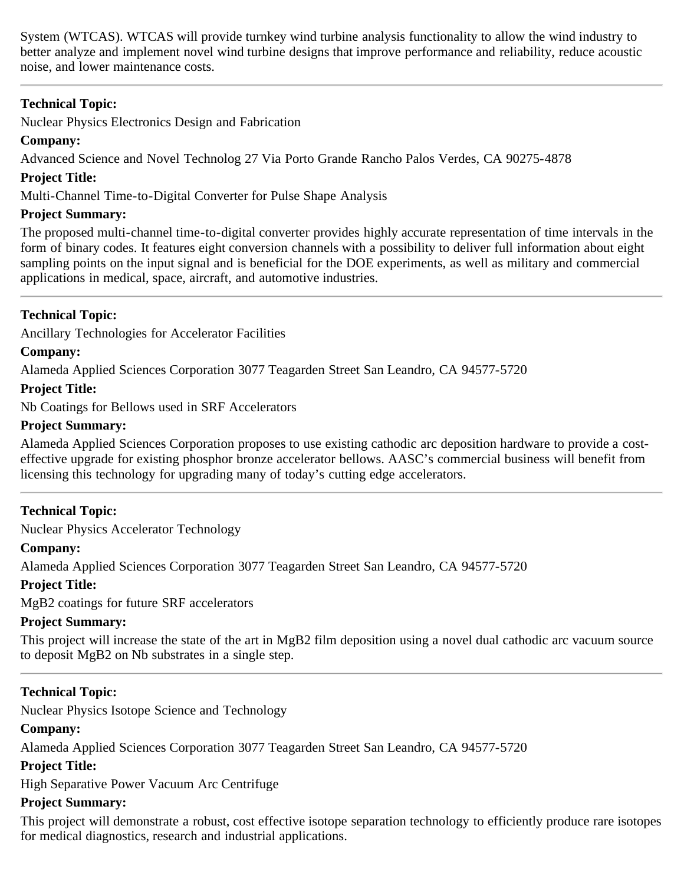System (WTCAS). WTCAS will provide turnkey wind turbine analysis functionality to allow the wind industry to better analyze and implement novel wind turbine designs that improve performance and reliability, reduce acoustic noise, and lower maintenance costs.

---

**Technical Topic:**

Nuclear Physics Electronics Design and Fabrication

**Company:**

Advanced Science and Novel Technolog 27 Via Porto Grande Rancho Palos Verdes, CA 90275-4878

**Project Title:**

Multi-Channel Time-to-Digital Converter for Pulse Shape Analysis

**Project Summary:**

The proposed multi-channel time-to-digital converter provides highly accurate representation of time intervals in the form of binary codes. It features eight conversion channels with a possibility to deliver full information about eight sampling points on the input signal and is beneficial for the DOE experiments, as well as military and commercial applications in medical, space, aircraft, and automotive industries.

---

**Technical Topic:**

Ancillary Technologies for Accelerator Facilities

**Company:**

Alameda Applied Sciences Corporation 3077 Teagarden Street San Leandro, CA 94577-5720

**Project Title:**

Nb Coatings for Bellows used in SRF Accelerators

**Project Summary:**

Alameda Applied Sciences Corporation proposes to use existing cathodic arc deposition hardware to provide a cost-effective upgrade for existing phosphor bronze accelerator bellows. AASC's commercial business will benefit from licensing this technology for upgrading many of today's cutting edge accelerators.

---

**Technical Topic:**

Nuclear Physics Accelerator Technology

**Company:**

Alameda Applied Sciences Corporation 3077 Teagarden Street San Leandro, CA 94577-5720

**Project Title:**

$MgB_2$ coatings for future SRF accelerators

**Project Summary:**

This project will increase the state of the art in $MgB_2$ film deposition using a novel dual cathodic arc vacuum source to deposit $MgB_2$ on Nb substrates in a single step.

---

**Technical Topic:**

Nuclear Physics Isotope Science and Technology

**Company:**

Alameda Applied Sciences Corporation 3077 Teagarden Street San Leandro, CA 94577-5720

**Project Title:**

High Separative Power Vacuum Arc Centrifuge

**Project Summary:**

This project will demonstrate a robust, cost effective isotope separation technology to efficiently produce rare isotopes for medical diagnostics, research and industrial applications.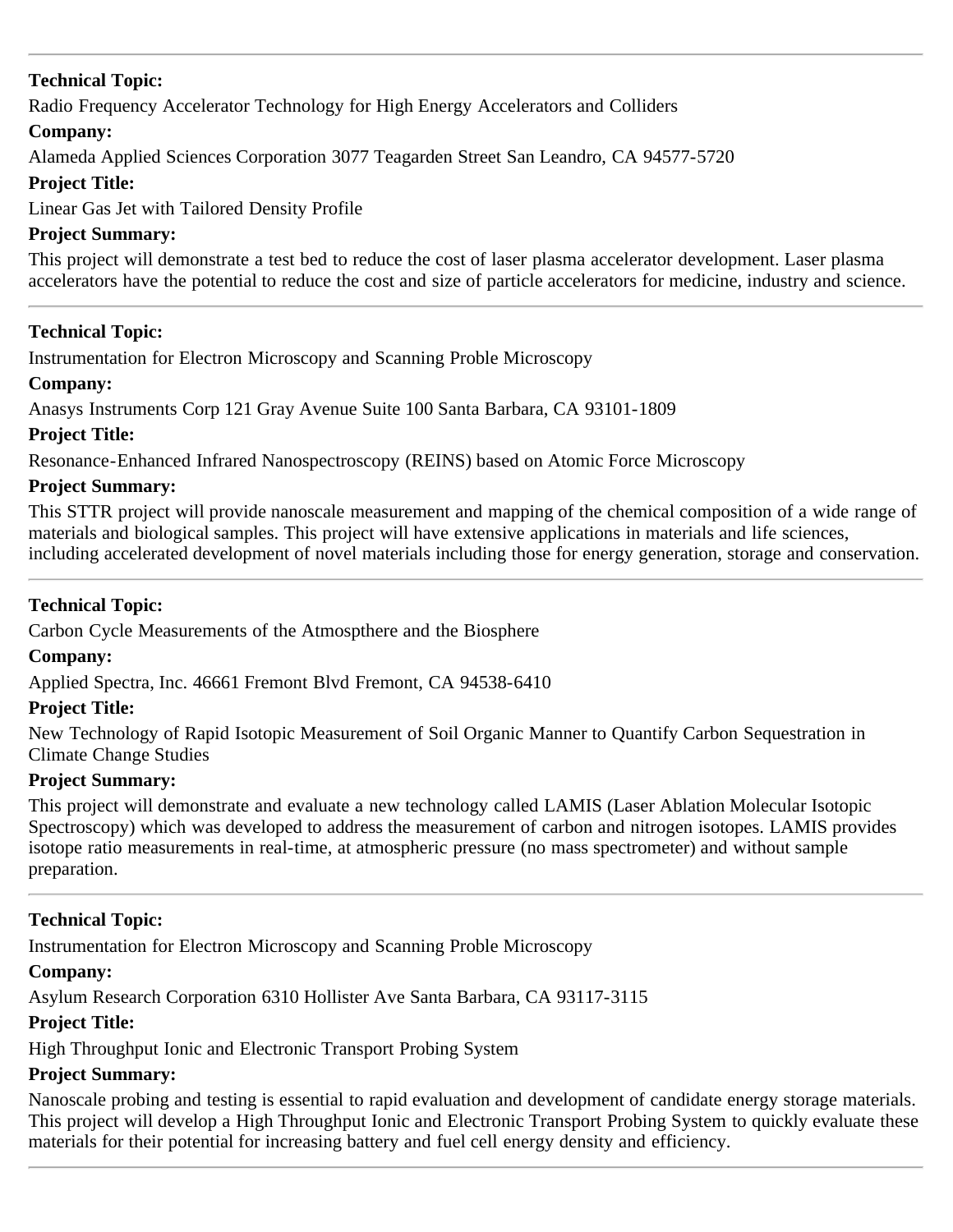---

**Technical Topic:**

Radio Frequency Accelerator Technology for High Energy Accelerators and Colliders

**Company:**

Alameda Applied Sciences Corporation 3077 Teagarden Street San Leandro, CA 94577-5720

**Project Title:**

Linear Gas Jet with Tailored Density Profile

**Project Summary:**

This project will demonstrate a test bed to reduce the cost of laser plasma accelerator development. Laser plasma accelerators have the potential to reduce the cost and size of particle accelerators for medicine, industry and science.

---

**Technical Topic:**

Instrumentation for Electron Microscopy and Scanning Proble Microscopy

**Company:**

Anasys Instruments Corp 121 Gray Avenue Suite 100 Santa Barbara, CA 93101-1809

**Project Title:**

Resonance-Enhanced Infrared Nanospectroscopy (REINS) based on Atomic Force Microscopy

**Project Summary:**

This STTR project will provide nanoscale measurement and mapping of the chemical composition of a wide range of materials and biological samples. This project will have extensive applications in materials and life sciences, including accelerated development of novel materials including those for energy generation, storage and conservation.

---

**Technical Topic:**

Carbon Cycle Measurements of the Atmospthere and the Biosphere

**Company:**

Applied Spectra, Inc. 46661 Fremont Blvd Fremont, CA 94538-6410

**Project Title:**

New Technology of Rapid Isotopic Measurement of Soil Organic Manner to Quantify Carbon Sequestration in Climate Change Studies

**Project Summary:**

This project will demonstrate and evaluate a new technology called LAMIS (Laser Ablation Molecular Isotopic Spectroscopy) which was developed to address the measurement of carbon and nitrogen isotopes. LAMIS provides isotope ratio measurements in real-time, at atmospheric pressure (no mass spectrometer) and without sample preparation.

---

**Technical Topic:**

Instrumentation for Electron Microscopy and Scanning Proble Microscopy

**Company:**

Asylum Research Corporation 6310 Hollister Ave Santa Barbara, CA 93117-3115

**Project Title:**

High Throughput Ionic and Electronic Transport Probing System

**Project Summary:**

Nanoscale probing and testing is essential to rapid evaluation and development of candidate energy storage materials. This project will develop a High Throughput Ionic and Electronic Transport Probing System to quickly evaluate these materials for their potential for increasing battery and fuel cell energy density and efficiency.

---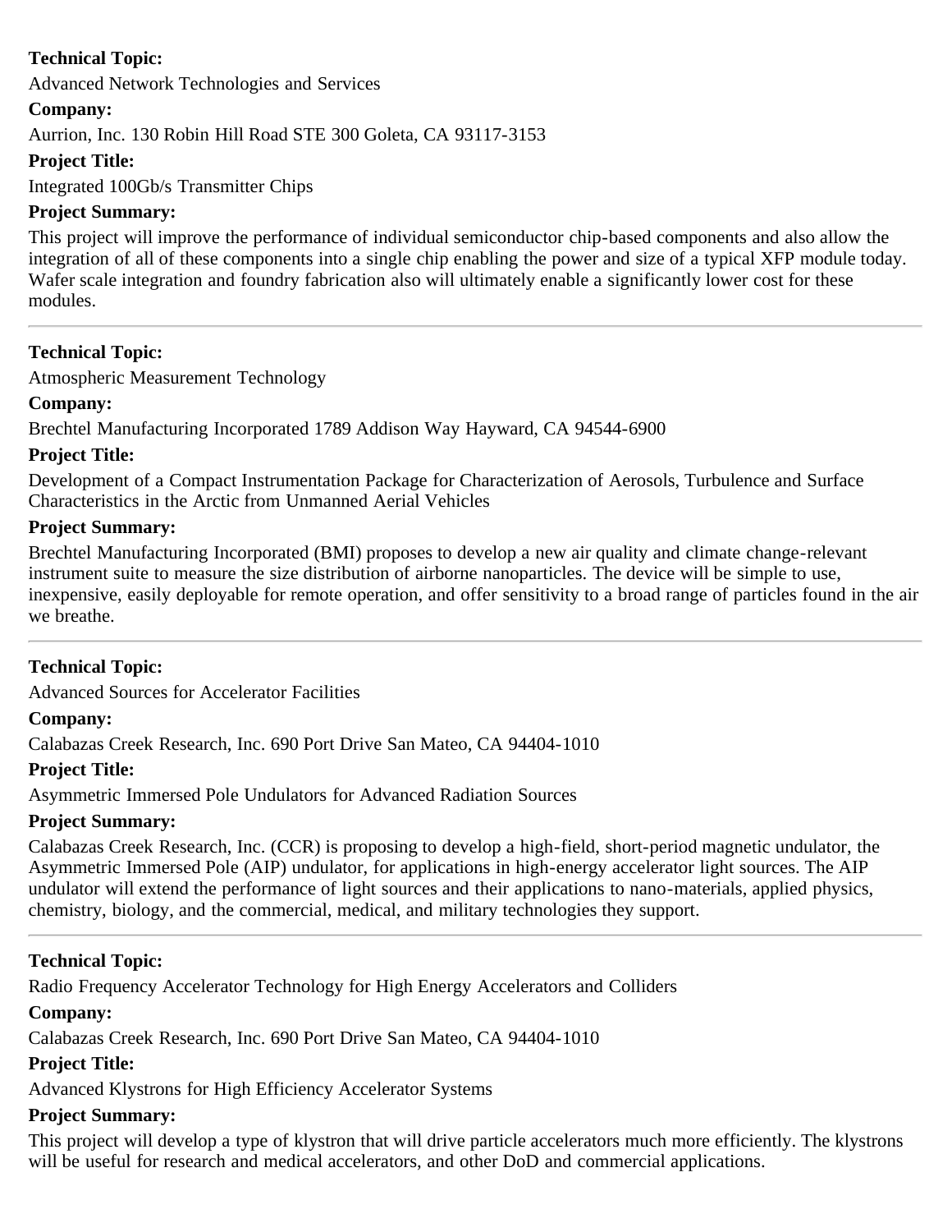**Technical Topic:**

Advanced Network Technologies and Services

**Company:**

Aurrion, Inc. 130 Robin Hill Road STE 300 Goleta, CA 93117-3153

**Project Title:**

Integrated 100Gb/s Transmitter Chips

**Project Summary:**

This project will improve the performance of individual semiconductor chip-based components and also allow the integration of all of these components into a single chip enabling the power and size of a typical XFP module today. Wafer scale integration and foundry fabrication also will ultimately enable a significantly lower cost for these modules.

---

**Technical Topic:**

Atmospheric Measurement Technology

**Company:**

Brechtel Manufacturing Incorporated 1789 Addison Way Hayward, CA 94544-6900

**Project Title:**

Development of a Compact Instrumentation Package for Characterization of Aerosols, Turbulence and Surface Characteristics in the Arctic from Unmanned Aerial Vehicles

**Project Summary:**

Brechtel Manufacturing Incorporated (BMI) proposes to develop a new air quality and climate change-relevant instrument suite to measure the size distribution of airborne nanoparticles. The device will be simple to use, inexpensive, easily deployable for remote operation, and offer sensitivity to a broad range of particles found in the air we breathe.

---

**Technical Topic:**

Advanced Sources for Accelerator Facilities

**Company:**

Calabazas Creek Research, Inc. 690 Port Drive San Mateo, CA 94404-1010

**Project Title:**

Asymmetric Immersed Pole Undulators for Advanced Radiation Sources

**Project Summary:**

Calabazas Creek Research, Inc. (CCR) is proposing to develop a high-field, short-period magnetic undulator, the Asymmetric Immersed Pole (AIP) undulator, for applications in high-energy accelerator light sources. The AIP undulator will extend the performance of light sources and their applications to nano-materials, applied physics, chemistry, biology, and the commercial, medical, and military technologies they support.

---

**Technical Topic:**

Radio Frequency Accelerator Technology for High Energy Accelerators and Colliders

**Company:**

Calabazas Creek Research, Inc. 690 Port Drive San Mateo, CA 94404-1010

**Project Title:**

Advanced Klystrons for High Efficiency Accelerator Systems

**Project Summary:**

This project will develop a type of klystron that will drive particle accelerators much more efficiently. The klystrons will be useful for research and medical accelerators, and other DoD and commercial applications.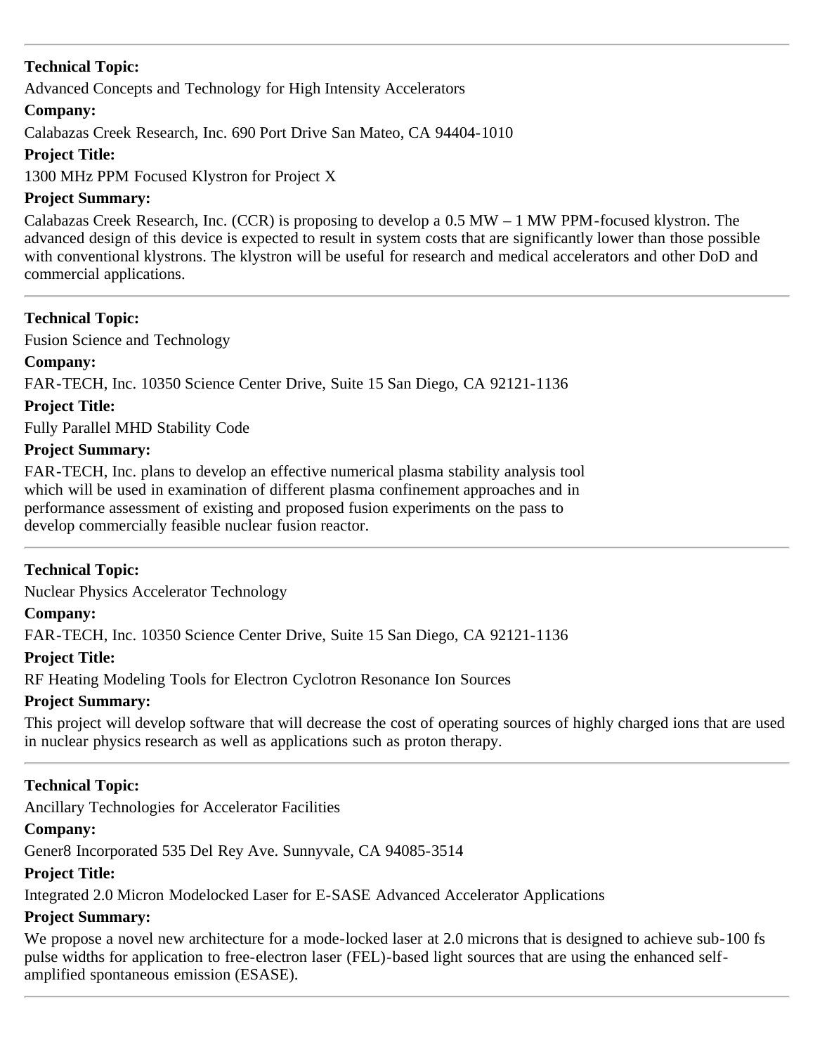---

**Technical Topic:**

Advanced Concepts and Technology for High Intensity Accelerators

**Company:**

Calabazas Creek Research, Inc. 690 Port Drive San Mateo, CA 94404-1010

**Project Title:**

1300 MHz PPM Focused Klystron for Project X

**Project Summary:**

Calabazas Creek Research, Inc. (CCR) is proposing to develop a 0.5 MW – 1 MW PPM-focused klystron. The advanced design of this device is expected to result in system costs that are significantly lower than those possible with conventional klystrons. The klystron will be useful for research and medical accelerators and other DoD and commercial applications.

---

**Technical Topic:**

Fusion Science and Technology

**Company:**

FAR-TECH, Inc. 10350 Science Center Drive, Suite 15 San Diego, CA 92121-1136

**Project Title:**

Fully Parallel MHD Stability Code

**Project Summary:**

FAR-TECH, Inc. plans to develop an effective numerical plasma stability analysis tool which will be used in examination of different plasma confinement approaches and in performance assessment of existing and proposed fusion experiments on the pass to develop commercially feasible nuclear fusion reactor.

---

**Technical Topic:**

Nuclear Physics Accelerator Technology

**Company:**

FAR-TECH, Inc. 10350 Science Center Drive, Suite 15 San Diego, CA 92121-1136

**Project Title:**

RF Heating Modeling Tools for Electron Cyclotron Resonance Ion Sources

**Project Summary:**

This project will develop software that will decrease the cost of operating sources of highly charged ions that are used in nuclear physics research as well as applications such as proton therapy.

---

**Technical Topic:**

Ancillary Technologies for Accelerator Facilities

**Company:**

Gener8 Incorporated 535 Del Rey Ave. Sunnyvale, CA 94085-3514

**Project Title:**

Integrated 2.0 Micron Modelocked Laser for E-SASE Advanced Accelerator Applications

**Project Summary:**

We propose a novel new architecture for a mode-locked laser at 2.0 microns that is designed to achieve sub-100 fs pulse widths for application to free-electron laser (FEL)-based light sources that are using the enhanced self-amplified spontaneous emission (ESASE).

---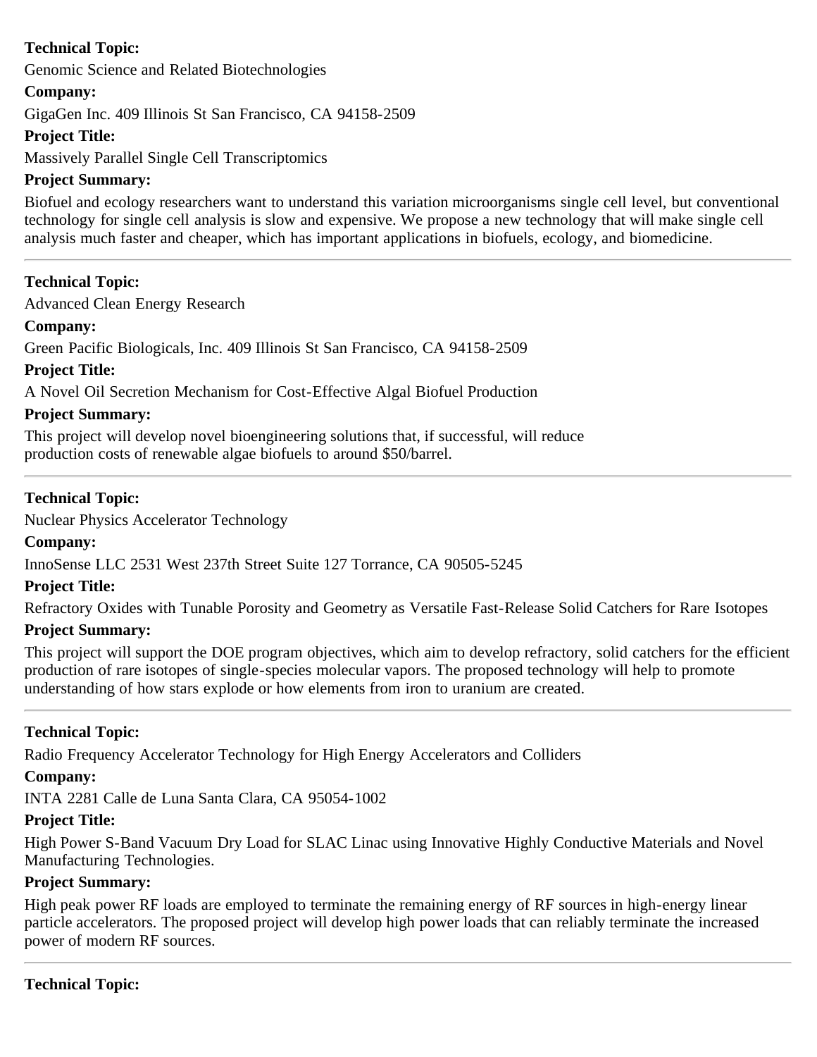**Technical Topic:**

Genomic Science and Related Biotechnologies

**Company:**

GigaGen Inc. 409 Illinois St San Francisco, CA 94158-2509

**Project Title:**

Massively Parallel Single Cell Transcriptomics

**Project Summary:**

Biofuel and ecology researchers want to understand this variation microorganisms single cell level, but conventional technology for single cell analysis is slow and expensive. We propose a new technology that will make single cell analysis much faster and cheaper, which has important applications in biofuels, ecology, and biomedicine.

---

**Technical Topic:**

Advanced Clean Energy Research

**Company:**

Green Pacific Biologicals, Inc. 409 Illinois St San Francisco, CA 94158-2509

**Project Title:**

A Novel Oil Secretion Mechanism for Cost-Effective Algal Biofuel Production

**Project Summary:**

This project will develop novel bioengineering solutions that, if successful, will reduce production costs of renewable algae biofuels to around $50/barrel.

---

**Technical Topic:**

Nuclear Physics Accelerator Technology

**Company:**

InnoSense LLC 2531 West 237th Street Suite 127 Torrance, CA 90505-5245

**Project Title:**

Refractory Oxides with Tunable Porosity and Geometry as Versatile Fast-Release Solid Catchers for Rare Isotopes

**Project Summary:**

This project will support the DOE program objectives, which aim to develop refractory, solid catchers for the efficient production of rare isotopes of single-species molecular vapors. The proposed technology will help to promote understanding of how stars explode or how elements from iron to uranium are created.

---

**Technical Topic:**

Radio Frequency Accelerator Technology for High Energy Accelerators and Colliders

**Company:**

INTA 2281 Calle de Luna Santa Clara, CA 95054-1002

**Project Title:**

High Power S-Band Vacuum Dry Load for SLAC Linac using Innovative Highly Conductive Materials and Novel Manufacturing Technologies.

**Project Summary:**

High peak power RF loads are employed to terminate the remaining energy of RF sources in high-energy linear particle accelerators. The proposed project will develop high power loads that can reliably terminate the increased power of modern RF sources.

---

**Technical Topic:**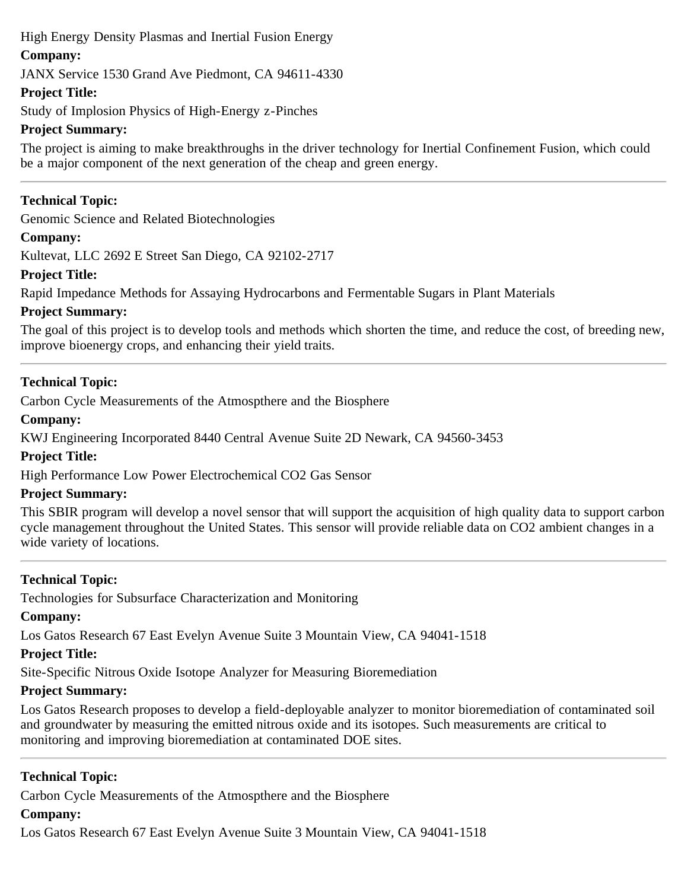High Energy Density Plasmas and Inertial Fusion Energy

**Company:**

JANX Service 1530 Grand Ave Piedmont, CA 94611-4330

**Project Title:**

Study of Implosion Physics of High-Energy z-Pinches

**Project Summary:**

The project is aiming to make breakthroughs in the driver technology for Inertial Confinement Fusion, which could be a major component of the next generation of the cheap and green energy.

---

**Technical Topic:**

Genomic Science and Related Biotechnologies

**Company:**

Kultevat, LLC 2692 E Street San Diego, CA 92102-2717

**Project Title:**

Rapid Impedance Methods for Assaying Hydrocarbons and Fermentable Sugars in Plant Materials

**Project Summary:**

The goal of this project is to develop tools and methods which shorten the time, and reduce the cost, of breeding new, improve bioenergy crops, and enhancing their yield traits.

---

**Technical Topic:**

Carbon Cycle Measurements of the Atmospthere and the Biosphere

**Company:**

KWJ Engineering Incorporated 8440 Central Avenue Suite 2D Newark, CA 94560-3453

**Project Title:**

High Performance Low Power Electrochemical CO2 Gas Sensor

**Project Summary:**

This SBIR program will develop a novel sensor that will support the acquisition of high quality data to support carbon cycle management throughout the United States. This sensor will provide reliable data on CO2 ambient changes in a wide variety of locations.

---

**Technical Topic:**

Technologies for Subsurface Characterization and Monitoring

**Company:**

Los Gatos Research 67 East Evelyn Avenue Suite 3 Mountain View, CA 94041-1518

**Project Title:**

Site-Specific Nitrous Oxide Isotope Analyzer for Measuring Bioremediation

**Project Summary:**

Los Gatos Research proposes to develop a field-deployable analyzer to monitor bioremediation of contaminated soil and groundwater by measuring the emitted nitrous oxide and its isotopes. Such measurements are critical to monitoring and improving bioremediation at contaminated DOE sites.

---

**Technical Topic:**

Carbon Cycle Measurements of the Atmospthere and the Biosphere

**Company:**

Los Gatos Research 67 East Evelyn Avenue Suite 3 Mountain View, CA 94041-1518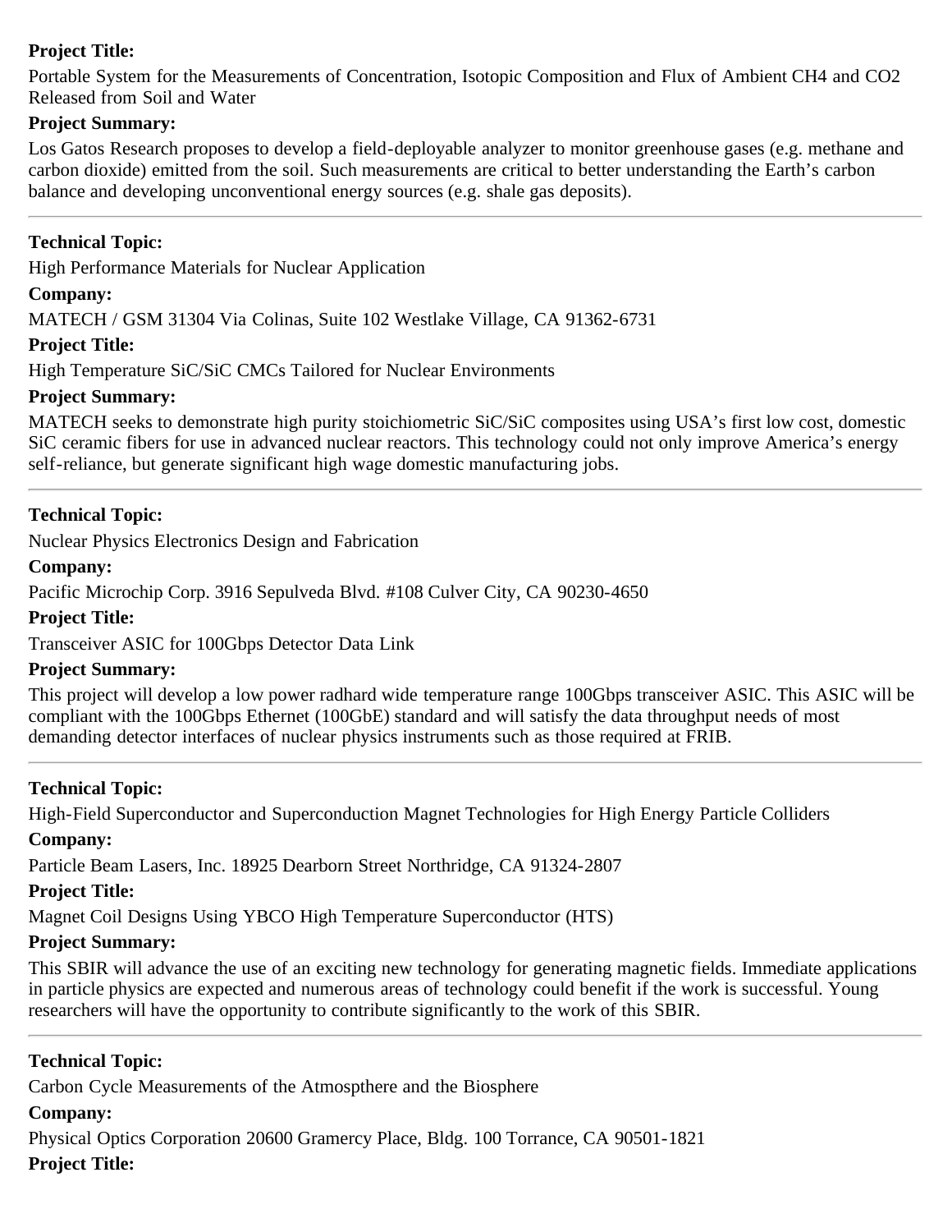**Project Title:**

Portable System for the Measurements of Concentration, Isotopic Composition and Flux of Ambient $CH_4$ and $CO_2$ Released from Soil and Water

**Project Summary:**

Los Gatos Research proposes to develop a field-deployable analyzer to monitor greenhouse gases (e.g. methane and carbon dioxide) emitted from the soil. Such measurements are critical to better understanding the Earth's carbon balance and developing unconventional energy sources (e.g. shale gas deposits).

---

**Technical Topic:**

High Performance Materials for Nuclear Application

**Company:**

MATECH / GSM 31304 Via Colinas, Suite 102 Westlake Village, CA 91362-6731

**Project Title:**

High Temperature SiC/SiC CMCs Tailored for Nuclear Environments

**Project Summary:**

MATECH seeks to demonstrate high purity stoichiometric SiC/SiC composites using USA's first low cost, domestic SiC ceramic fibers for use in advanced nuclear reactors. This technology could not only improve America's energy self-reliance, but generate significant high wage domestic manufacturing jobs.

---

**Technical Topic:**

Nuclear Physics Electronics Design and Fabrication

**Company:**

Pacific Microchip Corp. 3916 Sepulveda Blvd. #108 Culver City, CA 90230-4650

**Project Title:**

Transceiver ASIC for 100Gbps Detector Data Link

**Project Summary:**

This project will develop a low power radhard wide temperature range 100Gbps transceiver ASIC. This ASIC will be compliant with the 100Gbps Ethernet (100GbE) standard and will satisfy the data throughput needs of most demanding detector interfaces of nuclear physics instruments such as those required at FRIB.

---

**Technical Topic:**

High-Field Superconductor and Superconduction Magnet Technologies for High Energy Particle Colliders

**Company:**

Particle Beam Lasers, Inc. 18925 Dearborn Street Northridge, CA 91324-2807

**Project Title:**

Magnet Coil Designs Using YBCO High Temperature Superconductor (HTS)

**Project Summary:**

This SBIR will advance the use of an exciting new technology for generating magnetic fields. Immediate applications in particle physics are expected and numerous areas of technology could benefit if the work is successful. Young researchers will have the opportunity to contribute significantly to the work of this SBIR.

---

**Technical Topic:**

Carbon Cycle Measurements of the Atmospthere and the Biosphere

**Company:**

Physical Optics Corporation 20600 Gramercy Place, Bldg. 100 Torrance, CA 90501-1821

**Project Title:**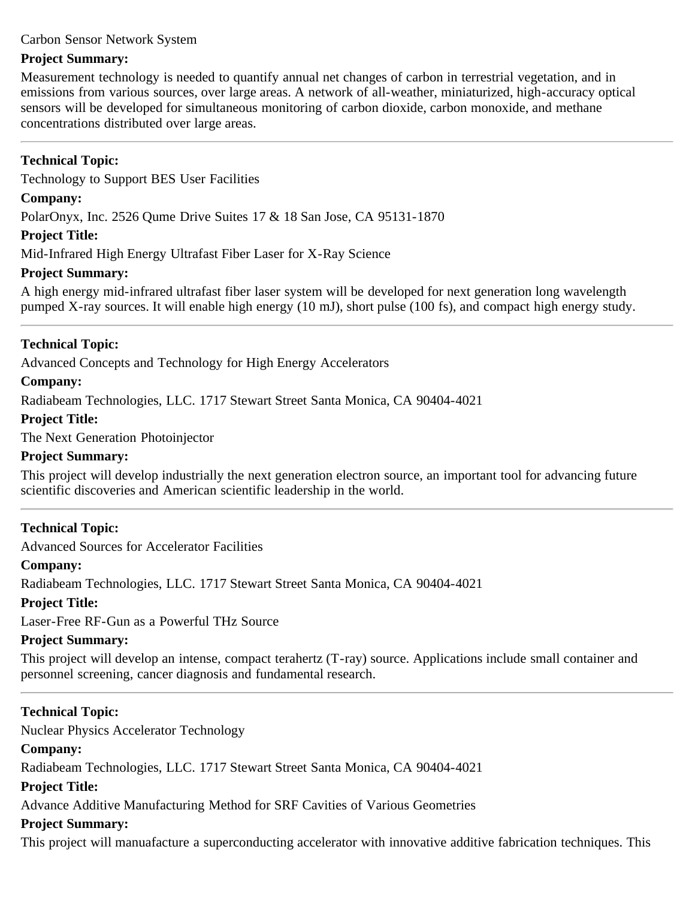Carbon Sensor Network System

**Project Summary:**

Measurement technology is needed to quantify annual net changes of carbon in terrestrial vegetation, and in emissions from various sources, over large areas. A network of all-weather, miniaturized, high-accuracy optical sensors will be developed for simultaneous monitoring of carbon dioxide, carbon monoxide, and methane concentrations distributed over large areas.

---

**Technical Topic:**

Technology to Support BES User Facilities

**Company:**

PolarOnyx, Inc. 2526 Qume Drive Suites 17 & 18 San Jose, CA 95131-1870

**Project Title:**

Mid-Infrared High Energy Ultrafast Fiber Laser for X-Ray Science

**Project Summary:**

A high energy mid-infrared ultrafast fiber laser system will be developed for next generation long wavelength pumped X-ray sources. It will enable high energy (10 mJ), short pulse (100 fs), and compact high energy study.

---

**Technical Topic:**

Advanced Concepts and Technology for High Energy Accelerators

**Company:**

Radiabeam Technologies, LLC. 1717 Stewart Street Santa Monica, CA 90404-4021

**Project Title:**

The Next Generation Photoinjector

**Project Summary:**

This project will develop industrially the next generation electron source, an important tool for advancing future scientific discoveries and American scientific leadership in the world.

---

**Technical Topic:**

Advanced Sources for Accelerator Facilities

**Company:**

Radiabeam Technologies, LLC. 1717 Stewart Street Santa Monica, CA 90404-4021

**Project Title:**

Laser-Free RF-Gun as a Powerful THz Source

**Project Summary:**

This project will develop an intense, compact terahertz (T-ray) source. Applications include small container and personnel screening, cancer diagnosis and fundamental research.

---

**Technical Topic:**

Nuclear Physics Accelerator Technology

**Company:**

Radiabeam Technologies, LLC. 1717 Stewart Street Santa Monica, CA 90404-4021

**Project Title:**

Advance Additive Manufacturing Method for SRF Cavities of Various Geometries

**Project Summary:**

This project will manuafacture a superconducting accelerator with innovative additive fabrication techniques. This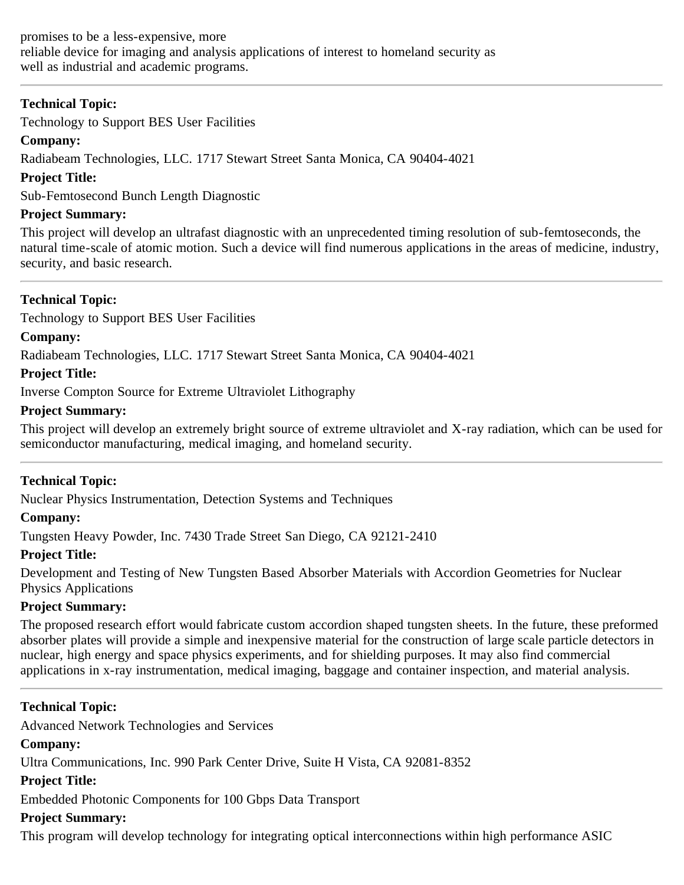promises to be a less-expensive, more
reliable device for imaging and analysis applications of interest to homeland security as
well as industrial and academic programs.

---

**Technical Topic:**

Technology to Support BES User Facilities

**Company:**

Radiabeam Technologies, LLC. 1717 Stewart Street Santa Monica, CA 90404-4021

**Project Title:**

Sub-Femtosecond Bunch Length Diagnostic

**Project Summary:**

This project will develop an ultrafast diagnostic with an unprecedented timing resolution of sub-femtoseconds, the natural time-scale of atomic motion. Such a device will find numerous applications in the areas of medicine, industry, security, and basic research.

---

**Technical Topic:**

Technology to Support BES User Facilities

**Company:**

Radiabeam Technologies, LLC. 1717 Stewart Street Santa Monica, CA 90404-4021

**Project Title:**

Inverse Compton Source for Extreme Ultraviolet Lithography

**Project Summary:**

This project will develop an extremely bright source of extreme ultraviolet and X-ray radiation, which can be used for semiconductor manufacturing, medical imaging, and homeland security.

---

**Technical Topic:**

Nuclear Physics Instrumentation, Detection Systems and Techniques

**Company:**

Tungsten Heavy Powder, Inc. 7430 Trade Street San Diego, CA 92121-2410

**Project Title:**

Development and Testing of New Tungsten Based Absorber Materials with Accordion Geometries for Nuclear Physics Applications

**Project Summary:**

The proposed research effort would fabricate custom accordion shaped tungsten sheets. In the future, these preformed absorber plates will provide a simple and inexpensive material for the construction of large scale particle detectors in nuclear, high energy and space physics experiments, and for shielding purposes. It may also find commercial applications in x-ray instrumentation, medical imaging, baggage and container inspection, and material analysis.

---

**Technical Topic:**

Advanced Network Technologies and Services

**Company:**

Ultra Communications, Inc. 990 Park Center Drive, Suite H Vista, CA 92081-8352

**Project Title:**

Embedded Photonic Components for 100 Gbps Data Transport

**Project Summary:**

This program will develop technology for integrating optical interconnections within high performance ASIC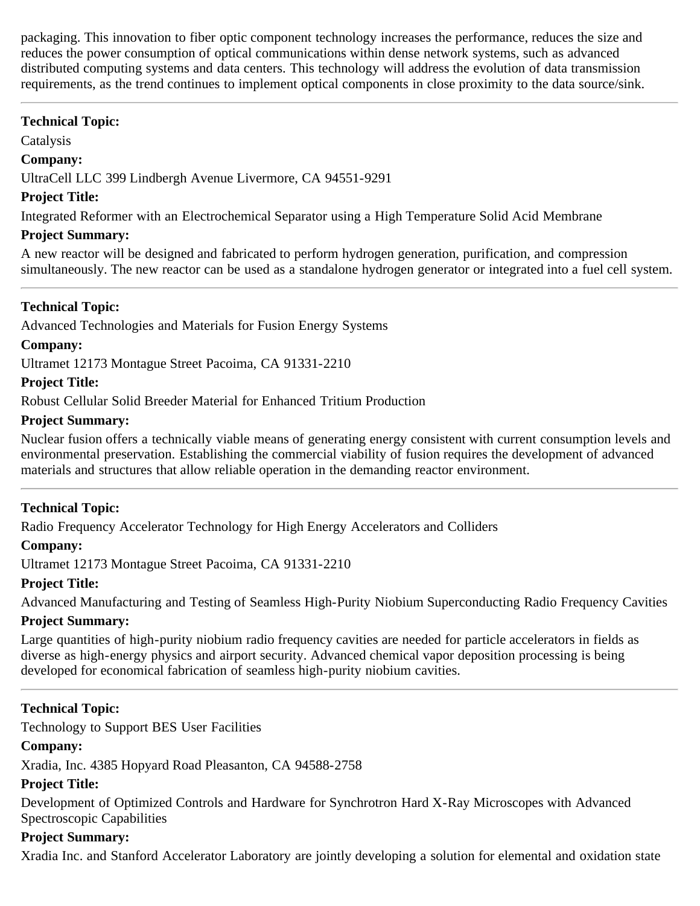packaging. This innovation to fiber optic component technology increases the performance, reduces the size and reduces the power consumption of optical communications within dense network systems, such as advanced distributed computing systems and data centers. This technology will address the evolution of data transmission requirements, as the trend continues to implement optical components in close proximity to the data source/sink.

---

**Technical Topic:**

Catalysis

**Company:**

UltraCell LLC 399 Lindbergh Avenue Livermore, CA 94551-9291

**Project Title:**

Integrated Reformer with an Electrochemical Separator using a High Temperature Solid Acid Membrane

**Project Summary:**

A new reactor will be designed and fabricated to perform hydrogen generation, purification, and compression simultaneously. The new reactor can be used as a standalone hydrogen generator or integrated into a fuel cell system.

---

**Technical Topic:**

Advanced Technologies and Materials for Fusion Energy Systems

**Company:**

Ultramet 12173 Montague Street Pacoima, CA 91331-2210

**Project Title:**

Robust Cellular Solid Breeder Material for Enhanced Tritium Production

**Project Summary:**

Nuclear fusion offers a technically viable means of generating energy consistent with current consumption levels and environmental preservation. Establishing the commercial viability of fusion requires the development of advanced materials and structures that allow reliable operation in the demanding reactor environment.

---

**Technical Topic:**

Radio Frequency Accelerator Technology for High Energy Accelerators and Colliders

**Company:**

Ultramet 12173 Montague Street Pacoima, CA 91331-2210

**Project Title:**

Advanced Manufacturing and Testing of Seamless High-Purity Niobium Superconducting Radio Frequency Cavities

**Project Summary:**

Large quantities of high-purity niobium radio frequency cavities are needed for particle accelerators in fields as diverse as high-energy physics and airport security. Advanced chemical vapor deposition processing is being developed for economical fabrication of seamless high-purity niobium cavities.

---

**Technical Topic:**

Technology to Support BES User Facilities

**Company:**

Xradia, Inc. 4385 Hopyard Road Pleasanton, CA 94588-2758

**Project Title:**

Development of Optimized Controls and Hardware for Synchrotron Hard X-Ray Microscopes with Advanced Spectroscopic Capabilities

**Project Summary:**

Xradia Inc. and Stanford Accelerator Laboratory are jointly developing a solution for elemental and oxidation state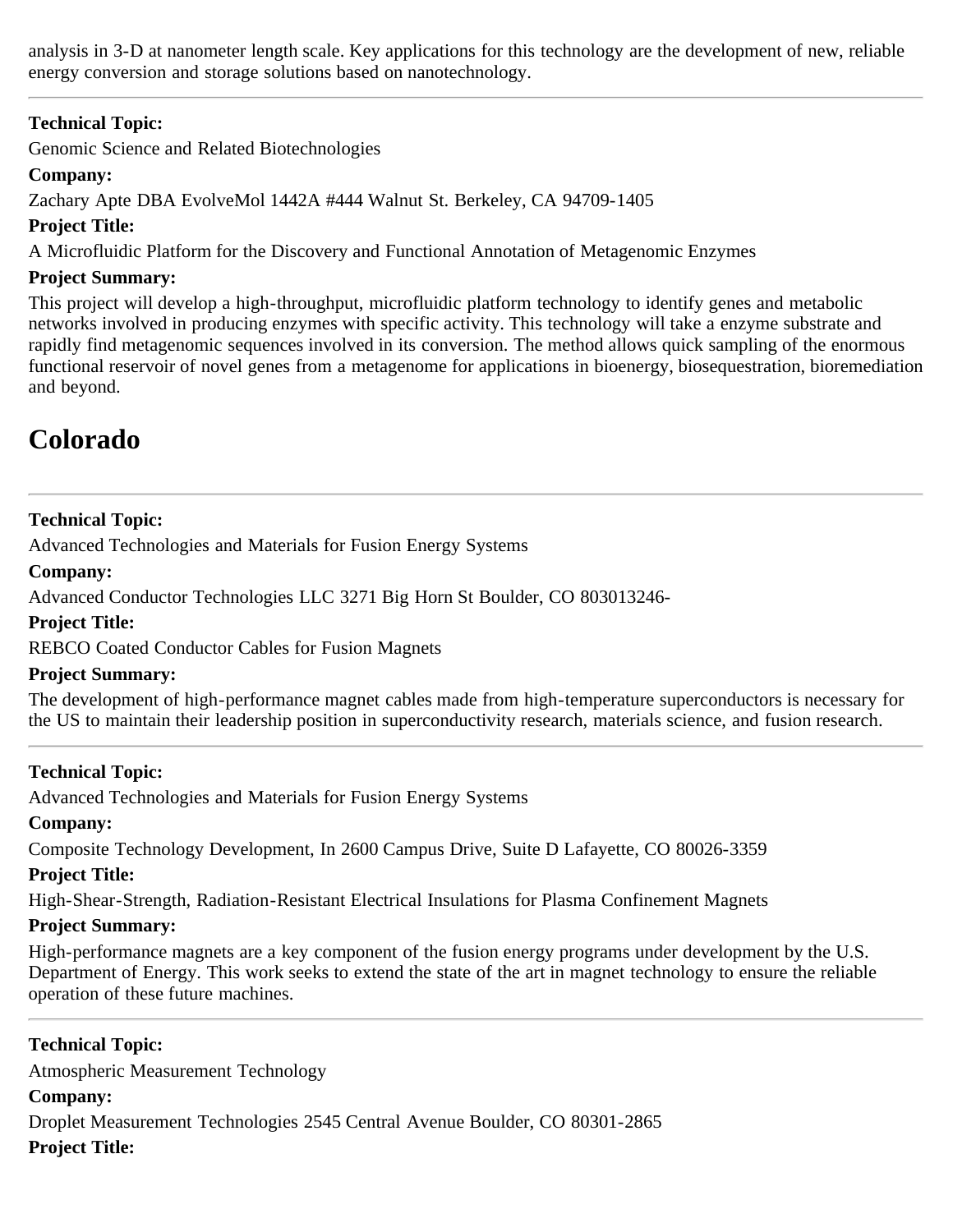analysis in 3-D at nanometer length scale. Key applications for this technology are the development of new, reliable energy conversion and storage solutions based on nanotechnology.

---

**Technical Topic:**

Genomic Science and Related Biotechnologies

**Company:**

Zachary Apte DBA EvolveMol 1442A #444 Walnut St. Berkeley, CA 94709-1405

**Project Title:**

A Microfluidic Platform for the Discovery and Functional Annotation of Metagenomic Enzymes

**Project Summary:**

This project will develop a high-throughput, microfluidic platform technology to identify genes and metabolic networks involved in producing enzymes with specific activity. This technology will take a enzyme substrate and rapidly find metagenomic sequences involved in its conversion. The method allows quick sampling of the enormous functional reservoir of novel genes from a metagenome for applications in bioenergy, biosequestration, bioremediation and beyond.

# Colorado

---

**Technical Topic:**

Advanced Technologies and Materials for Fusion Energy Systems

**Company:**

Advanced Conductor Technologies LLC 3271 Big Horn St Boulder, CO 803013246-

**Project Title:**

REBCO Coated Conductor Cables for Fusion Magnets

**Project Summary:**

The development of high-performance magnet cables made from high-temperature superconductors is necessary for the US to maintain their leadership position in superconductivity research, materials science, and fusion research.

---

**Technical Topic:**

Advanced Technologies and Materials for Fusion Energy Systems

**Company:**

Composite Technology Development, In 2600 Campus Drive, Suite D Lafayette, CO 80026-3359

**Project Title:**

High-Shear-Strength, Radiation-Resistant Electrical Insulations for Plasma Confinement Magnets

**Project Summary:**

High-performance magnets are a key component of the fusion energy programs under development by the U.S. Department of Energy. This work seeks to extend the state of the art in magnet technology to ensure the reliable operation of these future machines.

---

**Technical Topic:**

Atmospheric Measurement Technology

**Company:**

Droplet Measurement Technologies 2545 Central Avenue Boulder, CO 80301-2865

**Project Title:**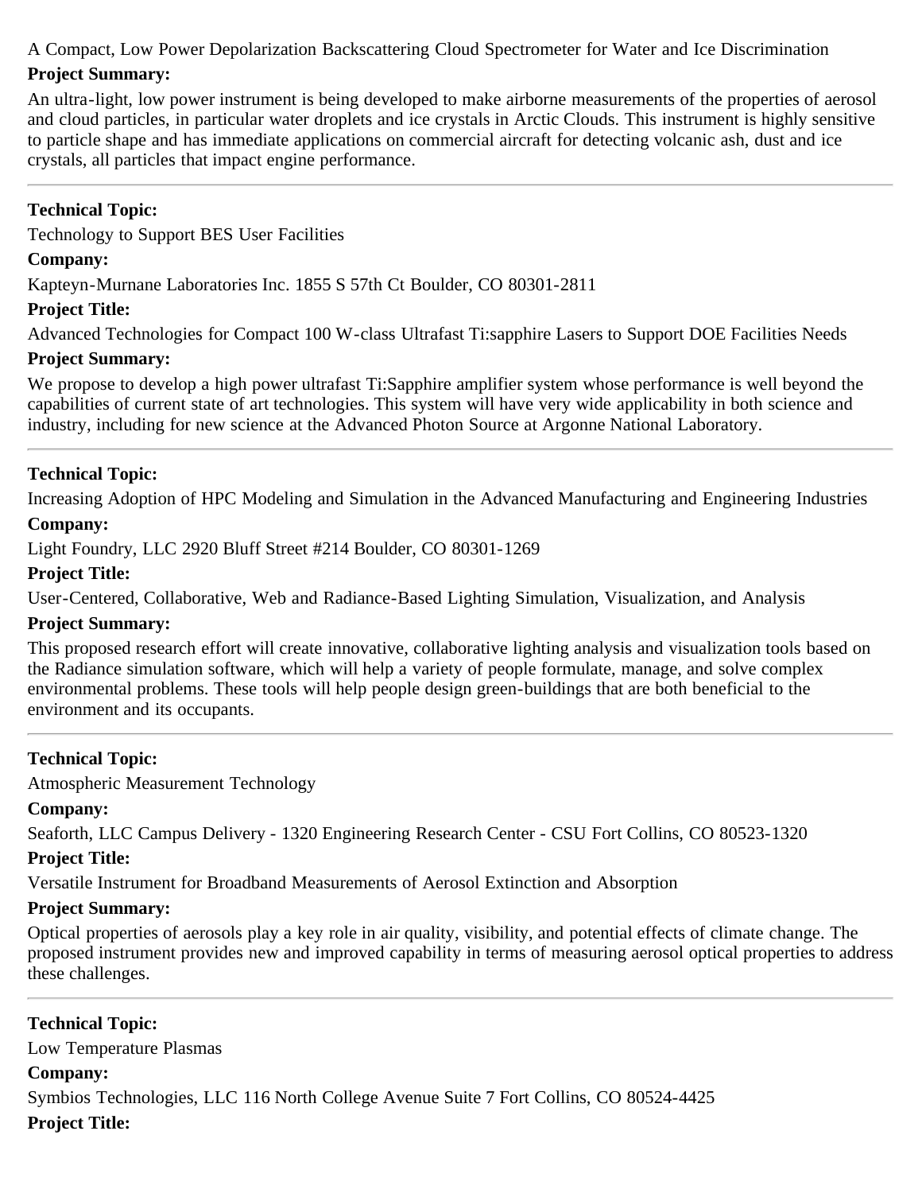A Compact, Low Power Depolarization Backscattering Cloud Spectrometer for Water and Ice Discrimination

**Project Summary:**

An ultra-light, low power instrument is being developed to make airborne measurements of the properties of aerosol and cloud particles, in particular water droplets and ice crystals in Arctic Clouds. This instrument is highly sensitive to particle shape and has immediate applications on commercial aircraft for detecting volcanic ash, dust and ice crystals, all particles that impact engine performance.

---

**Technical Topic:**

Technology to Support BES User Facilities

**Company:**

Kapteyn-Murnane Laboratories Inc. 1855 S 57th Ct Boulder, CO 80301-2811

**Project Title:**

Advanced Technologies for Compact 100 W-class Ultrafast Ti:sapphire Lasers to Support DOE Facilities Needs

**Project Summary:**

We propose to develop a high power ultrafast Ti:Sapphire amplifier system whose performance is well beyond the capabilities of current state of art technologies. This system will have very wide applicability in both science and industry, including for new science at the Advanced Photon Source at Argonne National Laboratory.

---

**Technical Topic:**

Increasing Adoption of HPC Modeling and Simulation in the Advanced Manufacturing and Engineering Industries

**Company:**

Light Foundry, LLC 2920 Bluff Street #214 Boulder, CO 80301-1269

**Project Title:**

User-Centered, Collaborative, Web and Radiance-Based Lighting Simulation, Visualization, and Analysis

**Project Summary:**

This proposed research effort will create innovative, collaborative lighting analysis and visualization tools based on the Radiance simulation software, which will help a variety of people formulate, manage, and solve complex environmental problems. These tools will help people design green-buildings that are both beneficial to the environment and its occupants.

---

**Technical Topic:**

Atmospheric Measurement Technology

**Company:**

Seaforth, LLC Campus Delivery - 1320 Engineering Research Center - CSU Fort Collins, CO 80523-1320

**Project Title:**

Versatile Instrument for Broadband Measurements of Aerosol Extinction and Absorption

**Project Summary:**

Optical properties of aerosols play a key role in air quality, visibility, and potential effects of climate change. The proposed instrument provides new and improved capability in terms of measuring aerosol optical properties to address these challenges.

---

**Technical Topic:**

Low Temperature Plasmas

**Company:**

Symbios Technologies, LLC 116 North College Avenue Suite 7 Fort Collins, CO 80524-4425

**Project Title:**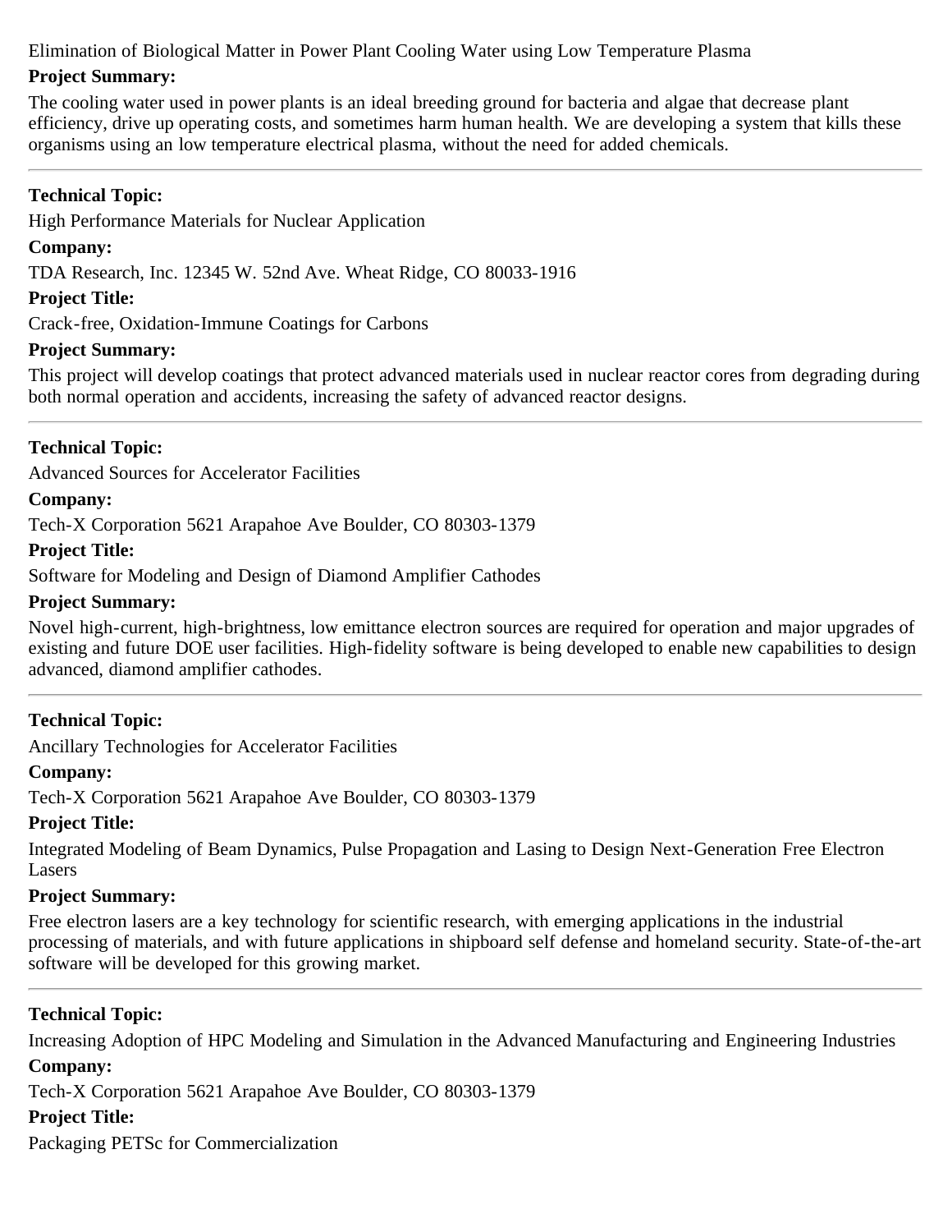Elimination of Biological Matter in Power Plant Cooling Water using Low Temperature Plasma

**Project Summary:**

The cooling water used in power plants is an ideal breeding ground for bacteria and algae that decrease plant efficiency, drive up operating costs, and sometimes harm human health. We are developing a system that kills these organisms using an low temperature electrical plasma, without the need for added chemicals.

---

**Technical Topic:**

High Performance Materials for Nuclear Application

**Company:**

TDA Research, Inc. 12345 W. 52nd Ave. Wheat Ridge, CO 80033-1916

**Project Title:**

Crack-free, Oxidation-Immune Coatings for Carbons

**Project Summary:**

This project will develop coatings that protect advanced materials used in nuclear reactor cores from degrading during both normal operation and accidents, increasing the safety of advanced reactor designs.

---

**Technical Topic:**

Advanced Sources for Accelerator Facilities

**Company:**

Tech-X Corporation 5621 Arapahoe Ave Boulder, CO 80303-1379

**Project Title:**

Software for Modeling and Design of Diamond Amplifier Cathodes

**Project Summary:**

Novel high-current, high-brightness, low emittance electron sources are required for operation and major upgrades of existing and future DOE user facilities. High-fidelity software is being developed to enable new capabilities to design advanced, diamond amplifier cathodes.

---

**Technical Topic:**

Ancillary Technologies for Accelerator Facilities

**Company:**

Tech-X Corporation 5621 Arapahoe Ave Boulder, CO 80303-1379

**Project Title:**

Integrated Modeling of Beam Dynamics, Pulse Propagation and Lasing to Design Next-Generation Free Electron Lasers

**Project Summary:**

Free electron lasers are a key technology for scientific research, with emerging applications in the industrial processing of materials, and with future applications in shipboard self defense and homeland security. State-of-the-art software will be developed for this growing market.

---

**Technical Topic:**

Increasing Adoption of HPC Modeling and Simulation in the Advanced Manufacturing and Engineering Industries

**Company:**

Tech-X Corporation 5621 Arapahoe Ave Boulder, CO 80303-1379

**Project Title:**

Packaging PETSc for Commercialization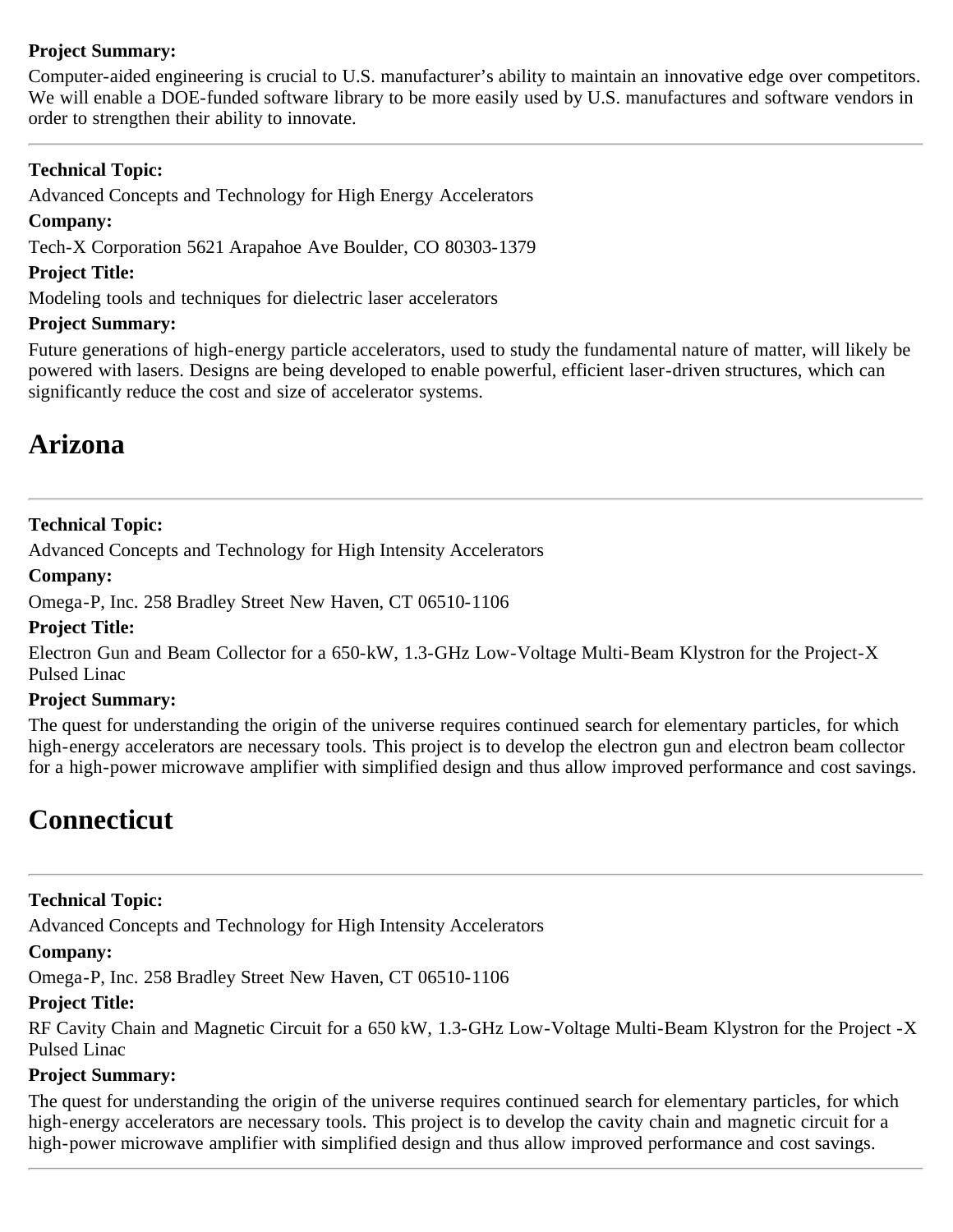**Project Summary:**

Computer-aided engineering is crucial to U.S. manufacturer's ability to maintain an innovative edge over competitors. We will enable a DOE-funded software library to be more easily used by U.S. manufactures and software vendors in order to strengthen their ability to innovate.

---

**Technical Topic:**

Advanced Concepts and Technology for High Energy Accelerators

**Company:**

Tech-X Corporation 5621 Arapahoe Ave Boulder, CO 80303-1379

**Project Title:**

Modeling tools and techniques for dielectric laser accelerators

**Project Summary:**

Future generations of high-energy particle accelerators, used to study the fundamental nature of matter, will likely be powered with lasers. Designs are being developed to enable powerful, efficient laser-driven structures, which can significantly reduce the cost and size of accelerator systems.

# Arizona

---

**Technical Topic:**

Advanced Concepts and Technology for High Intensity Accelerators

**Company:**

Omega-P, Inc. 258 Bradley Street New Haven, CT 06510-1106

**Project Title:**

Electron Gun and Beam Collector for a 650-kW, 1.3-GHz Low-Voltage Multi-Beam Klystron for the Project-X Pulsed Linac

**Project Summary:**

The quest for understanding the origin of the universe requires continued search for elementary particles, for which high-energy accelerators are necessary tools. This project is to develop the electron gun and electron beam collector for a high-power microwave amplifier with simplified design and thus allow improved performance and cost savings.

# Connecticut

---

**Technical Topic:**

Advanced Concepts and Technology for High Intensity Accelerators

**Company:**

Omega-P, Inc. 258 Bradley Street New Haven, CT 06510-1106

**Project Title:**

RF Cavity Chain and Magnetic Circuit for a 650 kW, 1.3-GHz Low-Voltage Multi-Beam Klystron for the Project -X Pulsed Linac

**Project Summary:**

The quest for understanding the origin of the universe requires continued search for elementary particles, for which high-energy accelerators are necessary tools. This project is to develop the cavity chain and magnetic circuit for a high-power microwave amplifier with simplified design and thus allow improved performance and cost savings.

---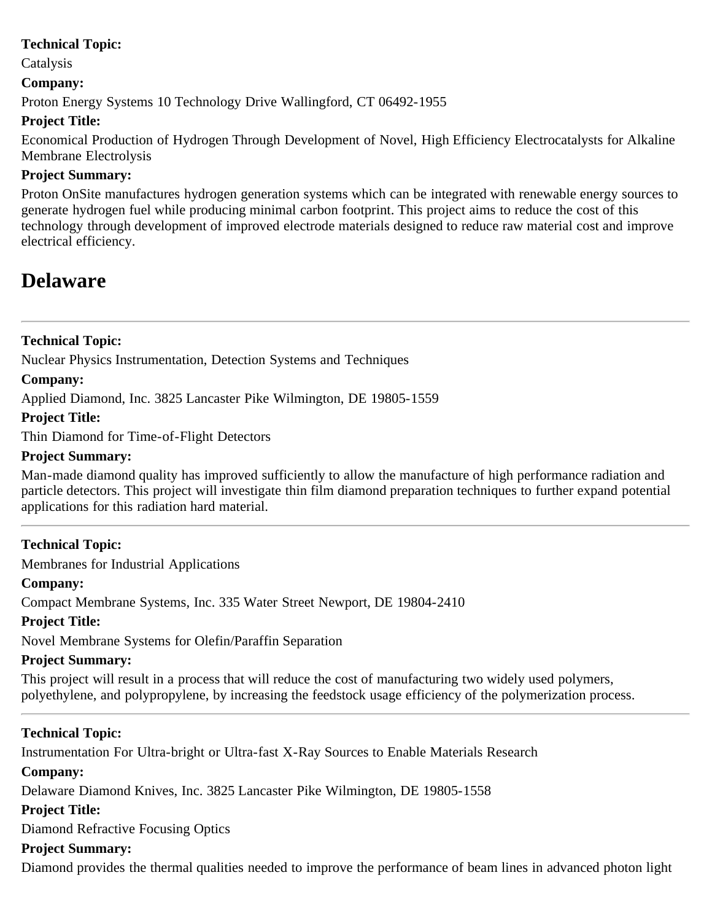**Technical Topic:**

Catalysis

**Company:**

Proton Energy Systems 10 Technology Drive Wallingford, CT 06492-1955

**Project Title:**

Economical Production of Hydrogen Through Development of Novel, High Efficiency Electrocatalysts for Alkaline Membrane Electrolysis

**Project Summary:**

Proton OnSite manufactures hydrogen generation systems which can be integrated with renewable energy sources to generate hydrogen fuel while producing minimal carbon footprint. This project aims to reduce the cost of this technology through development of improved electrode materials designed to reduce raw material cost and improve electrical efficiency.

## Delaware

---

**Technical Topic:**

Nuclear Physics Instrumentation, Detection Systems and Techniques

**Company:**

Applied Diamond, Inc. 3825 Lancaster Pike Wilmington, DE 19805-1559

**Project Title:**

Thin Diamond for Time-of-Flight Detectors

**Project Summary:**

Man-made diamond quality has improved sufficiently to allow the manufacture of high performance radiation and particle detectors. This project will investigate thin film diamond preparation techniques to further expand potential applications for this radiation hard material.

---

**Technical Topic:**

Membranes for Industrial Applications

**Company:**

Compact Membrane Systems, Inc. 335 Water Street Newport, DE 19804-2410

**Project Title:**

Novel Membrane Systems for Olefin/Paraffin Separation

**Project Summary:**

This project will result in a process that will reduce the cost of manufacturing two widely used polymers, polyethylene, and polypropylene, by increasing the feedstock usage efficiency of the polymerization process.

---

**Technical Topic:**

Instrumentation For Ultra-bright or Ultra-fast X-Ray Sources to Enable Materials Research

**Company:**

Delaware Diamond Knives, Inc. 3825 Lancaster Pike Wilmington, DE 19805-1558

**Project Title:**

Diamond Refractive Focusing Optics

**Project Summary:**

Diamond provides the thermal qualities needed to improve the performance of beam lines in advanced photon light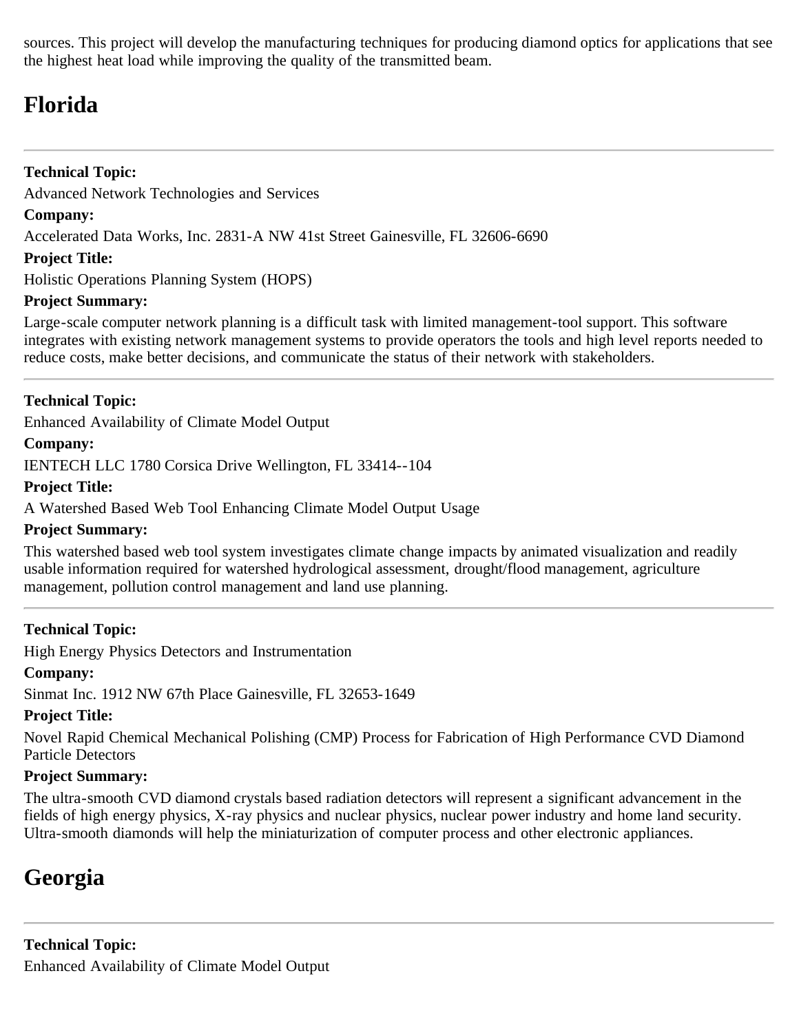sources. This project will develop the manufacturing techniques for producing diamond optics for applications that see the highest heat load while improving the quality of the transmitted beam.

# Florida

---

**Technical Topic:**

Advanced Network Technologies and Services

**Company:**

Accelerated Data Works, Inc. 2831-A NW 41st Street Gainesville, FL 32606-6690

**Project Title:**

Holistic Operations Planning System (HOPS)

**Project Summary:**

Large-scale computer network planning is a difficult task with limited management-tool support. This software integrates with existing network management systems to provide operators the tools and high level reports needed to reduce costs, make better decisions, and communicate the status of their network with stakeholders.

---

**Technical Topic:**

Enhanced Availability of Climate Model Output

**Company:**

IENTECH LLC 1780 Corsica Drive Wellington, FL 33414--104

**Project Title:**

A Watershed Based Web Tool Enhancing Climate Model Output Usage

**Project Summary:**

This watershed based web tool system investigates climate change impacts by animated visualization and readily usable information required for watershed hydrological assessment, drought/flood management, agriculture management, pollution control management and land use planning.

---

**Technical Topic:**

High Energy Physics Detectors and Instrumentation

**Company:**

Sinmat Inc. 1912 NW 67th Place Gainesville, FL 32653-1649

**Project Title:**

Novel Rapid Chemical Mechanical Polishing (CMP) Process for Fabrication of High Performance CVD Diamond Particle Detectors

**Project Summary:**

The ultra-smooth CVD diamond crystals based radiation detectors will represent a significant advancement in the fields of high energy physics, X-ray physics and nuclear physics, nuclear power industry and home land security. Ultra-smooth diamonds will help the miniaturization of computer process and other electronic appliances.

# Georgia

---

**Technical Topic:**

Enhanced Availability of Climate Model Output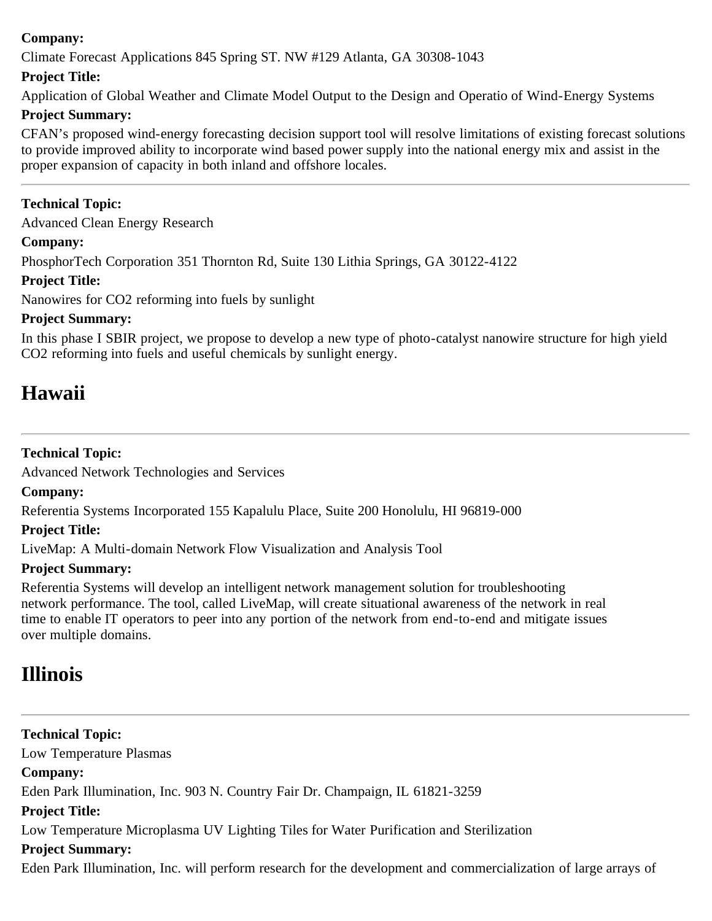**Company:**

Climate Forecast Applications 845 Spring ST. NW #129 Atlanta, GA 30308-1043

**Project Title:**

Application of Global Weather and Climate Model Output to the Design and Operatio of Wind-Energy Systems

**Project Summary:**

CFAN's proposed wind-energy forecasting decision support tool will resolve limitations of existing forecast solutions to provide improved ability to incorporate wind based power supply into the national energy mix and assist in the proper expansion of capacity in both inland and offshore locales.

---

**Technical Topic:**

Advanced Clean Energy Research

**Company:**

PhosphorTech Corporation 351 Thornton Rd, Suite 130 Lithia Springs, GA 30122-4122

**Project Title:**

Nanowires for CO2 reforming into fuels by sunlight

**Project Summary:**

In this phase I SBIR project, we propose to develop a new type of photo-catalyst nanowire structure for high yield CO2 reforming into fuels and useful chemicals by sunlight energy.

# Hawaii

---

**Technical Topic:**

Advanced Network Technologies and Services

**Company:**

Referentia Systems Incorporated 155 Kapalulu Place, Suite 200 Honolulu, HI 96819-000

**Project Title:**

LiveMap: A Multi-domain Network Flow Visualization and Analysis Tool

**Project Summary:**

Referentia Systems will develop an intelligent network management solution for troubleshooting network performance. The tool, called LiveMap, will create situational awareness of the network in real time to enable IT operators to peer into any portion of the network from end-to-end and mitigate issues over multiple domains.

# Illinois

---

**Technical Topic:**

Low Temperature Plasmas

**Company:**

Eden Park Illumination, Inc. 903 N. Country Fair Dr. Champaign, IL 61821-3259

**Project Title:**

Low Temperature Microplasma UV Lighting Tiles for Water Purification and Sterilization

**Project Summary:**

Eden Park Illumination, Inc. will perform research for the development and commercialization of large arrays of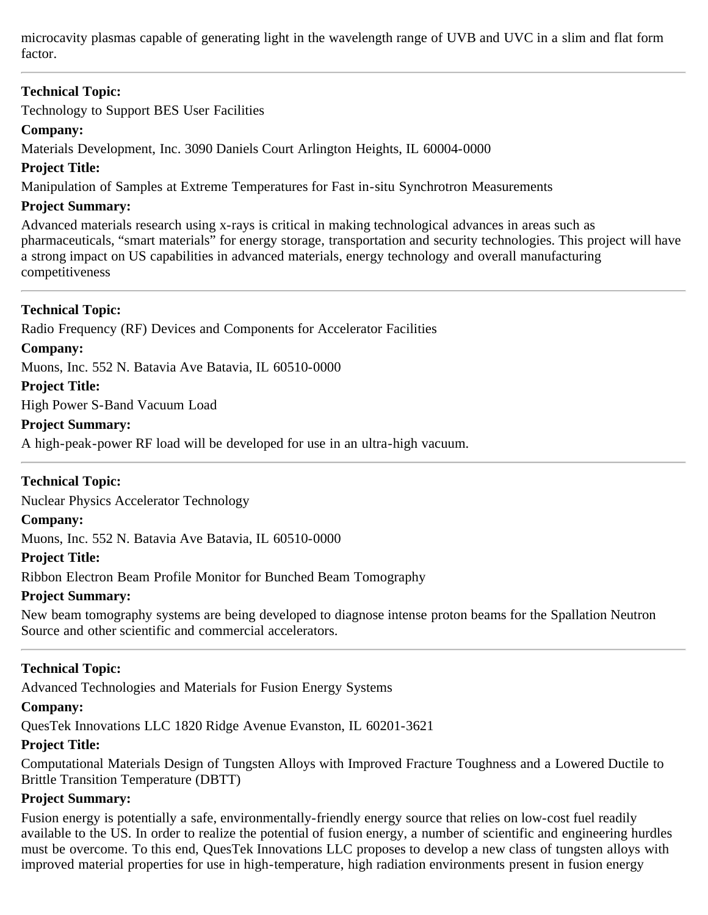microcavity plasmas capable of generating light in the wavelength range of UVB and UVC in a slim and flat form factor.

---

**Technical Topic:**

Technology to Support BES User Facilities

**Company:**

Materials Development, Inc. 3090 Daniels Court Arlington Heights, IL 60004-0000

**Project Title:**

Manipulation of Samples at Extreme Temperatures for Fast in-situ Synchrotron Measurements

**Project Summary:**

Advanced materials research using x-rays is critical in making technological advances in areas such as pharmaceuticals, "smart materials" for energy storage, transportation and security technologies. This project will have a strong impact on US capabilities in advanced materials, energy technology and overall manufacturing competitiveness

---

**Technical Topic:**

Radio Frequency (RF) Devices and Components for Accelerator Facilities

**Company:**

Muons, Inc. 552 N. Batavia Ave Batavia, IL 60510-0000

**Project Title:**

High Power S-Band Vacuum Load

**Project Summary:**

A high-peak-power RF load will be developed for use in an ultra-high vacuum.

---

**Technical Topic:**

Nuclear Physics Accelerator Technology

**Company:**

Muons, Inc. 552 N. Batavia Ave Batavia, IL 60510-0000

**Project Title:**

Ribbon Electron Beam Profile Monitor for Bunched Beam Tomography

**Project Summary:**

New beam tomography systems are being developed to diagnose intense proton beams for the Spallation Neutron Source and other scientific and commercial accelerators.

---

**Technical Topic:**

Advanced Technologies and Materials for Fusion Energy Systems

**Company:**

QuesTek Innovations LLC 1820 Ridge Avenue Evanston, IL 60201-3621

**Project Title:**

Computational Materials Design of Tungsten Alloys with Improved Fracture Toughness and a Lowered Ductile to Brittle Transition Temperature (DBTT)

**Project Summary:**

Fusion energy is potentially a safe, environmentally-friendly energy source that relies on low-cost fuel readily available to the US. In order to realize the potential of fusion energy, a number of scientific and engineering hurdles must be overcome. To this end, QuesTek Innovations LLC proposes to develop a new class of tungsten alloys with improved material properties for use in high-temperature, high radiation environments present in fusion energy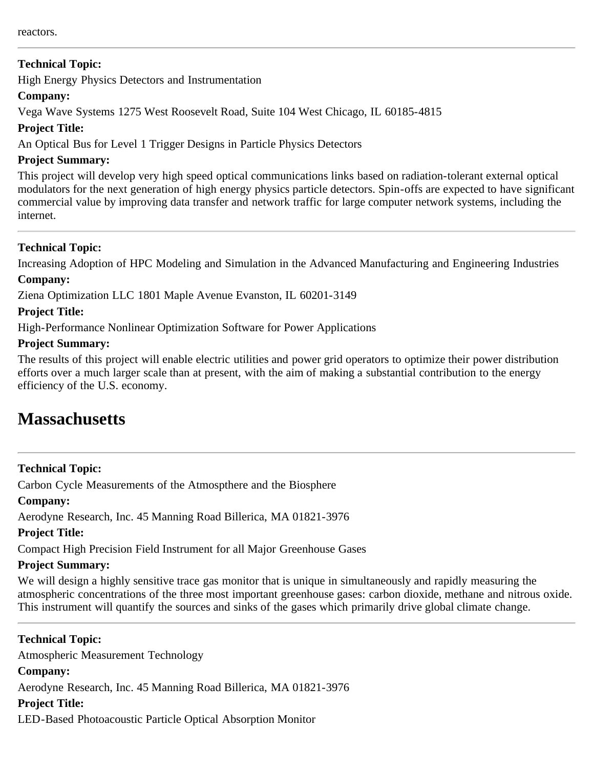reactors.

---

**Technical Topic:**

High Energy Physics Detectors and Instrumentation

**Company:**

Vega Wave Systems 1275 West Roosevelt Road, Suite 104 West Chicago, IL 60185-4815

**Project Title:**

An Optical Bus for Level 1 Trigger Designs in Particle Physics Detectors

**Project Summary:**

This project will develop very high speed optical communications links based on radiation-tolerant external optical modulators for the next generation of high energy physics particle detectors. Spin-offs are expected to have significant commercial value by improving data transfer and network traffic for large computer network systems, including the internet.

---

**Technical Topic:**

Increasing Adoption of HPC Modeling and Simulation in the Advanced Manufacturing and Engineering Industries

**Company:**

Ziena Optimization LLC 1801 Maple Avenue Evanston, IL 60201-3149

**Project Title:**

High-Performance Nonlinear Optimization Software for Power Applications

**Project Summary:**

The results of this project will enable electric utilities and power grid operators to optimize their power distribution efforts over a much larger scale than at present, with the aim of making a substantial contribution to the energy efficiency of the U.S. economy.

# Massachusetts

---

**Technical Topic:**

Carbon Cycle Measurements of the Atmospthere and the Biosphere

**Company:**

Aerodyne Research, Inc. 45 Manning Road Billerica, MA 01821-3976

**Project Title:**

Compact High Precision Field Instrument for all Major Greenhouse Gases

**Project Summary:**

We will design a highly sensitive trace gas monitor that is unique in simultaneously and rapidly measuring the atmospheric concentrations of the three most important greenhouse gases: carbon dioxide, methane and nitrous oxide. This instrument will quantify the sources and sinks of the gases which primarily drive global climate change.

---

**Technical Topic:**

Atmospheric Measurement Technology

**Company:**

Aerodyne Research, Inc. 45 Manning Road Billerica, MA 01821-3976

**Project Title:**

LED-Based Photoacoustic Particle Optical Absorption Monitor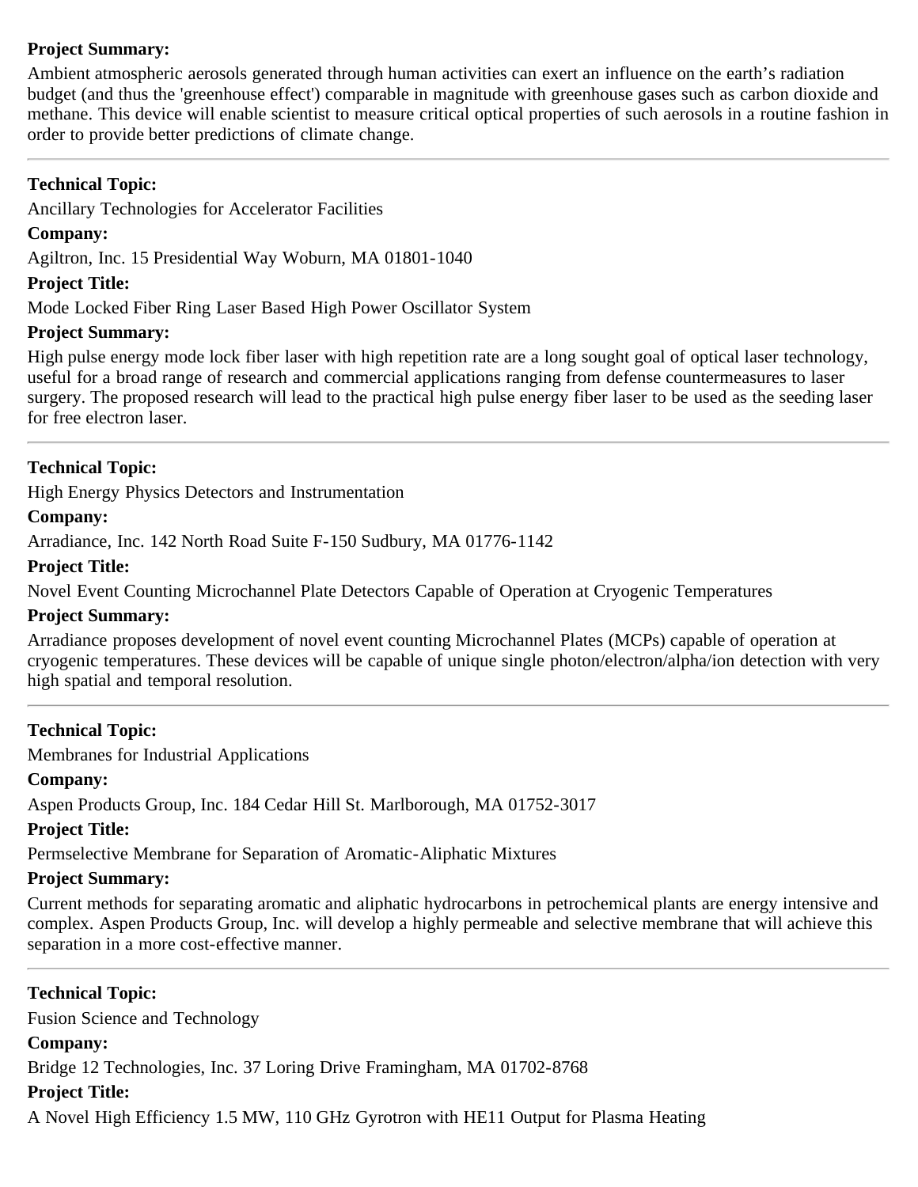**Project Summary:**

Ambient atmospheric aerosols generated through human activities can exert an influence on the earth's radiation budget (and thus the 'greenhouse effect') comparable in magnitude with greenhouse gases such as carbon dioxide and methane. This device will enable scientist to measure critical optical properties of such aerosols in a routine fashion in order to provide better predictions of climate change.

---

**Technical Topic:**

Ancillary Technologies for Accelerator Facilities

**Company:**

Agiltron, Inc. 15 Presidential Way Woburn, MA 01801-1040

**Project Title:**

Mode Locked Fiber Ring Laser Based High Power Oscillator System

**Project Summary:**

High pulse energy mode lock fiber laser with high repetition rate are a long sought goal of optical laser technology, useful for a broad range of research and commercial applications ranging from defense countermeasures to laser surgery. The proposed research will lead to the practical high pulse energy fiber laser to be used as the seeding laser for free electron laser.

---

**Technical Topic:**

High Energy Physics Detectors and Instrumentation

**Company:**

Arradiance, Inc. 142 North Road Suite F-150 Sudbury, MA 01776-1142

**Project Title:**

Novel Event Counting Microchannel Plate Detectors Capable of Operation at Cryogenic Temperatures

**Project Summary:**

Arradiance proposes development of novel event counting Microchannel Plates (MCPs) capable of operation at cryogenic temperatures. These devices will be capable of unique single photon/electron/alpha/ion detection with very high spatial and temporal resolution.

---

**Technical Topic:**

Membranes for Industrial Applications

**Company:**

Aspen Products Group, Inc. 184 Cedar Hill St. Marlborough, MA 01752-3017

**Project Title:**

Permselective Membrane for Separation of Aromatic-Aliphatic Mixtures

**Project Summary:**

Current methods for separating aromatic and aliphatic hydrocarbons in petrochemical plants are energy intensive and complex. Aspen Products Group, Inc. will develop a highly permeable and selective membrane that will achieve this separation in a more cost-effective manner.

---

**Technical Topic:**

Fusion Science and Technology

**Company:**

Bridge 12 Technologies, Inc. 37 Loring Drive Framingham, MA 01702-8768

**Project Title:**

A Novel High Efficiency 1.5 MW, 110 GHz Gyrotron with HE11 Output for Plasma Heating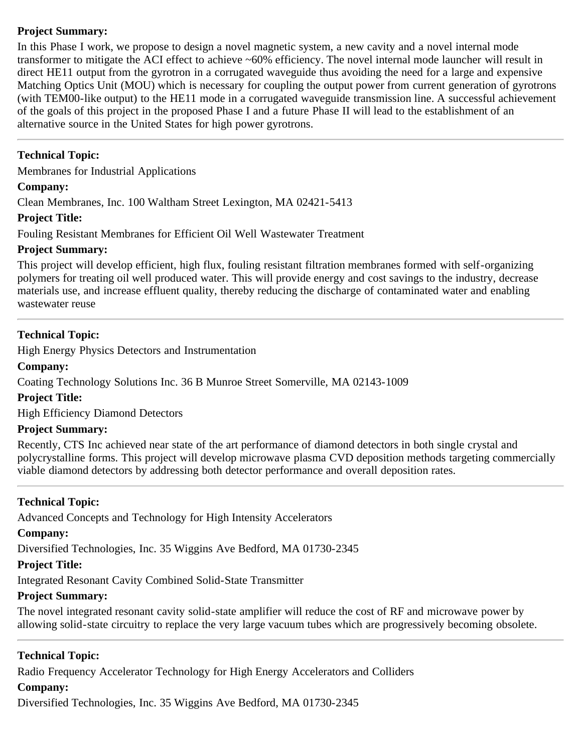**Project Summary:**

In this Phase I work, we propose to design a novel magnetic system, a new cavity and a novel internal mode transformer to mitigate the ACI effect to achieve ~60% efficiency. The novel internal mode launcher will result in direct HE11 output from the gyrotron in a corrugated waveguide thus avoiding the need for a large and expensive Matching Optics Unit (MOU) which is necessary for coupling the output power from current generation of gyrotrons (with TEM00-like output) to the HE11 mode in a corrugated waveguide transmission line. A successful achievement of the goals of this project in the proposed Phase I and a future Phase II will lead to the establishment of an alternative source in the United States for high power gyrotrons.

---

**Technical Topic:**

Membranes for Industrial Applications

**Company:**

Clean Membranes, Inc. 100 Waltham Street Lexington, MA 02421-5413

**Project Title:**

Fouling Resistant Membranes for Efficient Oil Well Wastewater Treatment

**Project Summary:**

This project will develop efficient, high flux, fouling resistant filtration membranes formed with self-organizing polymers for treating oil well produced water. This will provide energy and cost savings to the industry, decrease materials use, and increase effluent quality, thereby reducing the discharge of contaminated water and enabling wastewater reuse

---

**Technical Topic:**

High Energy Physics Detectors and Instrumentation

**Company:**

Coating Technology Solutions Inc. 36 B Munroe Street Somerville, MA 02143-1009

**Project Title:**

High Efficiency Diamond Detectors

**Project Summary:**

Recently, CTS Inc achieved near state of the art performance of diamond detectors in both single crystal and polycrystalline forms. This project will develop microwave plasma CVD deposition methods targeting commercially viable diamond detectors by addressing both detector performance and overall deposition rates.

---

**Technical Topic:**

Advanced Concepts and Technology for High Intensity Accelerators

**Company:**

Diversified Technologies, Inc. 35 Wiggins Ave Bedford, MA 01730-2345

**Project Title:**

Integrated Resonant Cavity Combined Solid-State Transmitter

**Project Summary:**

The novel integrated resonant cavity solid-state amplifier will reduce the cost of RF and microwave power by allowing solid-state circuitry to replace the very large vacuum tubes which are progressively becoming obsolete.

---

**Technical Topic:**

Radio Frequency Accelerator Technology for High Energy Accelerators and Colliders

**Company:**

Diversified Technologies, Inc. 35 Wiggins Ave Bedford, MA 01730-2345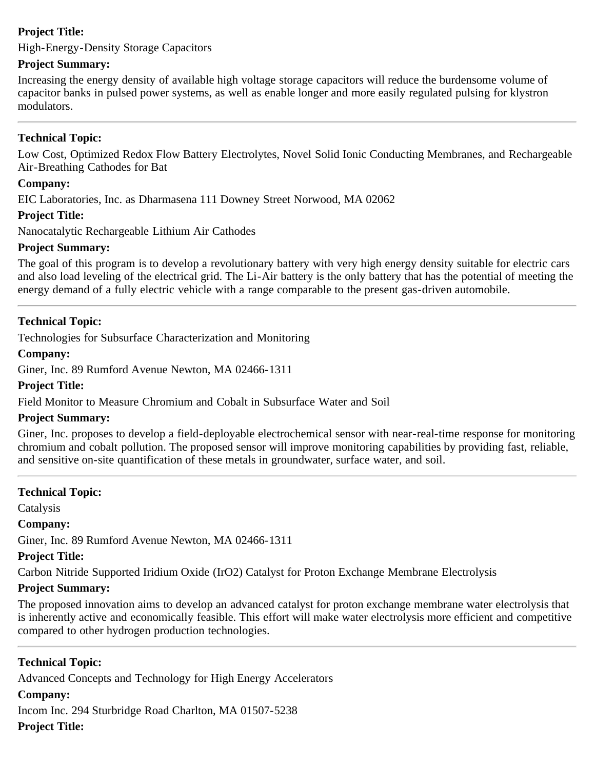**Project Title:**

High-Energy-Density Storage Capacitors

**Project Summary:**

Increasing the energy density of available high voltage storage capacitors will reduce the burdensome volume of capacitor banks in pulsed power systems, as well as enable longer and more easily regulated pulsing for klystron modulators.

---

**Technical Topic:**

Low Cost, Optimized Redox Flow Battery Electrolytes, Novel Solid Ionic Conducting Membranes, and Rechargeable Air-Breathing Cathodes for Bat

**Company:**

EIC Laboratories, Inc. as Dharmasena 111 Downey Street Norwood, MA 02062

**Project Title:**

Nanocatalytic Rechargeable Lithium Air Cathodes

**Project Summary:**

The goal of this program is to develop a revolutionary battery with very high energy density suitable for electric cars and also load leveling of the electrical grid. The Li-Air battery is the only battery that has the potential of meeting the energy demand of a fully electric vehicle with a range comparable to the present gas-driven automobile.

---

**Technical Topic:**

Technologies for Subsurface Characterization and Monitoring

**Company:**

Giner, Inc. 89 Rumford Avenue Newton, MA 02466-1311

**Project Title:**

Field Monitor to Measure Chromium and Cobalt in Subsurface Water and Soil

**Project Summary:**

Giner, Inc. proposes to develop a field-deployable electrochemical sensor with near-real-time response for monitoring chromium and cobalt pollution. The proposed sensor will improve monitoring capabilities by providing fast, reliable, and sensitive on-site quantification of these metals in groundwater, surface water, and soil.

---

**Technical Topic:**

Catalysis

**Company:**

Giner, Inc. 89 Rumford Avenue Newton, MA 02466-1311

**Project Title:**

Carbon Nitride Supported Iridium Oxide ($IrO_2$) Catalyst for Proton Exchange Membrane Electrolysis

**Project Summary:**

The proposed innovation aims to develop an advanced catalyst for proton exchange membrane water electrolysis that is inherently active and economically feasible. This effort will make water electrolysis more efficient and competitive compared to other hydrogen production technologies.

---

**Technical Topic:**

Advanced Concepts and Technology for High Energy Accelerators

**Company:**

Incom Inc. 294 Sturbridge Road Charlton, MA 01507-5238

**Project Title:**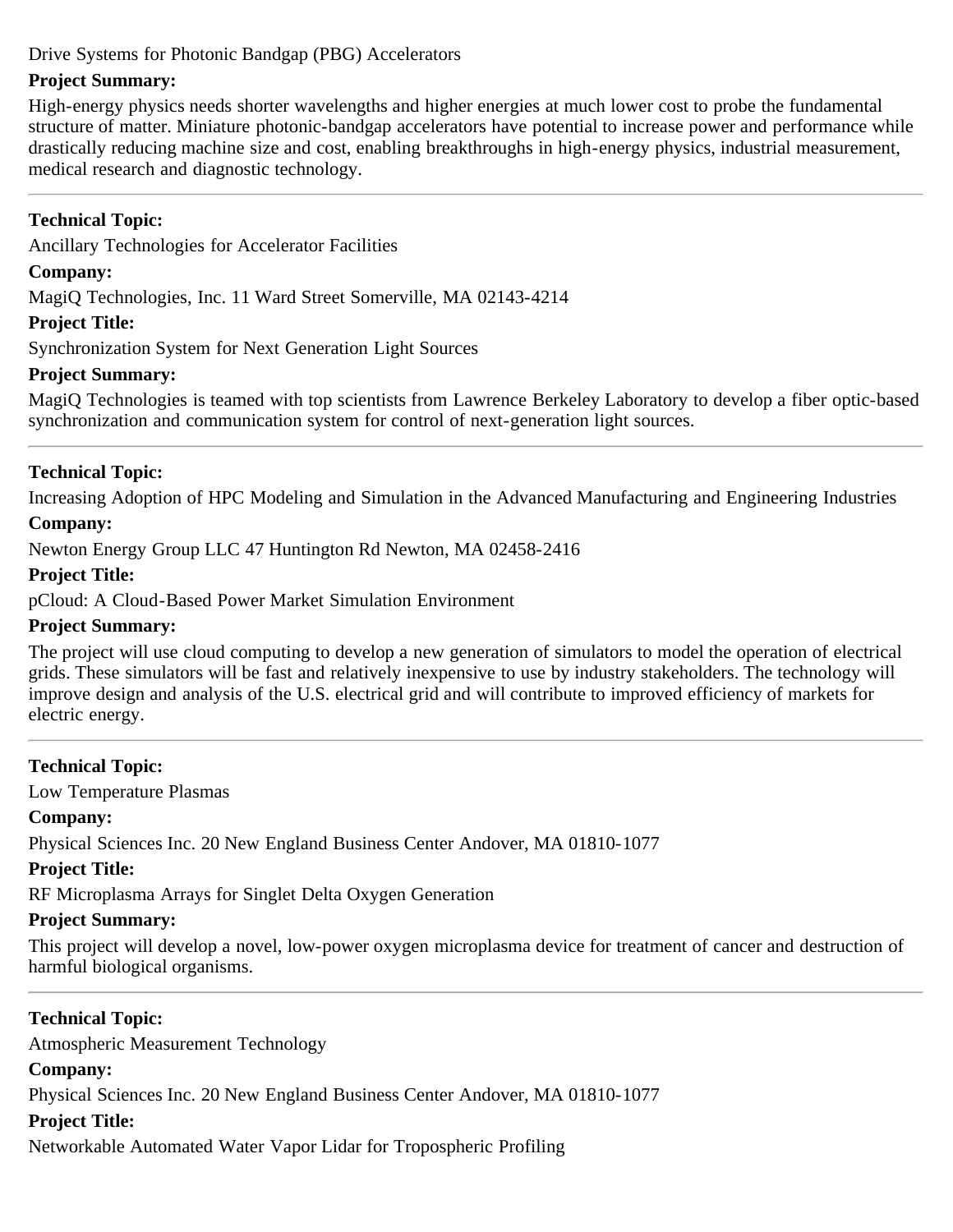Drive Systems for Photonic Bandgap (PBG) Accelerators

**Project Summary:**

High-energy physics needs shorter wavelengths and higher energies at much lower cost to probe the fundamental structure of matter. Miniature photonic-bandgap accelerators have potential to increase power and performance while drastically reducing machine size and cost, enabling breakthroughs in high-energy physics, industrial measurement, medical research and diagnostic technology.

---

**Technical Topic:**

Ancillary Technologies for Accelerator Facilities

**Company:**

MagiQ Technologies, Inc. 11 Ward Street Somerville, MA 02143-4214

**Project Title:**

Synchronization System for Next Generation Light Sources

**Project Summary:**

MagiQ Technologies is teamed with top scientists from Lawrence Berkeley Laboratory to develop a fiber optic-based synchronization and communication system for control of next-generation light sources.

---

**Technical Topic:**

Increasing Adoption of HPC Modeling and Simulation in the Advanced Manufacturing and Engineering Industries

**Company:**

Newton Energy Group LLC 47 Huntington Rd Newton, MA 02458-2416

**Project Title:**

pCloud: A Cloud-Based Power Market Simulation Environment

**Project Summary:**

The project will use cloud computing to develop a new generation of simulators to model the operation of electrical grids. These simulators will be fast and relatively inexpensive to use by industry stakeholders. The technology will improve design and analysis of the U.S. electrical grid and will contribute to improved efficiency of markets for electric energy.

---

**Technical Topic:**

Low Temperature Plasmas

**Company:**

Physical Sciences Inc. 20 New England Business Center Andover, MA 01810-1077

**Project Title:**

RF Microplasma Arrays for Singlet Delta Oxygen Generation

**Project Summary:**

This project will develop a novel, low-power oxygen microplasma device for treatment of cancer and destruction of harmful biological organisms.

---

**Technical Topic:**

Atmospheric Measurement Technology

**Company:**

Physical Sciences Inc. 20 New England Business Center Andover, MA 01810-1077

**Project Title:**

Networkable Automated Water Vapor Lidar for Tropospheric Profiling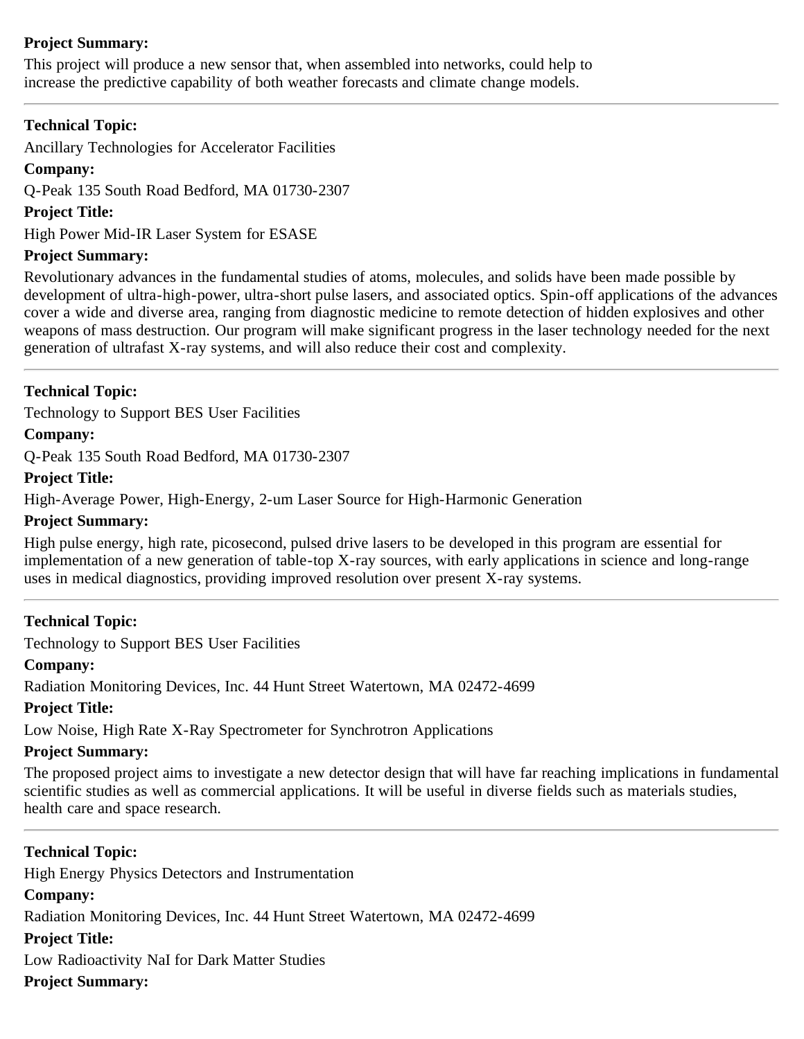**Project Summary:**

This project will produce a new sensor that, when assembled into networks, could help to increase the predictive capability of both weather forecasts and climate change models.

---

**Technical Topic:**

Ancillary Technologies for Accelerator Facilities

**Company:**

Q-Peak 135 South Road Bedford, MA 01730-2307

**Project Title:**

High Power Mid-IR Laser System for ESASE

**Project Summary:**

Revolutionary advances in the fundamental studies of atoms, molecules, and solids have been made possible by development of ultra-high-power, ultra-short pulse lasers, and associated optics. Spin-off applications of the advances cover a wide and diverse area, ranging from diagnostic medicine to remote detection of hidden explosives and other weapons of mass destruction. Our program will make significant progress in the laser technology needed for the next generation of ultrafast X-ray systems, and will also reduce their cost and complexity.

---

**Technical Topic:**

Technology to Support BES User Facilities

**Company:**

Q-Peak 135 South Road Bedford, MA 01730-2307

**Project Title:**

High-Average Power, High-Energy, 2-um Laser Source for High-Harmonic Generation

**Project Summary:**

High pulse energy, high rate, picosecond, pulsed drive lasers to be developed in this program are essential for implementation of a new generation of table-top X-ray sources, with early applications in science and long-range uses in medical diagnostics, providing improved resolution over present X-ray systems.

---

**Technical Topic:**

Technology to Support BES User Facilities

**Company:**

Radiation Monitoring Devices, Inc. 44 Hunt Street Watertown, MA 02472-4699

**Project Title:**

Low Noise, High Rate X-Ray Spectrometer for Synchrotron Applications

**Project Summary:**

The proposed project aims to investigate a new detector design that will have far reaching implications in fundamental scientific studies as well as commercial applications. It will be useful in diverse fields such as materials studies, health care and space research.

---

**Technical Topic:**

High Energy Physics Detectors and Instrumentation

**Company:**

Radiation Monitoring Devices, Inc. 44 Hunt Street Watertown, MA 02472-4699

**Project Title:**

Low Radioactivity NaI for Dark Matter Studies

**Project Summary:**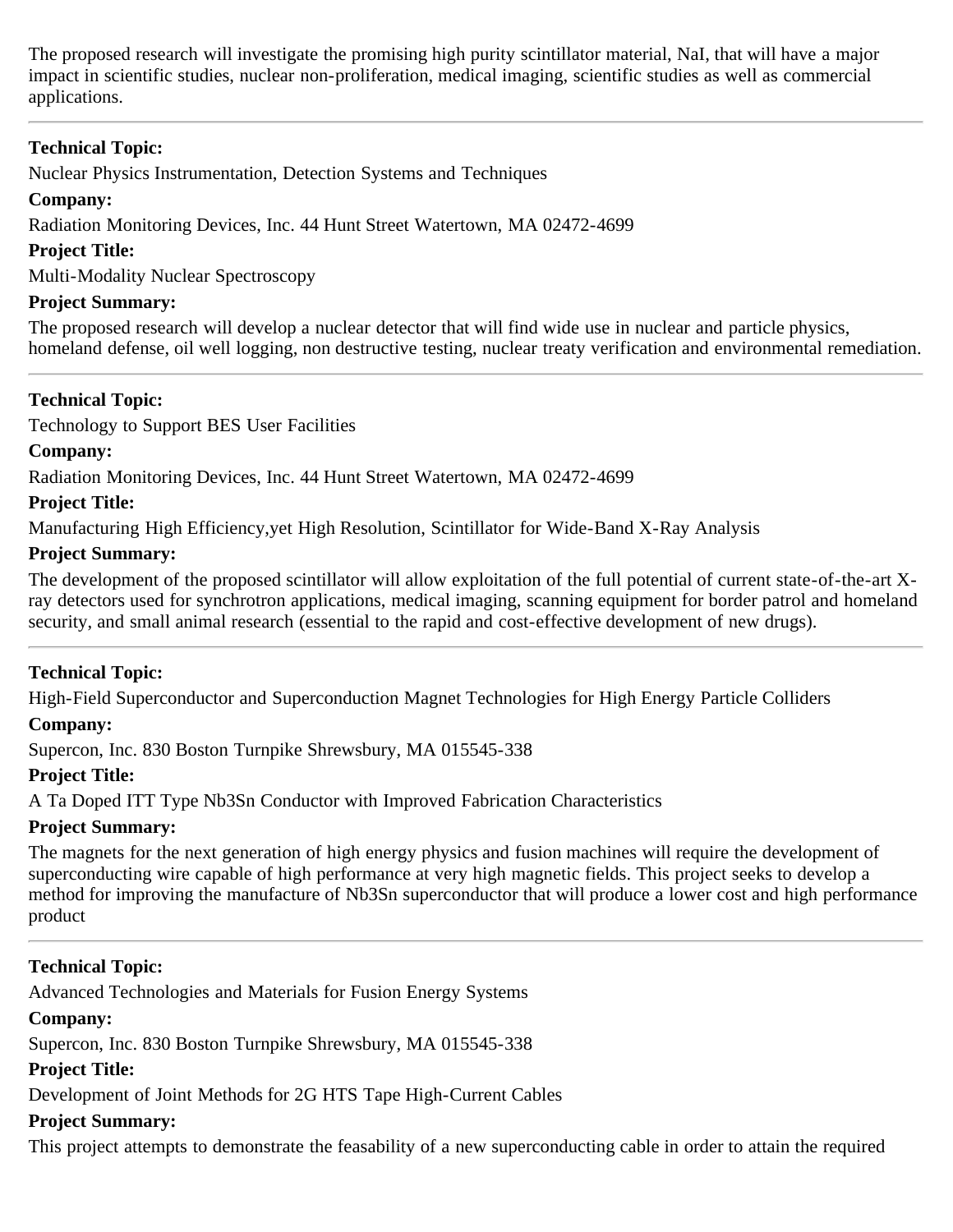The proposed research will investigate the promising high purity scintillator material, NaI, that will have a major impact in scientific studies, nuclear non-proliferation, medical imaging, scientific studies as well as commercial applications.

---

**Technical Topic:**

Nuclear Physics Instrumentation, Detection Systems and Techniques

**Company:**

Radiation Monitoring Devices, Inc. 44 Hunt Street Watertown, MA 02472-4699

**Project Title:**

Multi-Modality Nuclear Spectroscopy

**Project Summary:**

The proposed research will develop a nuclear detector that will find wide use in nuclear and particle physics, homeland defense, oil well logging, non destructive testing, nuclear treaty verification and environmental remediation.

---

**Technical Topic:**

Technology to Support BES User Facilities

**Company:**

Radiation Monitoring Devices, Inc. 44 Hunt Street Watertown, MA 02472-4699

**Project Title:**

Manufacturing High Efficiency,yet High Resolution, Scintillator for Wide-Band X-Ray Analysis

**Project Summary:**

The development of the proposed scintillator will allow exploitation of the full potential of current state-of-the-art X-ray detectors used for synchrotron applications, medical imaging, scanning equipment for border patrol and homeland security, and small animal research (essential to the rapid and cost-effective development of new drugs).

---

**Technical Topic:**

High-Field Superconductor and Superconduction Magnet Technologies for High Energy Particle Colliders

**Company:**

Supercon, Inc. 830 Boston Turnpike Shrewsbury, MA 015545-338

**Project Title:**

A Ta Doped ITT Type $Nb_3Sn$ Conductor with Improved Fabrication Characteristics

**Project Summary:**

The magnets for the next generation of high energy physics and fusion machines will require the development of superconducting wire capable of high performance at very high magnetic fields. This project seeks to develop a method for improving the manufacture of $Nb_3Sn$ superconductor that will produce a lower cost and high performance product

---

**Technical Topic:**

Advanced Technologies and Materials for Fusion Energy Systems

**Company:**

Supercon, Inc. 830 Boston Turnpike Shrewsbury, MA 015545-338

**Project Title:**

Development of Joint Methods for 2G HTS Tape High-Current Cables

**Project Summary:**

This project attempts to demonstrate the feasability of a new superconducting cable in order to attain the required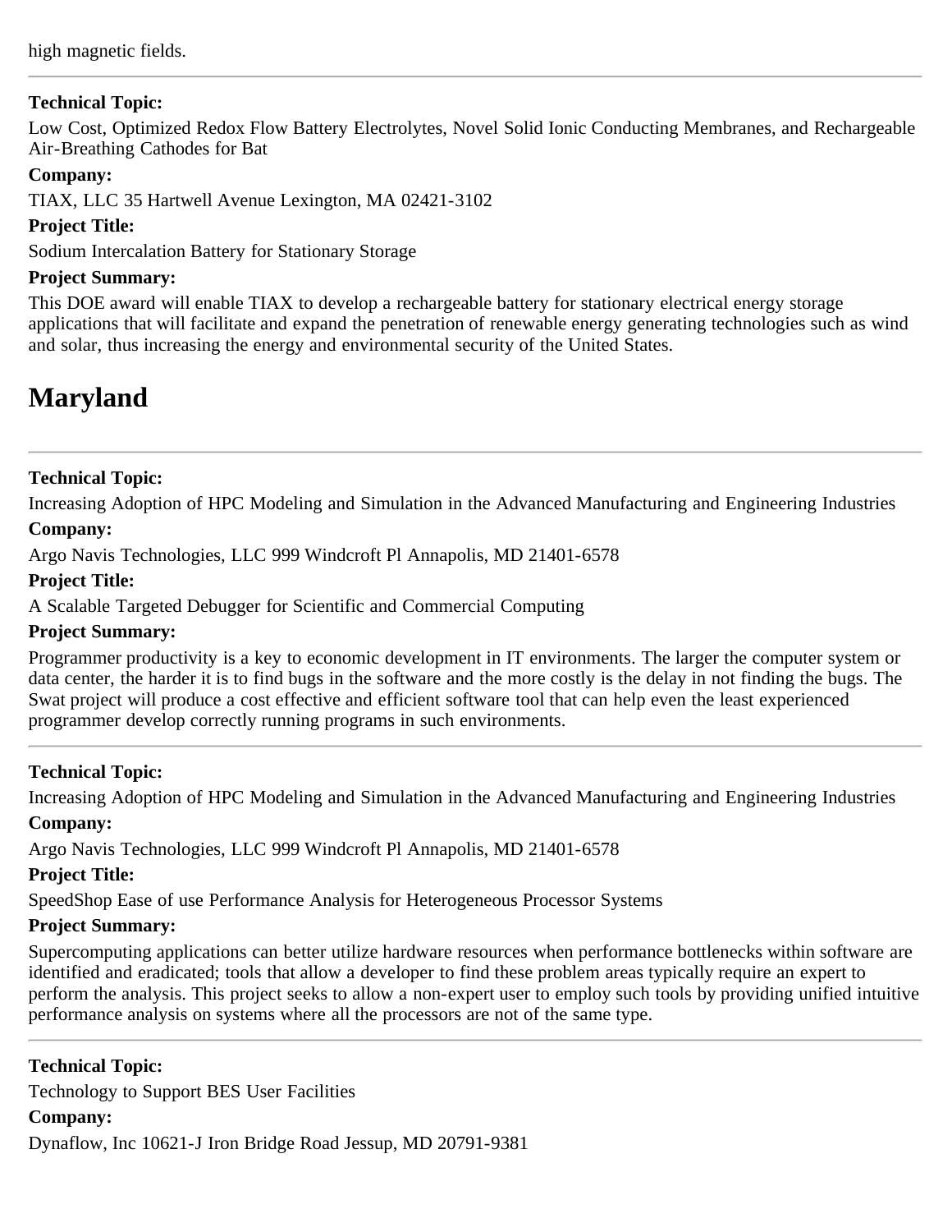high magnetic fields.

---

**Technical Topic:**

Low Cost, Optimized Redox Flow Battery Electrolytes, Novel Solid Ionic Conducting Membranes, and Rechargeable Air-Breathing Cathodes for Bat

**Company:**

TIAX, LLC 35 Hartwell Avenue Lexington, MA 02421-3102

**Project Title:**

Sodium Intercalation Battery for Stationary Storage

**Project Summary:**

This DOE award will enable TIAX to develop a rechargeable battery for stationary electrical energy storage applications that will facilitate and expand the penetration of renewable energy generating technologies such as wind and solar, thus increasing the energy and environmental security of the United States.

# Maryland

---

**Technical Topic:**

Increasing Adoption of HPC Modeling and Simulation in the Advanced Manufacturing and Engineering Industries

**Company:**

Argo Navis Technologies, LLC 999 Windcroft Pl Annapolis, MD 21401-6578

**Project Title:**

A Scalable Targeted Debugger for Scientific and Commercial Computing

**Project Summary:**

Programmer productivity is a key to economic development in IT environments. The larger the computer system or data center, the harder it is to find bugs in the software and the more costly is the delay in not finding the bugs. The Swat project will produce a cost effective and efficient software tool that can help even the least experienced programmer develop correctly running programs in such environments.

---

**Technical Topic:**

Increasing Adoption of HPC Modeling and Simulation in the Advanced Manufacturing and Engineering Industries

**Company:**

Argo Navis Technologies, LLC 999 Windcroft Pl Annapolis, MD 21401-6578

**Project Title:**

SpeedShop Ease of use Performance Analysis for Heterogeneous Processor Systems

**Project Summary:**

Supercomputing applications can better utilize hardware resources when performance bottlenecks within software are identified and eradicated; tools that allow a developer to find these problem areas typically require an expert to perform the analysis. This project seeks to allow a non-expert user to employ such tools by providing unified intuitive performance analysis on systems where all the processors are not of the same type.

---

**Technical Topic:**

Technology to Support BES User Facilities

**Company:**

Dynaflow, Inc 10621-J Iron Bridge Road Jessup, MD 20791-9381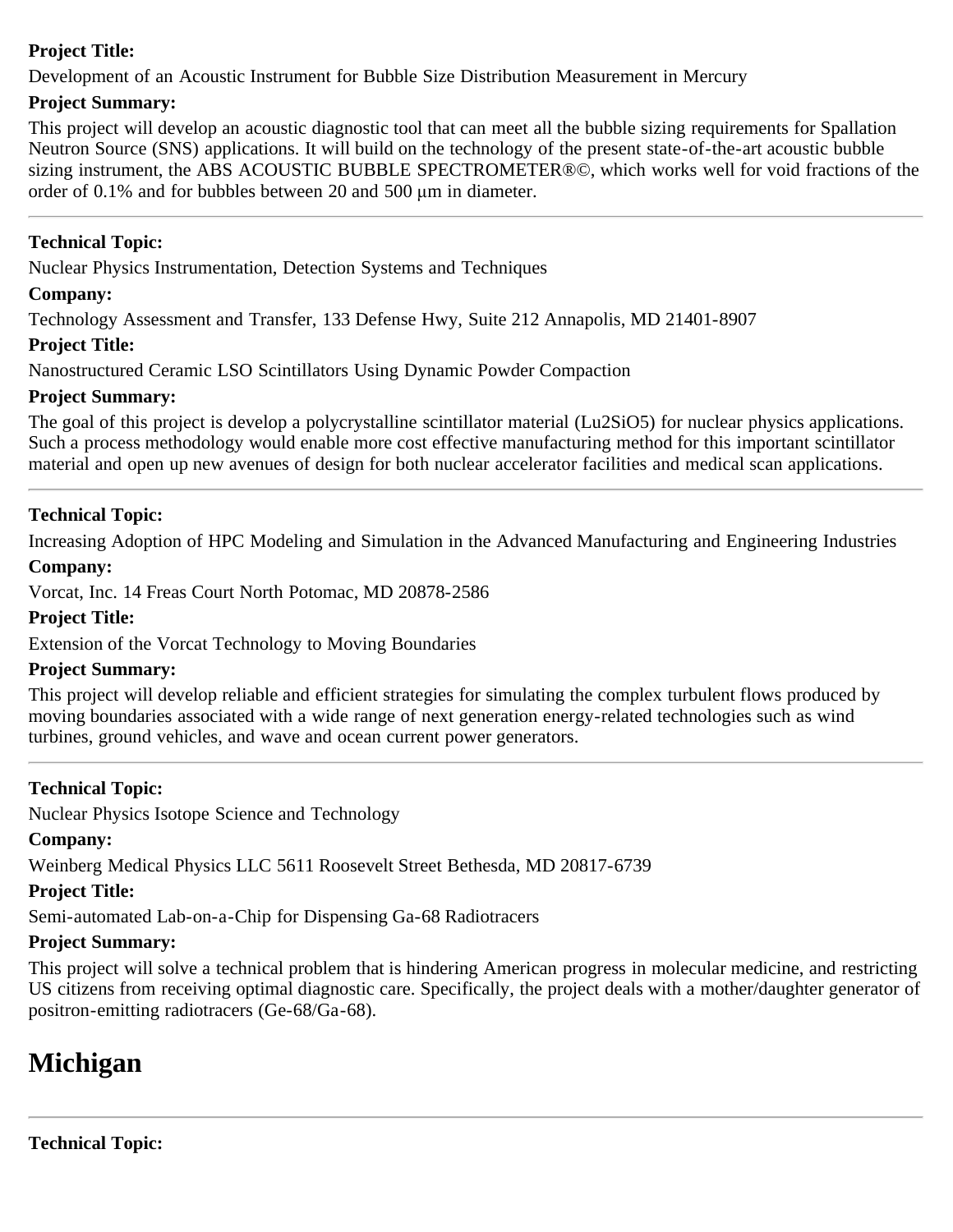**Project Title:**

Development of an Acoustic Instrument for Bubble Size Distribution Measurement in Mercury

**Project Summary:**

This project will develop an acoustic diagnostic tool that can meet all the bubble sizing requirements for Spallation Neutron Source (SNS) applications. It will build on the technology of the present state-of-the-art acoustic bubble sizing instrument, the ABS ACOUSTIC BUBBLE SPECTROMETER®©, which works well for void fractions of the order of 0.1% and for bubbles between 20 and 500 µm in diameter.

---

**Technical Topic:**

Nuclear Physics Instrumentation, Detection Systems and Techniques

**Company:**

Technology Assessment and Transfer, 133 Defense Hwy, Suite 212 Annapolis, MD 21401-8907

**Project Title:**

Nanostructured Ceramic LSO Scintillators Using Dynamic Powder Compaction

**Project Summary:**

The goal of this project is develop a polycrystalline scintillator material ($Lu_2SiO_5$) for nuclear physics applications. Such a process methodology would enable more cost effective manufacturing method for this important scintillator material and open up new avenues of design for both nuclear accelerator facilities and medical scan applications.

---

**Technical Topic:**

Increasing Adoption of HPC Modeling and Simulation in the Advanced Manufacturing and Engineering Industries

**Company:**

Vorcat, Inc. 14 Freas Court North Potomac, MD 20878-2586

**Project Title:**

Extension of the Vorcat Technology to Moving Boundaries

**Project Summary:**

This project will develop reliable and efficient strategies for simulating the complex turbulent flows produced by moving boundaries associated with a wide range of next generation energy-related technologies such as wind turbines, ground vehicles, and wave and ocean current power generators.

---

**Technical Topic:**

Nuclear Physics Isotope Science and Technology

**Company:**

Weinberg Medical Physics LLC 5611 Roosevelt Street Bethesda, MD 20817-6739

**Project Title:**

Semi-automated Lab-on-a-Chip for Dispensing Ga-68 Radiotracers

**Project Summary:**

This project will solve a technical problem that is hindering American progress in molecular medicine, and restricting US citizens from receiving optimal diagnostic care. Specifically, the project deals with a mother/daughter generator of positron-emitting radiotracers (Ge-68/Ga-68).

# Michigan

---

**Technical Topic:**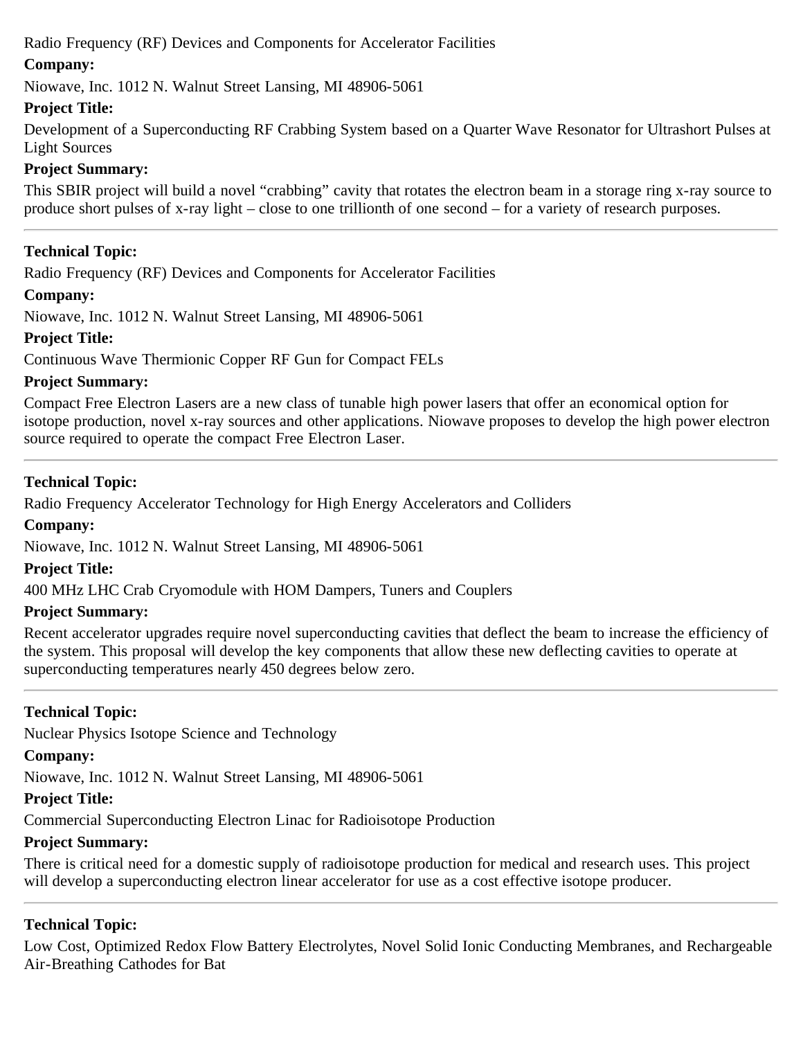Radio Frequency (RF) Devices and Components for Accelerator Facilities

**Company:**

Niowave, Inc. 1012 N. Walnut Street Lansing, MI 48906-5061

**Project Title:**

Development of a Superconducting RF Crabbing System based on a Quarter Wave Resonator for Ultrashort Pulses at Light Sources

**Project Summary:**

This SBIR project will build a novel “crabbing” cavity that rotates the electron beam in a storage ring x-ray source to produce short pulses of x-ray light – close to one trillionth of one second – for a variety of research purposes.

---

**Technical Topic:**

Radio Frequency (RF) Devices and Components for Accelerator Facilities

**Company:**

Niowave, Inc. 1012 N. Walnut Street Lansing, MI 48906-5061

**Project Title:**

Continuous Wave Thermionic Copper RF Gun for Compact FELs

**Project Summary:**

Compact Free Electron Lasers are a new class of tunable high power lasers that offer an economical option for isotope production, novel x-ray sources and other applications. Niowave proposes to develop the high power electron source required to operate the compact Free Electron Laser.

---

**Technical Topic:**

Radio Frequency Accelerator Technology for High Energy Accelerators and Colliders

**Company:**

Niowave, Inc. 1012 N. Walnut Street Lansing, MI 48906-5061

**Project Title:**

400 MHz LHC Crab Cryomodule with HOM Dampers, Tuners and Couplers

**Project Summary:**

Recent accelerator upgrades require novel superconducting cavities that deflect the beam to increase the efficiency of the system. This proposal will develop the key components that allow these new deflecting cavities to operate at superconducting temperatures nearly 450 degrees below zero.

---

**Technical Topic:**

Nuclear Physics Isotope Science and Technology

**Company:**

Niowave, Inc. 1012 N. Walnut Street Lansing, MI 48906-5061

**Project Title:**

Commercial Superconducting Electron Linac for Radioisotope Production

**Project Summary:**

There is critical need for a domestic supply of radioisotope production for medical and research uses. This project will develop a superconducting electron linear accelerator for use as a cost effective isotope producer.

---

**Technical Topic:**

Low Cost, Optimized Redox Flow Battery Electrolytes, Novel Solid Ionic Conducting Membranes, and Rechargeable Air-Breathing Cathodes for Bat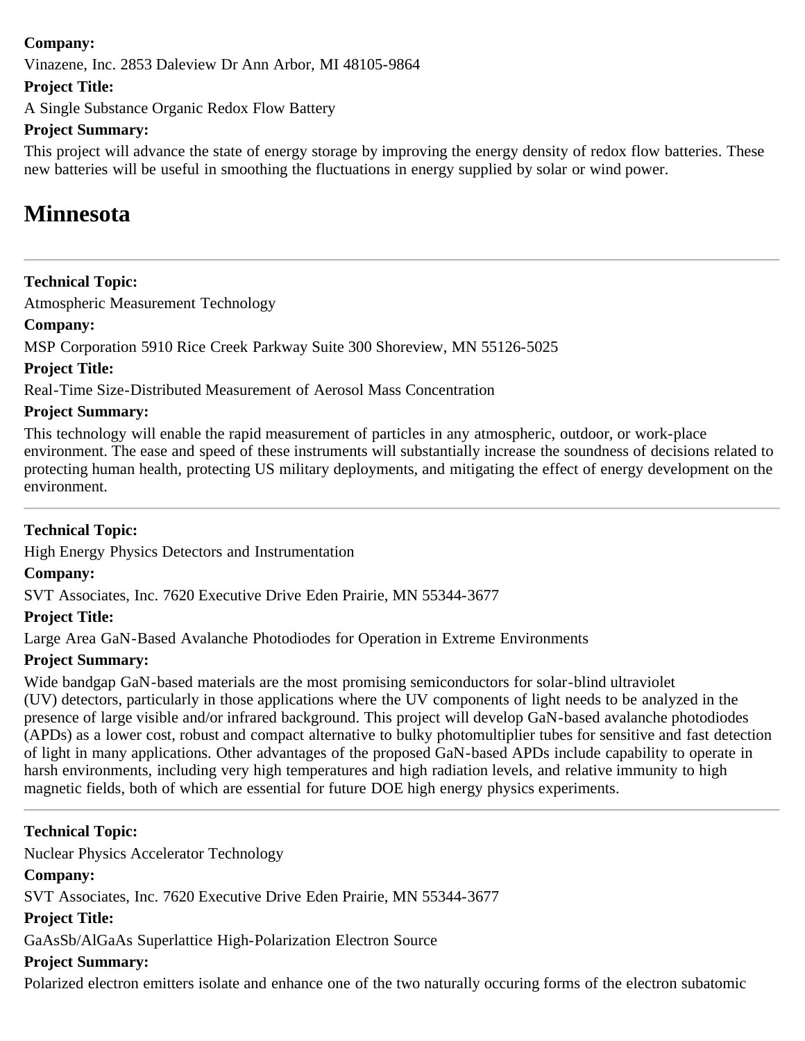**Company:**

Vinazene, Inc. 2853 Daleview Dr Ann Arbor, MI 48105-9864

**Project Title:**

A Single Substance Organic Redox Flow Battery

**Project Summary:**

This project will advance the state of energy storage by improving the energy density of redox flow batteries. These new batteries will be useful in smoothing the fluctuations in energy supplied by solar or wind power.

# Minnesota

---

**Technical Topic:**

Atmospheric Measurement Technology

**Company:**

MSP Corporation 5910 Rice Creek Parkway Suite 300 Shoreview, MN 55126-5025

**Project Title:**

Real-Time Size-Distributed Measurement of Aerosol Mass Concentration

**Project Summary:**

This technology will enable the rapid measurement of particles in any atmospheric, outdoor, or work-place environment. The ease and speed of these instruments will substantially increase the soundness of decisions related to protecting human health, protecting US military deployments, and mitigating the effect of energy development on the environment.

---

**Technical Topic:**

High Energy Physics Detectors and Instrumentation

**Company:**

SVT Associates, Inc. 7620 Executive Drive Eden Prairie, MN 55344-3677

**Project Title:**

Large Area GaN-Based Avalanche Photodiodes for Operation in Extreme Environments

**Project Summary:**

Wide bandgap GaN-based materials are the most promising semiconductors for solar-blind ultraviolet (UV) detectors, particularly in those applications where the UV components of light needs to be analyzed in the presence of large visible and/or infrared background. This project will develop GaN-based avalanche photodiodes (APDs) as a lower cost, robust and compact alternative to bulky photomultiplier tubes for sensitive and fast detection of light in many applications. Other advantages of the proposed GaN-based APDs include capability to operate in harsh environments, including very high temperatures and high radiation levels, and relative immunity to high magnetic fields, both of which are essential for future DOE high energy physics experiments.

---

**Technical Topic:**

Nuclear Physics Accelerator Technology

**Company:**

SVT Associates, Inc. 7620 Executive Drive Eden Prairie, MN 55344-3677

**Project Title:**

GaAsSb/AlGaAs Superlattice High-Polarization Electron Source

**Project Summary:**

Polarized electron emitters isolate and enhance one of the two naturally occuring forms of the electron subatomic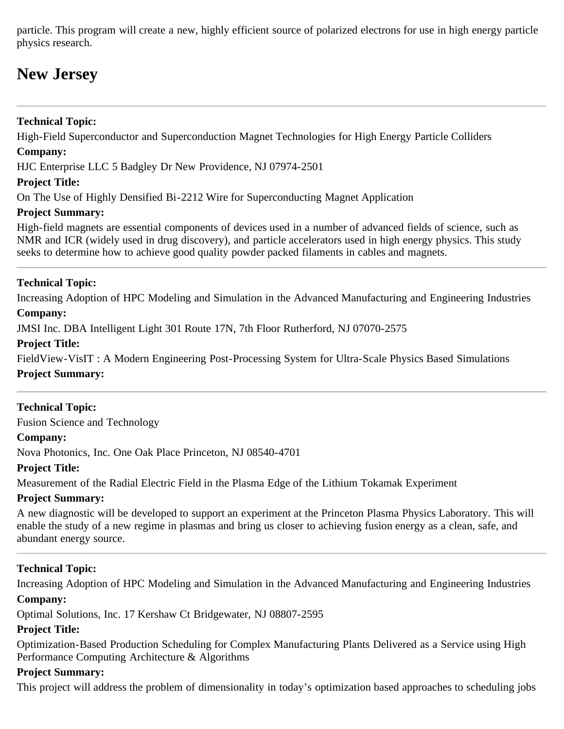particle. This program will create a new, highly efficient source of polarized electrons for use in high energy particle physics research.

## New Jersey

---

**Technical Topic:**

High-Field Superconductor and Superconduction Magnet Technologies for High Energy Particle Colliders

**Company:**

HJC Enterprise LLC 5 Badgley Dr New Providence, NJ 07974-2501

**Project Title:**

On The Use of Highly Densified Bi-2212 Wire for Superconducting Magnet Application

**Project Summary:**

High-field magnets are essential components of devices used in a number of advanced fields of science, such as NMR and ICR (widely used in drug discovery), and particle accelerators used in high energy physics. This study seeks to determine how to achieve good quality powder packed filaments in cables and magnets.

---

**Technical Topic:**

Increasing Adoption of HPC Modeling and Simulation in the Advanced Manufacturing and Engineering Industries

**Company:**

JMSI Inc. DBA Intelligent Light 301 Route 17N, 7th Floor Rutherford, NJ 07070-2575

**Project Title:**

FieldView-VisIT : A Modern Engineering Post-Processing System for Ultra-Scale Physics Based Simulations

**Project Summary:**

---

**Technical Topic:**

Fusion Science and Technology

**Company:**

Nova Photonics, Inc. One Oak Place Princeton, NJ 08540-4701

**Project Title:**

Measurement of the Radial Electric Field in the Plasma Edge of the Lithium Tokamak Experiment

**Project Summary:**

A new diagnostic will be developed to support an experiment at the Princeton Plasma Physics Laboratory. This will enable the study of a new regime in plasmas and bring us closer to achieving fusion energy as a clean, safe, and abundant energy source.

---

**Technical Topic:**

Increasing Adoption of HPC Modeling and Simulation in the Advanced Manufacturing and Engineering Industries

**Company:**

Optimal Solutions, Inc. 17 Kershaw Ct Bridgewater, NJ 08807-2595

**Project Title:**

Optimization-Based Production Scheduling for Complex Manufacturing Plants Delivered as a Service using High Performance Computing Architecture & Algorithms

**Project Summary:**

This project will address the problem of dimensionality in today's optimization based approaches to scheduling jobs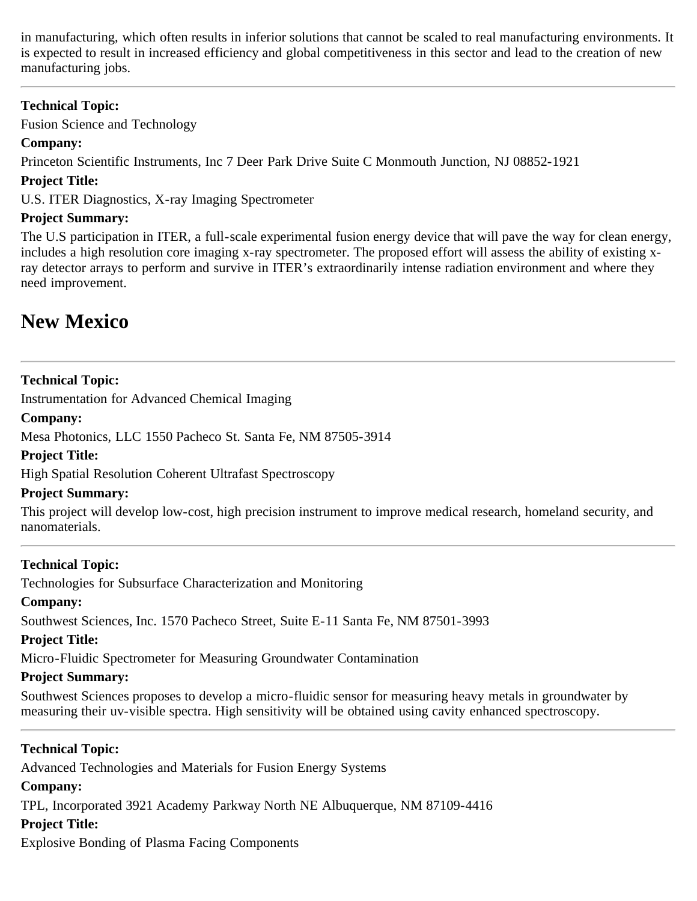in manufacturing, which often results in inferior solutions that cannot be scaled to real manufacturing environments. It is expected to result in increased efficiency and global competitiveness in this sector and lead to the creation of new manufacturing jobs.

---

**Technical Topic:**

Fusion Science and Technology

**Company:**

Princeton Scientific Instruments, Inc 7 Deer Park Drive Suite C Monmouth Junction, NJ 08852-1921

**Project Title:**

U.S. ITER Diagnostics, X-ray Imaging Spectrometer

**Project Summary:**

The U.S participation in ITER, a full-scale experimental fusion energy device that will pave the way for clean energy, includes a high resolution core imaging x-ray spectrometer. The proposed effort will assess the ability of existing x-ray detector arrays to perform and survive in ITER's extraordinarily intense radiation environment and where they need improvement.

# New Mexico

---

**Technical Topic:**

Instrumentation for Advanced Chemical Imaging

**Company:**

Mesa Photonics, LLC 1550 Pacheco St. Santa Fe, NM 87505-3914

**Project Title:**

High Spatial Resolution Coherent Ultrafast Spectroscopy

**Project Summary:**

This project will develop low-cost, high precision instrument to improve medical research, homeland security, and nanomaterials.

---

**Technical Topic:**

Technologies for Subsurface Characterization and Monitoring

**Company:**

Southwest Sciences, Inc. 1570 Pacheco Street, Suite E-11 Santa Fe, NM 87501-3993

**Project Title:**

Micro-Fluidic Spectrometer for Measuring Groundwater Contamination

**Project Summary:**

Southwest Sciences proposes to develop a micro-fluidic sensor for measuring heavy metals in groundwater by measuring their uv-visible spectra. High sensitivity will be obtained using cavity enhanced spectroscopy.

---

**Technical Topic:**

Advanced Technologies and Materials for Fusion Energy Systems

**Company:**

TPL, Incorporated 3921 Academy Parkway North NE Albuquerque, NM 87109-4416

**Project Title:**

Explosive Bonding of Plasma Facing Components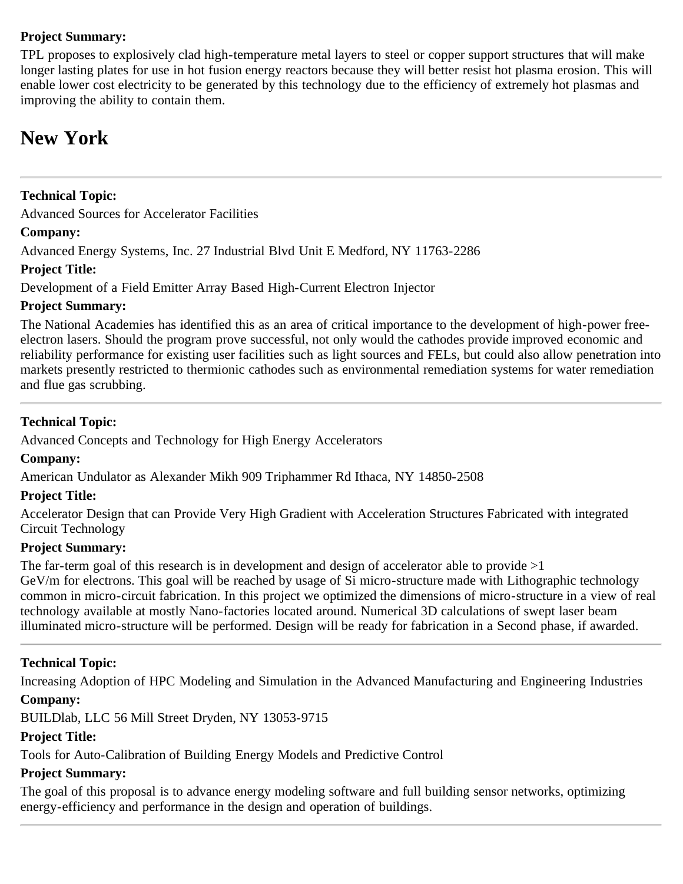**Project Summary:**

TPL proposes to explosively clad high-temperature metal layers to steel or copper support structures that will make longer lasting plates for use in hot fusion energy reactors because they will better resist hot plasma erosion. This will enable lower cost electricity to be generated by this technology due to the efficiency of extremely hot plasmas and improving the ability to contain them.

# New York

---

**Technical Topic:**

Advanced Sources for Accelerator Facilities

**Company:**

Advanced Energy Systems, Inc. 27 Industrial Blvd Unit E Medford, NY 11763-2286

**Project Title:**

Development of a Field Emitter Array Based High-Current Electron Injector

**Project Summary:**

The National Academies has identified this as an area of critical importance to the development of high-power free-electron lasers. Should the program prove successful, not only would the cathodes provide improved economic and reliability performance for existing user facilities such as light sources and FELs, but could also allow penetration into markets presently restricted to thermionic cathodes such as environmental remediation systems for water remediation and flue gas scrubbing.

---

**Technical Topic:**

Advanced Concepts and Technology for High Energy Accelerators

**Company:**

American Undulator as Alexander Mikh 909 Triphammer Rd Ithaca, NY 14850-2508

**Project Title:**

Accelerator Design that can Provide Very High Gradient with Acceleration Structures Fabricated with integrated Circuit Technology

**Project Summary:**

The far-term goal of this research is in development and design of accelerator able to provide >1 GeV/m for electrons. This goal will be reached by usage of Si micro-structure made with Lithographic technology common in micro-circuit fabrication. In this project we optimized the dimensions of micro-structure in a view of real technology available at mostly Nano-factories located around. Numerical 3D calculations of swept laser beam illuminated micro-structure will be performed. Design will be ready for fabrication in a Second phase, if awarded.

---

**Technical Topic:**

Increasing Adoption of HPC Modeling and Simulation in the Advanced Manufacturing and Engineering Industries

**Company:**

BUILDlab, LLC 56 Mill Street Dryden, NY 13053-9715

**Project Title:**

Tools for Auto-Calibration of Building Energy Models and Predictive Control

**Project Summary:**

The goal of this proposal is to advance energy modeling software and full building sensor networks, optimizing energy-efficiency and performance in the design and operation of buildings.

---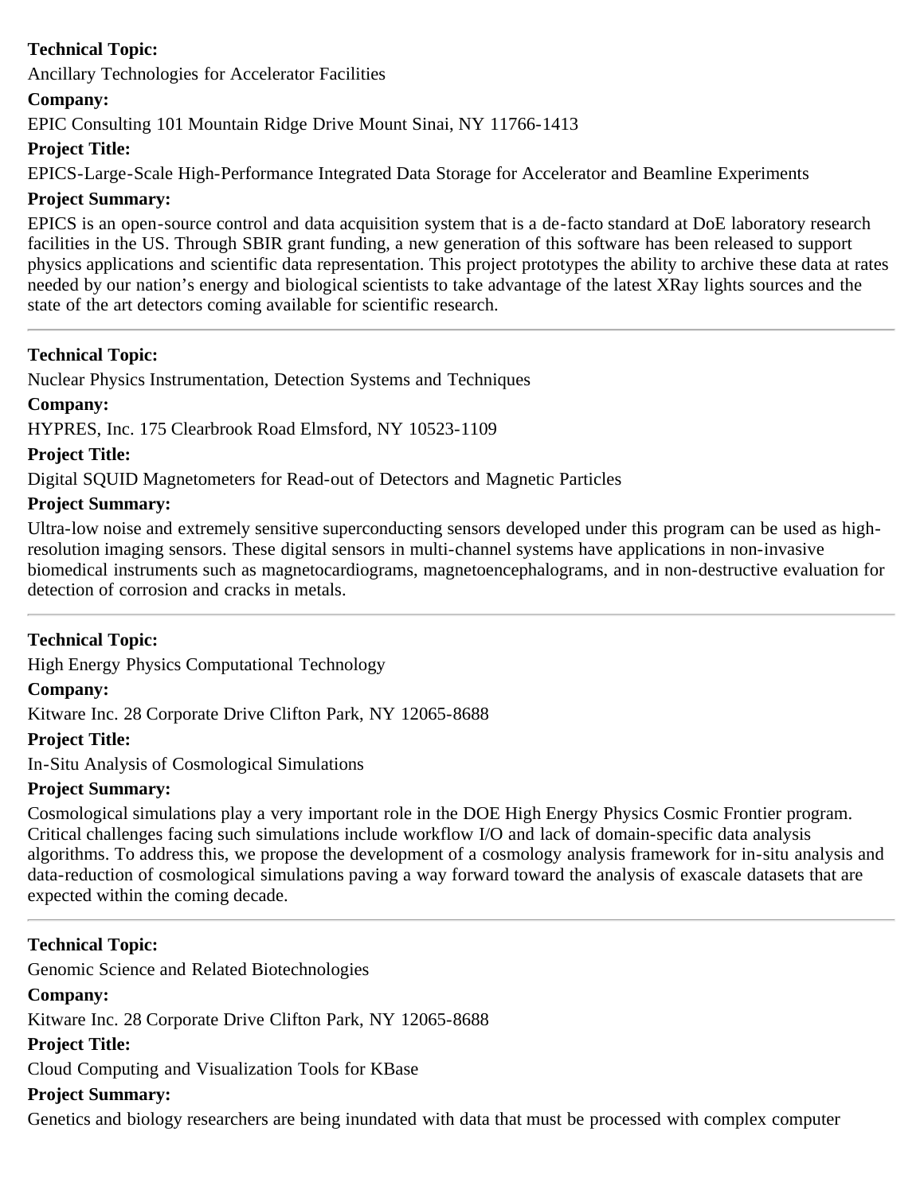**Technical Topic:**

Ancillary Technologies for Accelerator Facilities

**Company:**

EPIC Consulting 101 Mountain Ridge Drive Mount Sinai, NY 11766-1413

**Project Title:**

EPICS-Large-Scale High-Performance Integrated Data Storage for Accelerator and Beamline Experiments

**Project Summary:**

EPICS is an open-source control and data acquisition system that is a de-facto standard at DoE laboratory research facilities in the US. Through SBIR grant funding, a new generation of this software has been released to support physics applications and scientific data representation. This project prototypes the ability to archive these data at rates needed by our nation's energy and biological scientists to take advantage of the latest XRay lights sources and the state of the art detectors coming available for scientific research.

---

**Technical Topic:**

Nuclear Physics Instrumentation, Detection Systems and Techniques

**Company:**

HYPRES, Inc. 175 Clearbrook Road Elmsford, NY 10523-1109

**Project Title:**

Digital SQUID Magnetometers for Read-out of Detectors and Magnetic Particles

**Project Summary:**

Ultra-low noise and extremely sensitive superconducting sensors developed under this program can be used as high-resolution imaging sensors. These digital sensors in multi-channel systems have applications in non-invasive biomedical instruments such as magnetocardiograms, magnetoencephalograms, and in non-destructive evaluation for detection of corrosion and cracks in metals.

---

**Technical Topic:**

High Energy Physics Computational Technology

**Company:**

Kitware Inc. 28 Corporate Drive Clifton Park, NY 12065-8688

**Project Title:**

In-Situ Analysis of Cosmological Simulations

**Project Summary:**

Cosmological simulations play a very important role in the DOE High Energy Physics Cosmic Frontier program. Critical challenges facing such simulations include workflow I/O and lack of domain-specific data analysis algorithms. To address this, we propose the development of a cosmology analysis framework for in-situ analysis and data-reduction of cosmological simulations paving a way forward toward the analysis of exascale datasets that are expected within the coming decade.

---

**Technical Topic:**

Genomic Science and Related Biotechnologies

**Company:**

Kitware Inc. 28 Corporate Drive Clifton Park, NY 12065-8688

**Project Title:**

Cloud Computing and Visualization Tools for KBase

**Project Summary:**

Genetics and biology researchers are being inundated with data that must be processed with complex computer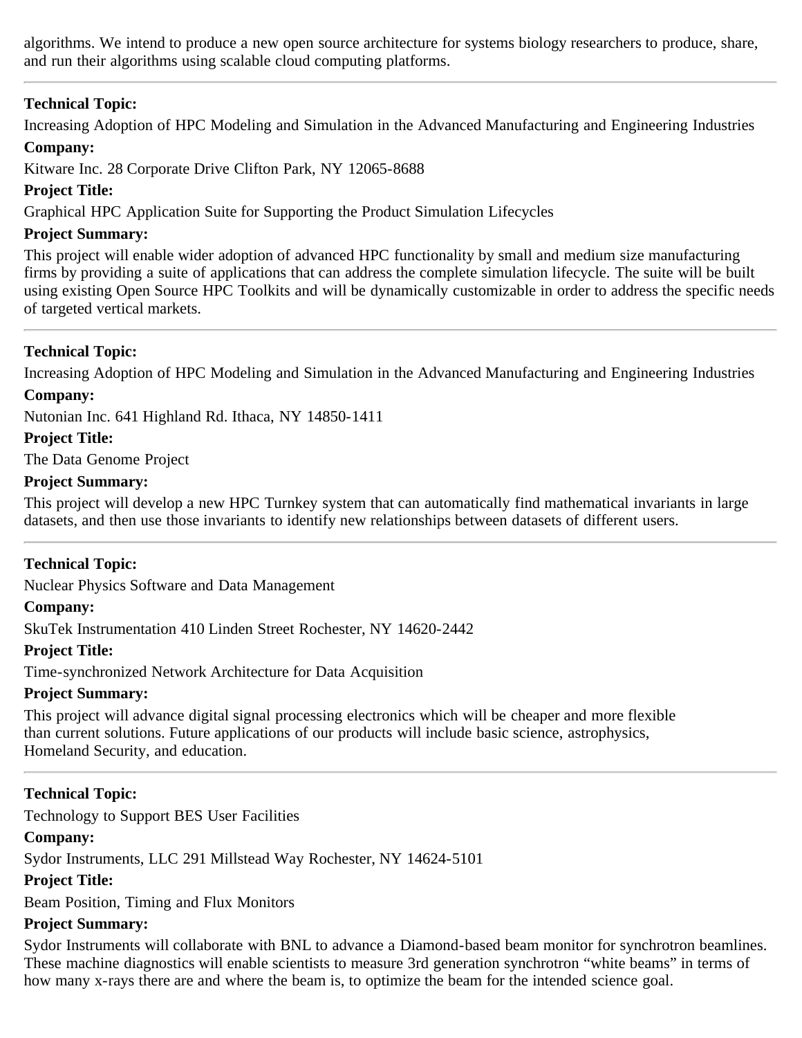algorithms. We intend to produce a new open source architecture for systems biology researchers to produce, share, and run their algorithms using scalable cloud computing platforms.

---

**Technical Topic:**

Increasing Adoption of HPC Modeling and Simulation in the Advanced Manufacturing and Engineering Industries

**Company:**

Kitware Inc. 28 Corporate Drive Clifton Park, NY 12065-8688

**Project Title:**

Graphical HPC Application Suite for Supporting the Product Simulation Lifecycles

**Project Summary:**

This project will enable wider adoption of advanced HPC functionality by small and medium size manufacturing firms by providing a suite of applications that can address the complete simulation lifecycle. The suite will be built using existing Open Source HPC Toolkits and will be dynamically customizable in order to address the specific needs of targeted vertical markets.

---

**Technical Topic:**

Increasing Adoption of HPC Modeling and Simulation in the Advanced Manufacturing and Engineering Industries

**Company:**

Nutonian Inc. 641 Highland Rd. Ithaca, NY 14850-1411

**Project Title:**

The Data Genome Project

**Project Summary:**

This project will develop a new HPC Turnkey system that can automatically find mathematical invariants in large datasets, and then use those invariants to identify new relationships between datasets of different users.

---

**Technical Topic:**

Nuclear Physics Software and Data Management

**Company:**

SkuTek Instrumentation 410 Linden Street Rochester, NY 14620-2442

**Project Title:**

Time-synchronized Network Architecture for Data Acquisition

**Project Summary:**

This project will advance digital signal processing electronics which will be cheaper and more flexible than current solutions. Future applications of our products will include basic science, astrophysics, Homeland Security, and education.

---

**Technical Topic:**

Technology to Support BES User Facilities

**Company:**

Sydor Instruments, LLC 291 Millstead Way Rochester, NY 14624-5101

**Project Title:**

Beam Position, Timing and Flux Monitors

**Project Summary:**

Sydor Instruments will collaborate with BNL to advance a Diamond-based beam monitor for synchrotron beamlines. These machine diagnostics will enable scientists to measure 3rd generation synchrotron "white beams" in terms of how many x-rays there are and where the beam is, to optimize the beam for the intended science goal.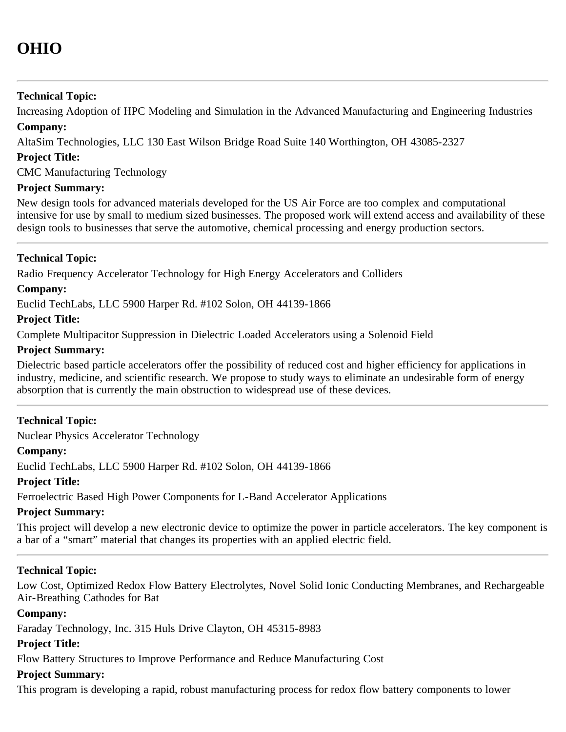# OHIO

---

**Technical Topic:**

Increasing Adoption of HPC Modeling and Simulation in the Advanced Manufacturing and Engineering Industries

**Company:**

AltaSim Technologies, LLC 130 East Wilson Bridge Road Suite 140 Worthington, OH 43085-2327

**Project Title:**

CMC Manufacturing Technology

**Project Summary:**

New design tools for advanced materials developed for the US Air Force are too complex and computational intensive for use by small to medium sized businesses. The proposed work will extend access and availability of these design tools to businesses that serve the automotive, chemical processing and energy production sectors.

---

**Technical Topic:**

Radio Frequency Accelerator Technology for High Energy Accelerators and Colliders

**Company:**

Euclid TechLabs, LLC 5900 Harper Rd. #102 Solon, OH 44139-1866

**Project Title:**

Complete Multipacitor Suppression in Dielectric Loaded Accelerators using a Solenoid Field

**Project Summary:**

Dielectric based particle accelerators offer the possibility of reduced cost and higher efficiency for applications in industry, medicine, and scientific research. We propose to study ways to eliminate an undesirable form of energy absorption that is currently the main obstruction to widespread use of these devices.

---

**Technical Topic:**

Nuclear Physics Accelerator Technology

**Company:**

Euclid TechLabs, LLC 5900 Harper Rd. #102 Solon, OH 44139-1866

**Project Title:**

Ferroelectric Based High Power Components for L-Band Accelerator Applications

**Project Summary:**

This project will develop a new electronic device to optimize the power in particle accelerators. The key component is a bar of a “smart” material that changes its properties with an applied electric field.

---

**Technical Topic:**

Low Cost, Optimized Redox Flow Battery Electrolytes, Novel Solid Ionic Conducting Membranes, and Rechargeable Air-Breathing Cathodes for Bat

**Company:**

Faraday Technology, Inc. 315 Huls Drive Clayton, OH 45315-8983

**Project Title:**

Flow Battery Structures to Improve Performance and Reduce Manufacturing Cost

**Project Summary:**

This program is developing a rapid, robust manufacturing process for redox flow battery components to lower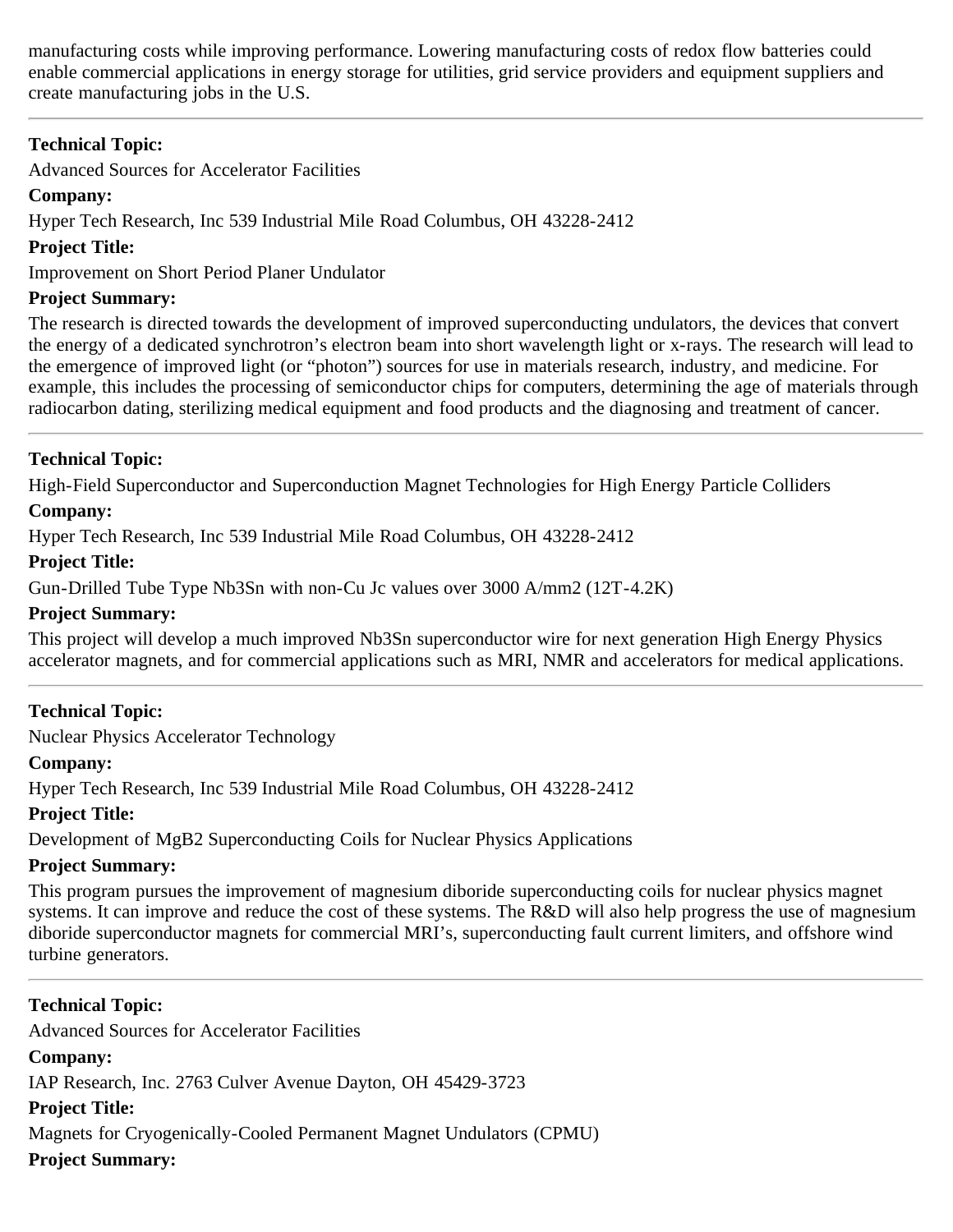manufacturing costs while improving performance. Lowering manufacturing costs of redox flow batteries could enable commercial applications in energy storage for utilities, grid service providers and equipment suppliers and create manufacturing jobs in the U.S.

---

**Technical Topic:**

Advanced Sources for Accelerator Facilities

**Company:**

Hyper Tech Research, Inc 539 Industrial Mile Road Columbus, OH 43228-2412

**Project Title:**

Improvement on Short Period Planer Undulator

**Project Summary:**

The research is directed towards the development of improved superconducting undulators, the devices that convert the energy of a dedicated synchrotron's electron beam into short wavelength light or x-rays. The research will lead to the emergence of improved light (or "photon") sources for use in materials research, industry, and medicine. For example, this includes the processing of semiconductor chips for computers, determining the age of materials through radiocarbon dating, sterilizing medical equipment and food products and the diagnosing and treatment of cancer.

---

**Technical Topic:**

High-Field Superconductor and Superconduction Magnet Technologies for High Energy Particle Colliders

**Company:**

Hyper Tech Research, Inc 539 Industrial Mile Road Columbus, OH 43228-2412

**Project Title:**

Gun-Drilled Tube Type $Nb_3Sn$ with non-Cu Jc values over 3000 A/mm2 (12T-4.2K)

**Project Summary:**

This project will develop a much improved $Nb_3Sn$ superconductor wire for next generation High Energy Physics accelerator magnets, and for commercial applications such as MRI, NMR and accelerators for medical applications.

---

**Technical Topic:**

Nuclear Physics Accelerator Technology

**Company:**

Hyper Tech Research, Inc 539 Industrial Mile Road Columbus, OH 43228-2412

**Project Title:**

Development of $MgB_2$ Superconducting Coils for Nuclear Physics Applications

**Project Summary:**

This program pursues the improvement of magnesium diboride superconducting coils for nuclear physics magnet systems. It can improve and reduce the cost of these systems. The R&D will also help progress the use of magnesium diboride superconductor magnets for commercial MRI's, superconducting fault current limiters, and offshore wind turbine generators.

---

**Technical Topic:**

Advanced Sources for Accelerator Facilities

**Company:**

IAP Research, Inc. 2763 Culver Avenue Dayton, OH 45429-3723

**Project Title:**

Magnets for Cryogenically-Cooled Permanent Magnet Undulators (CPMU)

**Project Summary:**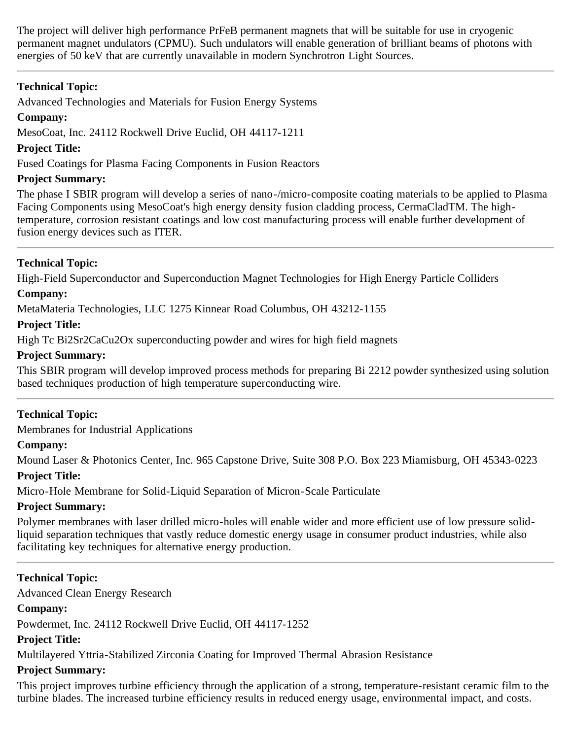The project will deliver high performance PrFeB permanent magnets that will be suitable for use in cryogenic permanent magnet undulators (CPMU). Such undulators will enable generation of brilliant beams of photons with energies of 50 keV that are currently unavailable in modern Synchrotron Light Sources.

---

**Technical Topic:**

Advanced Technologies and Materials for Fusion Energy Systems

**Company:**

MesoCoat, Inc. 24112 Rockwell Drive Euclid, OH 44117-1211

**Project Title:**

Fused Coatings for Plasma Facing Components in Fusion Reactors

**Project Summary:**

The phase I SBIR program will develop a series of nano-/micro-composite coating materials to be applied to Plasma Facing Components using MesoCoat's high energy density fusion cladding process, CermaCladTM. The high-temperature, corrosion resistant coatings and low cost manufacturing process will enable further development of fusion energy devices such as ITER.

---

**Technical Topic:**

High-Field Superconductor and Superconduction Magnet Technologies for High Energy Particle Colliders

**Company:**

MetaMateria Technologies, LLC 1275 Kinnear Road Columbus, OH 43212-1155

**Project Title:**

High Tc $Bi_2Sr_2CaCu_2O_x$ superconducting powder and wires for high field magnets

**Project Summary:**

This SBIR program will develop improved process methods for preparing Bi 2212 powder synthesized using solution based techniques production of high temperature superconducting wire.

---

**Technical Topic:**

Membranes for Industrial Applications

**Company:**

Mound Laser & Photonics Center, Inc. 965 Capstone Drive, Suite 308 P.O. Box 223 Miamisburg, OH 45343-0223

**Project Title:**

Micro-Hole Membrane for Solid-Liquid Separation of Micron-Scale Particulate

**Project Summary:**

Polymer membranes with laser drilled micro-holes will enable wider and more efficient use of low pressure solid-liquid separation techniques that vastly reduce domestic energy usage in consumer product industries, while also facilitating key techniques for alternative energy production.

---

**Technical Topic:**

Advanced Clean Energy Research

**Company:**

Powdermet, Inc. 24112 Rockwell Drive Euclid, OH 44117-1252

**Project Title:**

Multilayered Yttria-Stabilized Zirconia Coating for Improved Thermal Abrasion Resistance

**Project Summary:**

This project improves turbine efficiency through the application of a strong, temperature-resistant ceramic film to the turbine blades. The increased turbine efficiency results in reduced energy usage, environmental impact, and costs.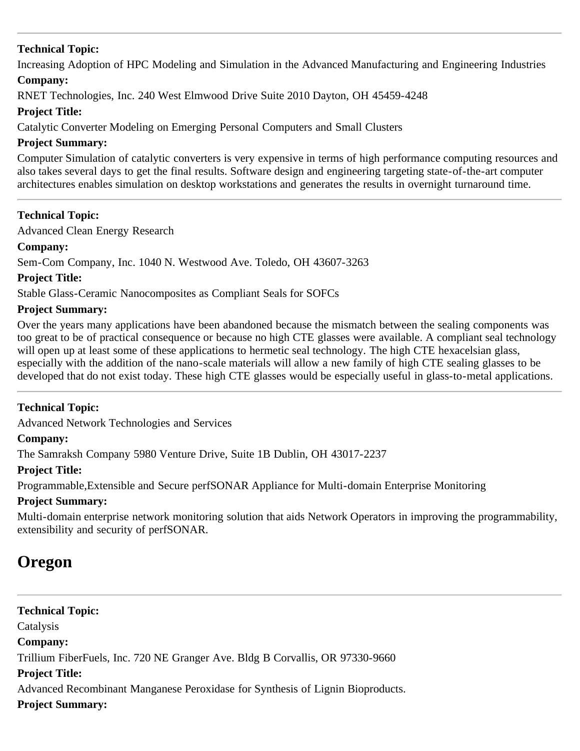---

**Technical Topic:**

Increasing Adoption of HPC Modeling and Simulation in the Advanced Manufacturing and Engineering Industries

**Company:**

RNET Technologies, Inc. 240 West Elmwood Drive Suite 2010 Dayton, OH 45459-4248

**Project Title:**

Catalytic Converter Modeling on Emerging Personal Computers and Small Clusters

**Project Summary:**

Computer Simulation of catalytic converters is very expensive in terms of high performance computing resources and also takes several days to get the final results. Software design and engineering targeting state-of-the-art computer architectures enables simulation on desktop workstations and generates the results in overnight turnaround time.

---

**Technical Topic:**

Advanced Clean Energy Research

**Company:**

Sem-Com Company, Inc. 1040 N. Westwood Ave. Toledo, OH 43607-3263

**Project Title:**

Stable Glass-Ceramic Nanocomposites as Compliant Seals for SOFCs

**Project Summary:**

Over the years many applications have been abandoned because the mismatch between the sealing components was too great to be of practical consequence or because no high CTE glasses were available. A compliant seal technology will open up at least some of these applications to hermetic seal technology. The high CTE hexacelsian glass, especially with the addition of the nano-scale materials will allow a new family of high CTE sealing glasses to be developed that do not exist today. These high CTE glasses would be especially useful in glass-to-metal applications.

---

**Technical Topic:**

Advanced Network Technologies and Services

**Company:**

The Samraksh Company 5980 Venture Drive, Suite 1B Dublin, OH 43017-2237

**Project Title:**

Programmable,Extensible and Secure perfSONAR Appliance for Multi-domain Enterprise Monitoring

**Project Summary:**

Multi-domain enterprise network monitoring solution that aids Network Operators in improving the programmability, extensibility and security of perfSONAR.

## Oregon

---

**Technical Topic:**

Catalysis

**Company:**

Trillium FiberFuels, Inc. 720 NE Granger Ave. Bldg B Corvallis, OR 97330-9660

**Project Title:**

Advanced Recombinant Manganese Peroxidase for Synthesis of Lignin Bioproducts.

**Project Summary:**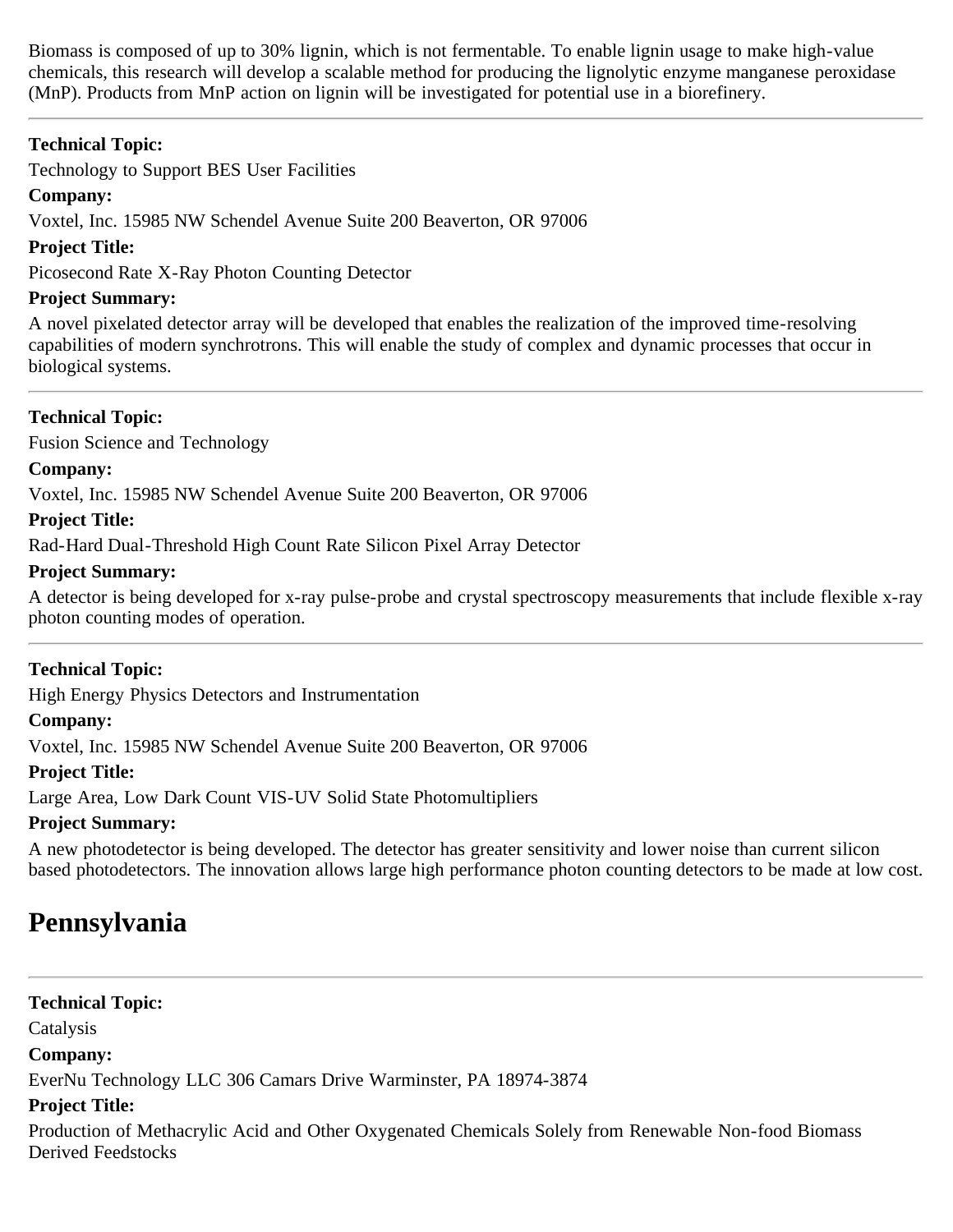Biomass is composed of up to 30% lignin, which is not fermentable. To enable lignin usage to make high-value chemicals, this research will develop a scalable method for producing the lignolytic enzyme manganese peroxidase (MnP). Products from MnP action on lignin will be investigated for potential use in a biorefinery.

---

**Technical Topic:**

Technology to Support BES User Facilities

**Company:**

Voxtel, Inc. 15985 NW Schendel Avenue Suite 200 Beaverton, OR 97006

**Project Title:**

Picosecond Rate X-Ray Photon Counting Detector

**Project Summary:**

A novel pixelated detector array will be developed that enables the realization of the improved time-resolving capabilities of modern synchrotrons. This will enable the study of complex and dynamic processes that occur in biological systems.

---

**Technical Topic:**

Fusion Science and Technology

**Company:**

Voxtel, Inc. 15985 NW Schendel Avenue Suite 200 Beaverton, OR 97006

**Project Title:**

Rad-Hard Dual-Threshold High Count Rate Silicon Pixel Array Detector

**Project Summary:**

A detector is being developed for x-ray pulse-probe and crystal spectroscopy measurements that include flexible x-ray photon counting modes of operation.

---

**Technical Topic:**

High Energy Physics Detectors and Instrumentation

**Company:**

Voxtel, Inc. 15985 NW Schendel Avenue Suite 200 Beaverton, OR 97006

**Project Title:**

Large Area, Low Dark Count VIS-UV Solid State Photomultipliers

**Project Summary:**

A new photodetector is being developed. The detector has greater sensitivity and lower noise than current silicon based photodetectors. The innovation allows large high performance photon counting detectors to be made at low cost.

# Pennsylvania

---

**Technical Topic:**

Catalysis

**Company:**

EverNu Technology LLC 306 Camars Drive Warminster, PA 18974-3874

**Project Title:**

Production of Methacrylic Acid and Other Oxygenated Chemicals Solely from Renewable Non-food Biomass Derived Feedstocks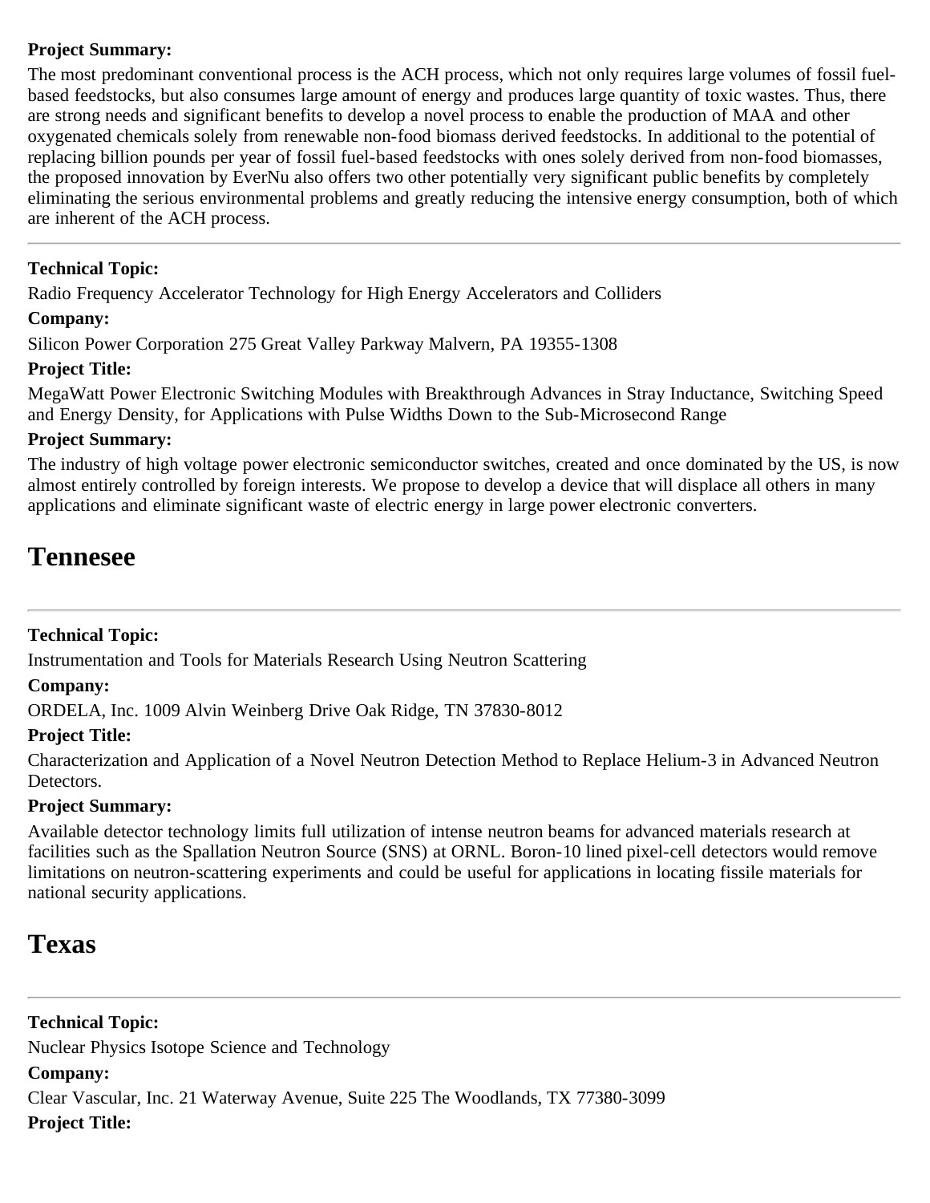**Project Summary:**

The most predominant conventional process is the ACH process, which not only requires large volumes of fossil fuel-based feedstocks, but also consumes large amount of energy and produces large quantity of toxic wastes. Thus, there are strong needs and significant benefits to develop a novel process to enable the production of MAA and other oxygenated chemicals solely from renewable non-food biomass derived feedstocks. In additional to the potential of replacing billion pounds per year of fossil fuel-based feedstocks with ones solely derived from non-food biomasses, the proposed innovation by EverNu also offers two other potentially very significant public benefits by completely eliminating the serious environmental problems and greatly reducing the intensive energy consumption, both of which are inherent of the ACH process.

---

**Technical Topic:**

Radio Frequency Accelerator Technology for High Energy Accelerators and Colliders

**Company:**

Silicon Power Corporation 275 Great Valley Parkway Malvern, PA 19355-1308

**Project Title:**

MegaWatt Power Electronic Switching Modules with Breakthrough Advances in Stray Inductance, Switching Speed and Energy Density, for Applications with Pulse Widths Down to the Sub-Microsecond Range

**Project Summary:**

The industry of high voltage power electronic semiconductor switches, created and once dominated by the US, is now almost entirely controlled by foreign interests. We propose to develop a device that will displace all others in many applications and eliminate significant waste of electric energy in large power electronic converters.

## Tennesee

---

**Technical Topic:**

Instrumentation and Tools for Materials Research Using Neutron Scattering

**Company:**

ORDELA, Inc. 1009 Alvin Weinberg Drive Oak Ridge, TN 37830-8012

**Project Title:**

Characterization and Application of a Novel Neutron Detection Method to Replace Helium-3 in Advanced Neutron Detectors.

**Project Summary:**

Available detector technology limits full utilization of intense neutron beams for advanced materials research at facilities such as the Spallation Neutron Source (SNS) at ORNL. Boron-10 lined pixel-cell detectors would remove limitations on neutron-scattering experiments and could be useful for applications in locating fissile materials for national security applications.

## Texas

---

**Technical Topic:**

Nuclear Physics Isotope Science and Technology

**Company:**

Clear Vascular, Inc. 21 Waterway Avenue, Suite 225 The Woodlands, TX 77380-3099

**Project Title:**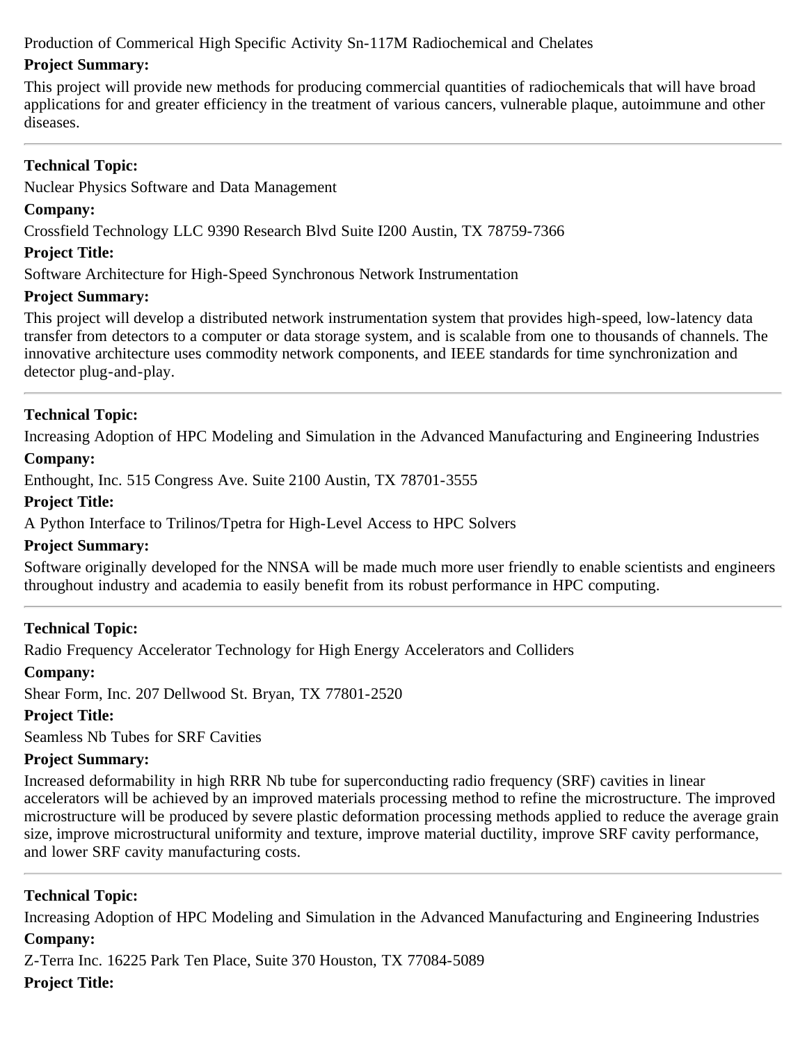Production of Commerical High Specific Activity Sn-117M Radiochemical and Chelates

**Project Summary:**

This project will provide new methods for producing commercial quantities of radiochemicals that will have broad applications for and greater efficiency in the treatment of various cancers, vulnerable plaque, autoimmune and other diseases.

---

**Technical Topic:**

Nuclear Physics Software and Data Management

**Company:**

Crossfield Technology LLC 9390 Research Blvd Suite I200 Austin, TX 78759-7366

**Project Title:**

Software Architecture for High-Speed Synchronous Network Instrumentation

**Project Summary:**

This project will develop a distributed network instrumentation system that provides high-speed, low-latency data transfer from detectors to a computer or data storage system, and is scalable from one to thousands of channels. The innovative architecture uses commodity network components, and IEEE standards for time synchronization and detector plug-and-play.

---

**Technical Topic:**

Increasing Adoption of HPC Modeling and Simulation in the Advanced Manufacturing and Engineering Industries

**Company:**

Enthought, Inc. 515 Congress Ave. Suite 2100 Austin, TX 78701-3555

**Project Title:**

A Python Interface to Trilinos/Tpetra for High-Level Access to HPC Solvers

**Project Summary:**

Software originally developed for the NNSA will be made much more user friendly to enable scientists and engineers throughout industry and academia to easily benefit from its robust performance in HPC computing.

---

**Technical Topic:**

Radio Frequency Accelerator Technology for High Energy Accelerators and Colliders

**Company:**

Shear Form, Inc. 207 Dellwood St. Bryan, TX 77801-2520

**Project Title:**

Seamless Nb Tubes for SRF Cavities

**Project Summary:**

Increased deformability in high RRR Nb tube for superconducting radio frequency (SRF) cavities in linear accelerators will be achieved by an improved materials processing method to refine the microstructure. The improved microstructure will be produced by severe plastic deformation processing methods applied to reduce the average grain size, improve microstructural uniformity and texture, improve material ductility, improve SRF cavity performance, and lower SRF cavity manufacturing costs.

---

**Technical Topic:**

Increasing Adoption of HPC Modeling and Simulation in the Advanced Manufacturing and Engineering Industries

**Company:**

Z-Terra Inc. 16225 Park Ten Place, Suite 370 Houston, TX 77084-5089

**Project Title:**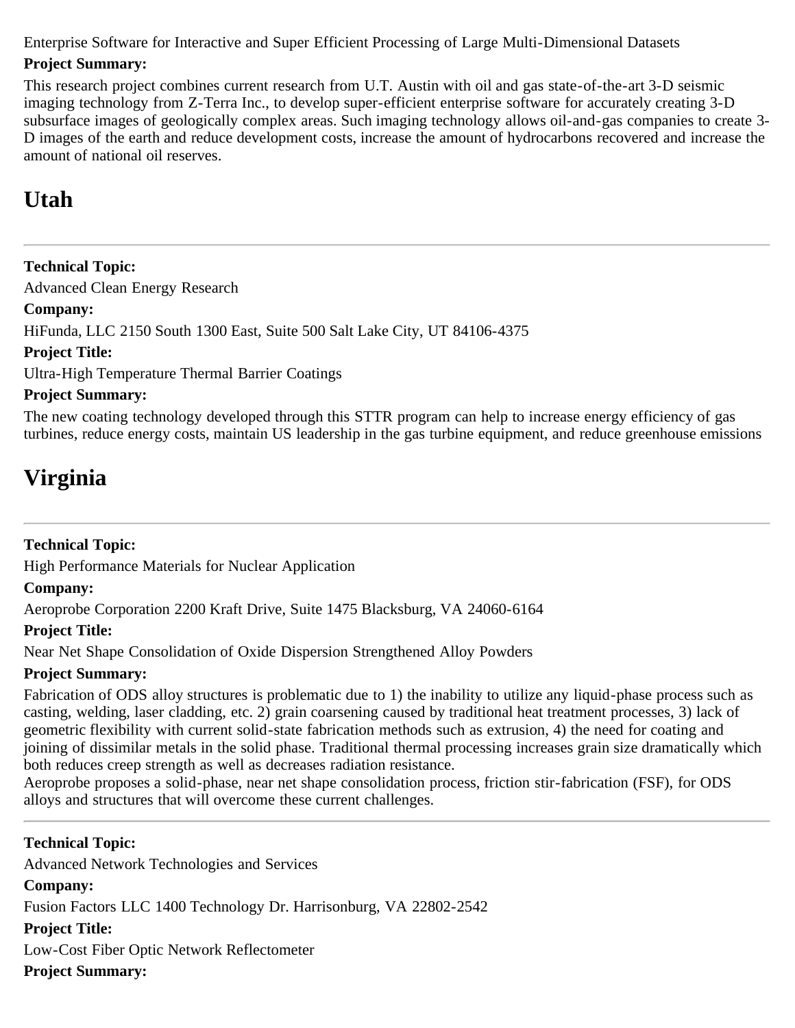Enterprise Software for Interactive and Super Efficient Processing of Large Multi-Dimensional Datasets

**Project Summary:**

This research project combines current research from U.T. Austin with oil and gas state-of-the-art 3-D seismic imaging technology from Z-Terra Inc., to develop super-efficient enterprise software for accurately creating 3-D subsurface images of geologically complex areas. Such imaging technology allows oil-and-gas companies to create 3-D images of the earth and reduce development costs, increase the amount of hydrocarbons recovered and increase the amount of national oil reserves.

# Utah

---

**Technical Topic:**

Advanced Clean Energy Research

**Company:**

HiFunda, LLC 2150 South 1300 East, Suite 500 Salt Lake City, UT 84106-4375

**Project Title:**

Ultra-High Temperature Thermal Barrier Coatings

**Project Summary:**

The new coating technology developed through this STTR program can help to increase energy efficiency of gas turbines, reduce energy costs, maintain US leadership in the gas turbine equipment, and reduce greenhouse emissions

# Virginia

---

**Technical Topic:**

High Performance Materials for Nuclear Application

**Company:**

Aeroprobe Corporation 2200 Kraft Drive, Suite 1475 Blacksburg, VA 24060-6164

**Project Title:**

Near Net Shape Consolidation of Oxide Dispersion Strengthened Alloy Powders

**Project Summary:**

Fabrication of ODS alloy structures is problematic due to 1) the inability to utilize any liquid-phase process such as casting, welding, laser cladding, etc. 2) grain coarsening caused by traditional heat treatment processes, 3) lack of geometric flexibility with current solid-state fabrication methods such as extrusion, 4) the need for coating and joining of dissimilar metals in the solid phase. Traditional thermal processing increases grain size dramatically which both reduces creep strength as well as decreases radiation resistance.
Aeroprobe proposes a solid-phase, near net shape consolidation process, friction stir-fabrication (FSF), for ODS alloys and structures that will overcome these current challenges.

---

**Technical Topic:**

Advanced Network Technologies and Services

**Company:**

Fusion Factors LLC 1400 Technology Dr. Harrisonburg, VA 22802-2542

**Project Title:**

Low-Cost Fiber Optic Network Reflectometer

**Project Summary:**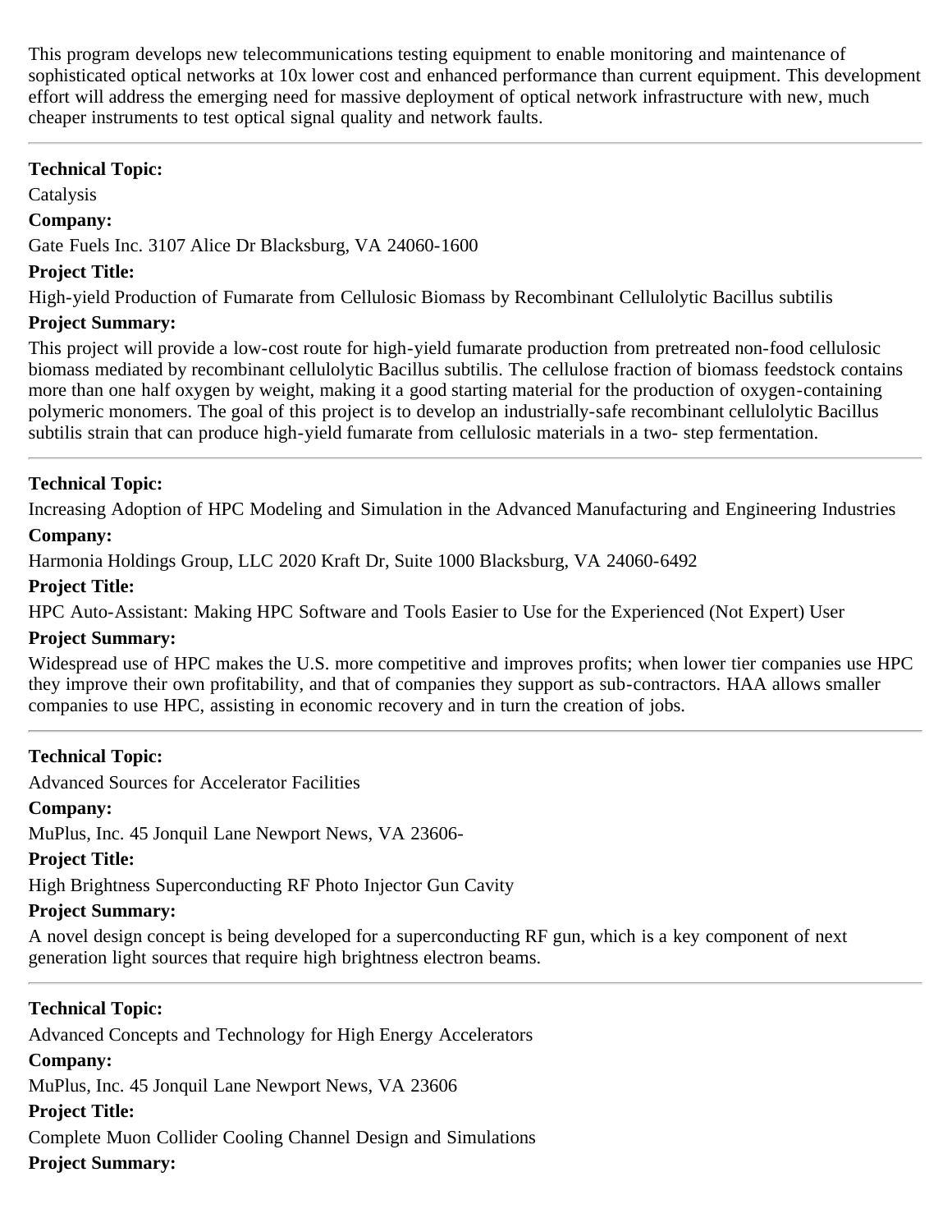This program develops new telecommunications testing equipment to enable monitoring and maintenance of sophisticated optical networks at 10x lower cost and enhanced performance than current equipment. This development effort will address the emerging need for massive deployment of optical network infrastructure with new, much cheaper instruments to test optical signal quality and network faults.

---

**Technical Topic:**

Catalysis

**Company:**

Gate Fuels Inc. 3107 Alice Dr Blacksburg, VA 24060-1600

**Project Title:**

High-yield Production of Fumarate from Cellulosic Biomass by Recombinant Cellulolytic Bacillus subtilis

**Project Summary:**

This project will provide a low-cost route for high-yield fumarate production from pretreated non-food cellulosic biomass mediated by recombinant cellulolytic Bacillus subtilis. The cellulose fraction of biomass feedstock contains more than one half oxygen by weight, making it a good starting material for the production of oxygen-containing polymeric monomers. The goal of this project is to develop an industrially-safe recombinant cellulolytic Bacillus subtilis strain that can produce high-yield fumarate from cellulosic materials in a two- step fermentation.

---

**Technical Topic:**

Increasing Adoption of HPC Modeling and Simulation in the Advanced Manufacturing and Engineering Industries

**Company:**

Harmonia Holdings Group, LLC 2020 Kraft Dr, Suite 1000 Blacksburg, VA 24060-6492

**Project Title:**

HPC Auto-Assistant: Making HPC Software and Tools Easier to Use for the Experienced (Not Expert) User

**Project Summary:**

Widespread use of HPC makes the U.S. more competitive and improves profits; when lower tier companies use HPC they improve their own profitability, and that of companies they support as sub-contractors. HAA allows smaller companies to use HPC, assisting in economic recovery and in turn the creation of jobs.

---

**Technical Topic:**

Advanced Sources for Accelerator Facilities

**Company:**

MuPlus, Inc. 45 Jonquil Lane Newport News, VA 23606-

**Project Title:**

High Brightness Superconducting RF Photo Injector Gun Cavity

**Project Summary:**

A novel design concept is being developed for a superconducting RF gun, which is a key component of next generation light sources that require high brightness electron beams.

---

**Technical Topic:**

Advanced Concepts and Technology for High Energy Accelerators

**Company:**

MuPlus, Inc. 45 Jonquil Lane Newport News, VA 23606

**Project Title:**

Complete Muon Collider Cooling Channel Design and Simulations

**Project Summary:**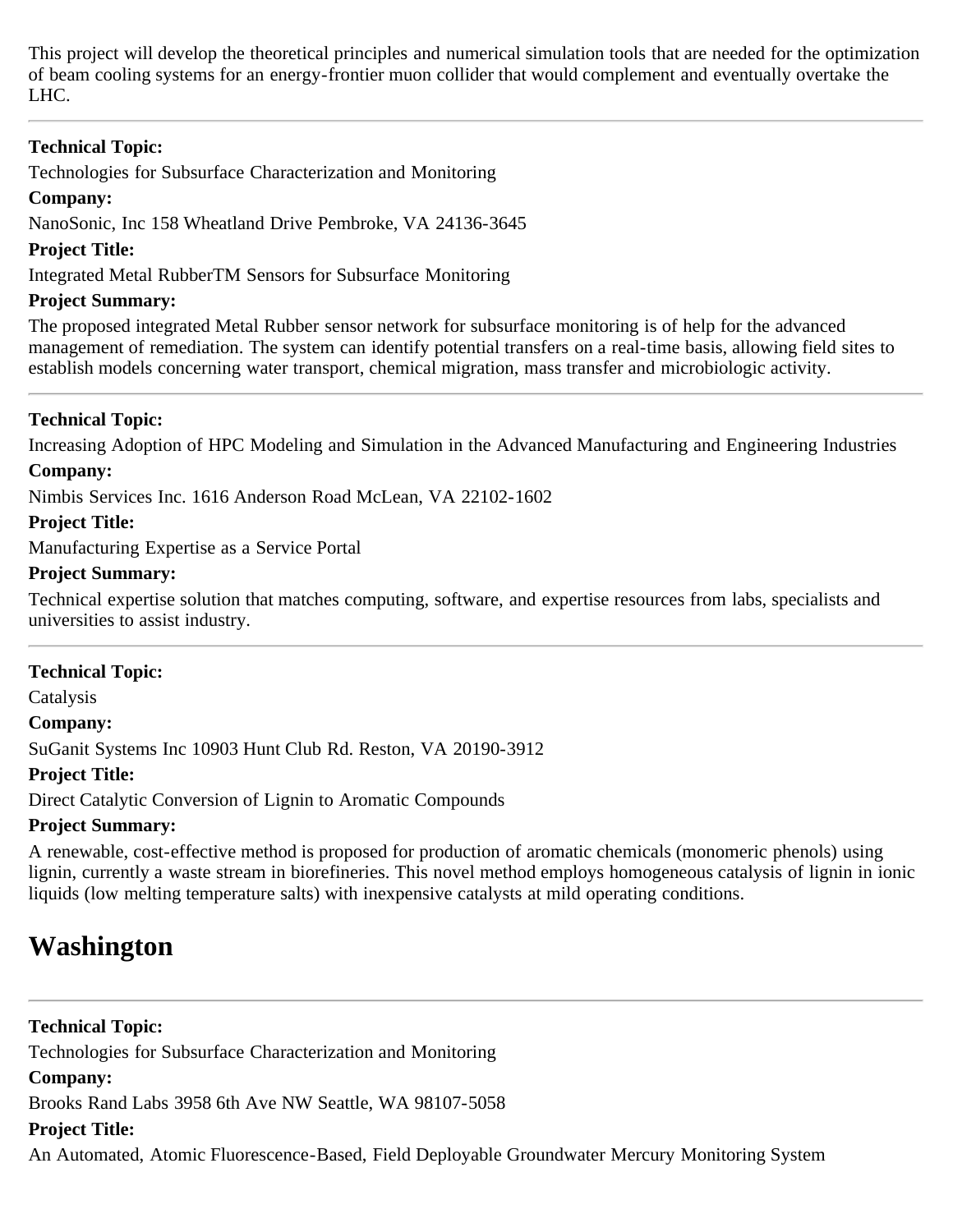This project will develop the theoretical principles and numerical simulation tools that are needed for the optimization of beam cooling systems for an energy-frontier muon collider that would complement and eventually overtake the LHC.

---

**Technical Topic:**

Technologies for Subsurface Characterization and Monitoring

**Company:**

NanoSonic, Inc 158 Wheatland Drive Pembroke, VA 24136-3645

**Project Title:**

Integrated Metal RubberTM Sensors for Subsurface Monitoring

**Project Summary:**

The proposed integrated Metal Rubber sensor network for subsurface monitoring is of help for the advanced management of remediation. The system can identify potential transfers on a real-time basis, allowing field sites to establish models concerning water transport, chemical migration, mass transfer and microbiologic activity.

---

**Technical Topic:**

Increasing Adoption of HPC Modeling and Simulation in the Advanced Manufacturing and Engineering Industries

**Company:**

Nimbis Services Inc. 1616 Anderson Road McLean, VA 22102-1602

**Project Title:**

Manufacturing Expertise as a Service Portal

**Project Summary:**

Technical expertise solution that matches computing, software, and expertise resources from labs, specialists and universities to assist industry.

---

**Technical Topic:**

Catalysis

**Company:**

SuGanit Systems Inc 10903 Hunt Club Rd. Reston, VA 20190-3912

**Project Title:**

Direct Catalytic Conversion of Lignin to Aromatic Compounds

**Project Summary:**

A renewable, cost-effective method is proposed for production of aromatic chemicals (monomeric phenols) using lignin, currently a waste stream in biorefineries. This novel method employs homogeneous catalysis of lignin in ionic liquids (low melting temperature salts) with inexpensive catalysts at mild operating conditions.

# Washington

---

**Technical Topic:**

Technologies for Subsurface Characterization and Monitoring

**Company:**

Brooks Rand Labs 3958 6th Ave NW Seattle, WA 98107-5058

**Project Title:**

An Automated, Atomic Fluorescence-Based, Field Deployable Groundwater Mercury Monitoring System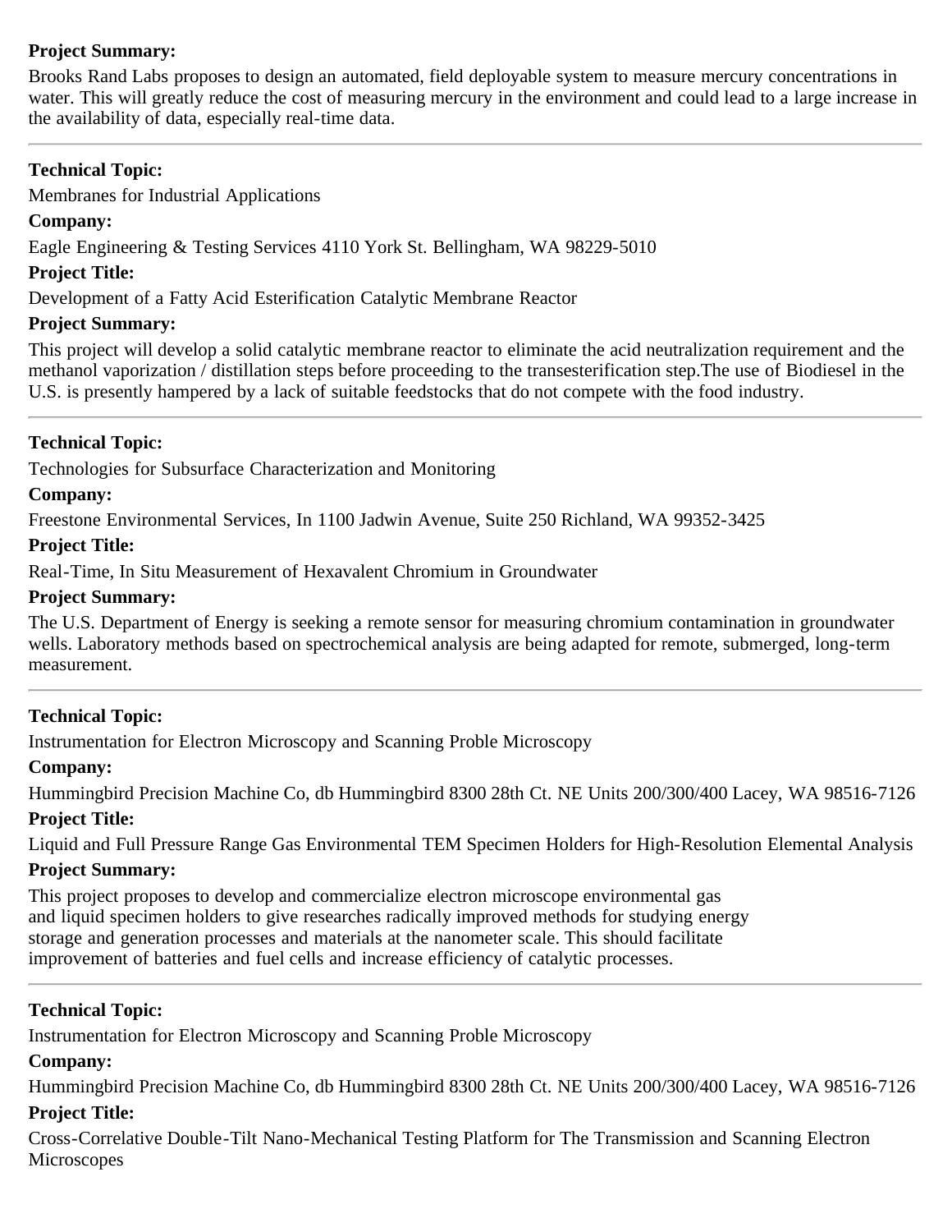**Project Summary:**

Brooks Rand Labs proposes to design an automated, field deployable system to measure mercury concentrations in water. This will greatly reduce the cost of measuring mercury in the environment and could lead to a large increase in the availability of data, especially real-time data.

---

**Technical Topic:**

Membranes for Industrial Applications

**Company:**

Eagle Engineering & Testing Services 4110 York St. Bellingham, WA 98229-5010

**Project Title:**

Development of a Fatty Acid Esterification Catalytic Membrane Reactor

**Project Summary:**

This project will develop a solid catalytic membrane reactor to eliminate the acid neutralization requirement and the methanol vaporization / distillation steps before proceeding to the transesterification step.The use of Biodiesel in the U.S. is presently hampered by a lack of suitable feedstocks that do not compete with the food industry.

---

**Technical Topic:**

Technologies for Subsurface Characterization and Monitoring

**Company:**

Freestone Environmental Services, In 1100 Jadwin Avenue, Suite 250 Richland, WA 99352-3425

**Project Title:**

Real-Time, In Situ Measurement of Hexavalent Chromium in Groundwater

**Project Summary:**

The U.S. Department of Energy is seeking a remote sensor for measuring chromium contamination in groundwater wells. Laboratory methods based on spectrochemical analysis are being adapted for remote, submerged, long-term measurement.

---

**Technical Topic:**

Instrumentation for Electron Microscopy and Scanning Proble Microscopy

**Company:**

Hummingbird Precision Machine Co, db Hummingbird 8300 28th Ct. NE Units 200/300/400 Lacey, WA 98516-7126

**Project Title:**

Liquid and Full Pressure Range Gas Environmental TEM Specimen Holders for High-Resolution Elemental Analysis

**Project Summary:**

This project proposes to develop and commercialize electron microscope environmental gas and liquid specimen holders to give researches radically improved methods for studying energy storage and generation processes and materials at the nanometer scale. This should facilitate improvement of batteries and fuel cells and increase efficiency of catalytic processes.

---

**Technical Topic:**

Instrumentation for Electron Microscopy and Scanning Proble Microscopy

**Company:**

Hummingbird Precision Machine Co, db Hummingbird 8300 28th Ct. NE Units 200/300/400 Lacey, WA 98516-7126

**Project Title:**

Cross-Correlative Double-Tilt Nano-Mechanical Testing Platform for The Transmission and Scanning Electron Microscopes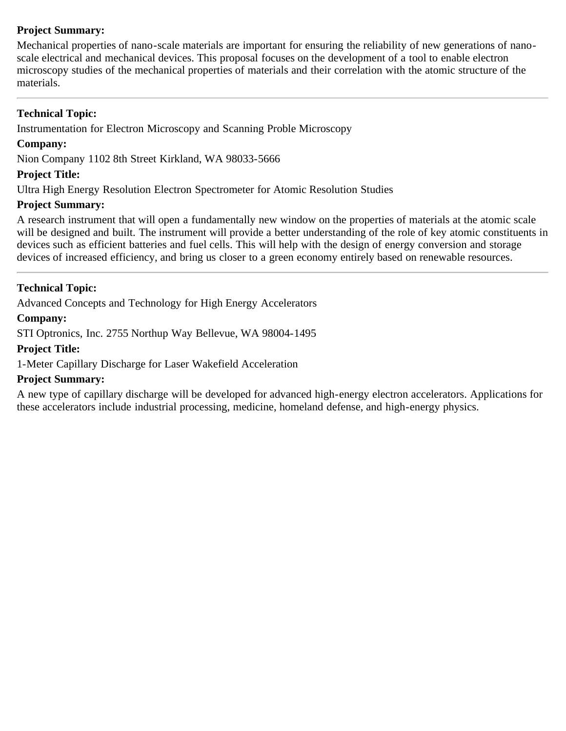**Project Summary:**

Mechanical properties of nano-scale materials are important for ensuring the reliability of new generations of nano-scale electrical and mechanical devices. This proposal focuses on the development of a tool to enable electron microscopy studies of the mechanical properties of materials and their correlation with the atomic structure of the materials.

---

**Technical Topic:**

Instrumentation for Electron Microscopy and Scanning Proble Microscopy

**Company:**

Nion Company 1102 8th Street Kirkland, WA 98033-5666

**Project Title:**

Ultra High Energy Resolution Electron Spectrometer for Atomic Resolution Studies

**Project Summary:**

A research instrument that will open a fundamentally new window on the properties of materials at the atomic scale will be designed and built. The instrument will provide a better understanding of the role of key atomic constituents in devices such as efficient batteries and fuel cells. This will help with the design of energy conversion and storage devices of increased efficiency, and bring us closer to a green economy entirely based on renewable resources.

---

**Technical Topic:**

Advanced Concepts and Technology for High Energy Accelerators

**Company:**

STI Optronics, Inc. 2755 Northup Way Bellevue, WA 98004-1495

**Project Title:**

1-Meter Capillary Discharge for Laser Wakefield Acceleration

**Project Summary:**

A new type of capillary discharge will be developed for advanced high-energy electron accelerators. Applications for these accelerators include industrial processing, medicine, homeland defense, and high-energy physics.